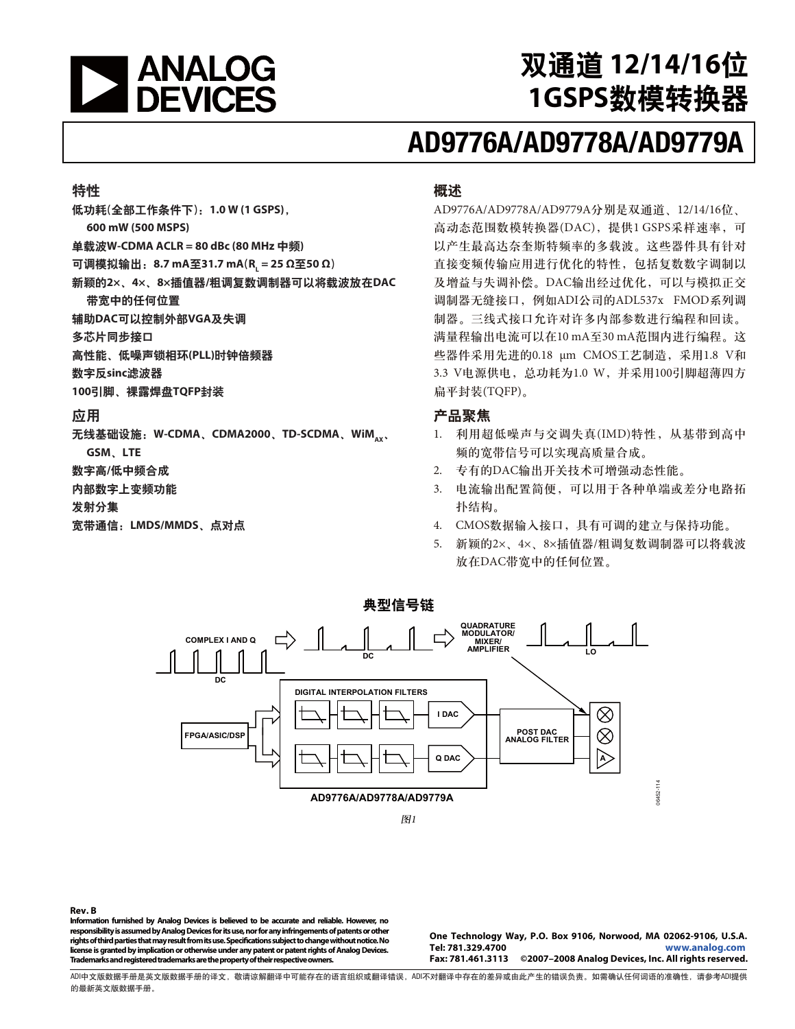# 双通道 12/14/16位 1GSPS数模转换器

# AD9776A/AD9778A/AD9779A

## 特性

**低功耗(全部工作条件下)：1.0 W (1 GSPS)，600 mW (500 MSPS)**
**单载波W-CDMA ACLR = 80 dBc (80 MHz 中频)**
**可调模拟输出：8.7 mA至31.7 mA($R_L$ = 25 Ω至50 Ω)**
**新颖的2×、4×、8×插值器/粗调复数调制器可以将载波放在DAC带宽中的任何位置**
**辅助DAC可以控制外部VGA及失调**
**多芯片同步接口**
**高性能、低噪声锁相环(PLL)时钟倍频器**
**数字反sinc滤波器**
**100引脚、裸露焊盘TQFP封装**

## 应用

**无线基础设施：W-CDMA、CDMA2000、TD-SCDMA、$WiM_{AX}$、GSM、LTE**
**数字高/低中频合成**
**内部数字上变频功能**
**发射分集**
**宽带通信：LMDS/MMDS、点对点**

## 概述

AD9776A/AD9778A/AD9779A分别是双通道、12/14/16位、高动态范围数模转换器(DAC)，提供1 GSPS采样速率，可以产生最高达奈奎斯特频率的多载波。这些器件具有针对直接变频传输应用进行优化的特性，包括复数数字调制以及增益与失调补偿。DAC输出经过优化，可以与模拟正交调制器无缝接口，例如ADI公司的ADL537x FMOD系列调制器。三线式接口允许对许多内部参数进行编程和回读。满量程输出电流可以在10 mA至30 mA范围内进行编程。这些器件采用先进的0.18 μm CMOS工艺制造，采用1.8 V和3.3 V电源供电，总功耗为1.0 W，并采用100引脚超薄四方扁平封装(TQFP)。

## 产品聚焦

1. 利用超低噪声与交调失真(IMD)特性，从基带到高中频的宽带信号可以实现高质量合成。
2. 专有的DAC输出开关技术可增强动态性能。
3. 电流输出配置简便，可以用于各种单端或差分电路拓扑结构。
4. CMOS数据输入接口，具有可调的建立与保持功能。
5. 新颖的2×、4×、8×插值器/粗调复数调制器可以将载波放在DAC带宽中的任何位置。

## 典型信号链

COMPLEX I AND Q　DC　QUADRATURE MODULATOR/MIXER/AMPLIFIER　LO　FPGA/ASIC/DSP　DIGITAL INTERPOLATION FILTERS　I DAC　Q DAC　POST DAC ANALOG FILTER　AD9776A/AD9778A/AD9779A

*图1*

**Rev. B**
**Information furnished by Analog Devices is believed to be accurate and reliable. However, no responsibility is assumed by Analog Devices for its use, nor for any infringements of patents or other rights of third parties that may result from its use. Specifications subject to change without notice. No license is granted by implication or otherwise under any patent or patent rights of Analog Devices. Trademarks and registered trademarks are the property of their respective owners.**

**One Technology Way, P.O. Box 9106, Norwood, MA 02062-9106, U.S.A.**
**Tel: 781.329.4700　www.analog.com**
**Fax: 781.461.3113　©2007–2008 Analog Devices, Inc. All rights reserved.**

ADI中文版数据手册是英文版数据手册的译文，敬请谅解翻译中可能存在的语言组织或翻译错误，ADI不对翻译中存在的差异或由此产生的错误负责。如需确认任何词语的准确性，请参考ADI提供的最新英文版数据手册。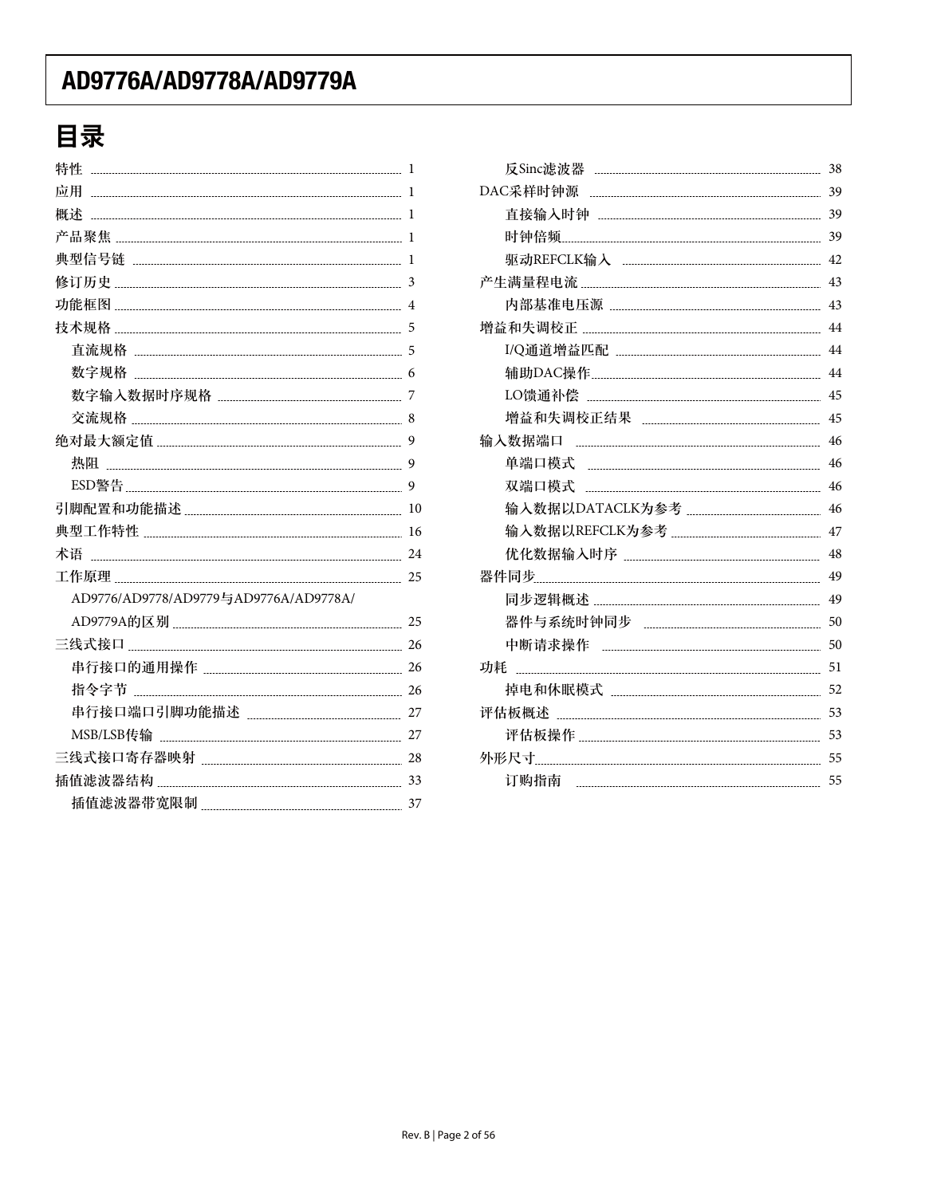# 目录

特性 ........ 1
应用 ........ 1
概述 ........ 1
产品聚焦 ........ 1
典型信号链 ........ 1
修订历史 ........ 3
功能框图 ........ 4
技术规格 ........ 5
- 直流规格 ........ 5
- 数字规格 ........ 6
- 数字输入数据时序规格 ........ 7
- 交流规格 ........ 8

绝对最大额定值 ........ 9
- 热阻 ........ 9
- ESD警告 ........ 9

引脚配置和功能描述 ........ 10
典型工作特性 ........ 16
术语 ........ 24
工作原理 ........ 25
- AD9776/AD9778/AD9779与AD9776A/AD9778A/AD9779A的区别 ........ 25

三线式接口 ........ 26
- 串行接口的通用操作 ........ 26
- 指令字节 ........ 26
- 串行接口端口引脚功能描述 ........ 27
- MSB/LSB传输 ........ 27

三线式接口寄存器映射 ........ 28
插值滤波器结构 ........ 33
- 插值滤波器带宽限制 ........ 37
- 反Sinc滤波器 ........ 38

DAC采样时钟源 ........ 39
- 直接输入时钟 ........ 39
- 时钟倍频 ........ 39
- 驱动REFCLK输入 ........ 42

产生满量程电流 ........ 43
- 内部基准电压源 ........ 43

增益和失调校正 ........ 44
- I/Q通道增益匹配 ........ 44
- 辅助DAC操作 ........ 44
- LO馈通补偿 ........ 45
- 增益和失调校正结果 ........ 45

输入数据端口 ........ 46
- 单端口模式 ........ 46
- 双端口模式 ........ 46
- 输入数据以DATACLK为参考 ........ 46
- 输入数据以REFCLK为参考 ........ 47
- 优化数据输入时序 ........ 48

器件同步 ........ 49
- 同步逻辑概述 ........ 49
- 器件与系统时钟同步 ........ 50
- 中断请求操作 ........ 50

功耗 ........ 51
- 掉电和休眠模式 ........ 52

评估板概述 ........ 53
- 评估板操作 ........ 53

外形尺寸 ........ 55
- 订购指南 ........ 55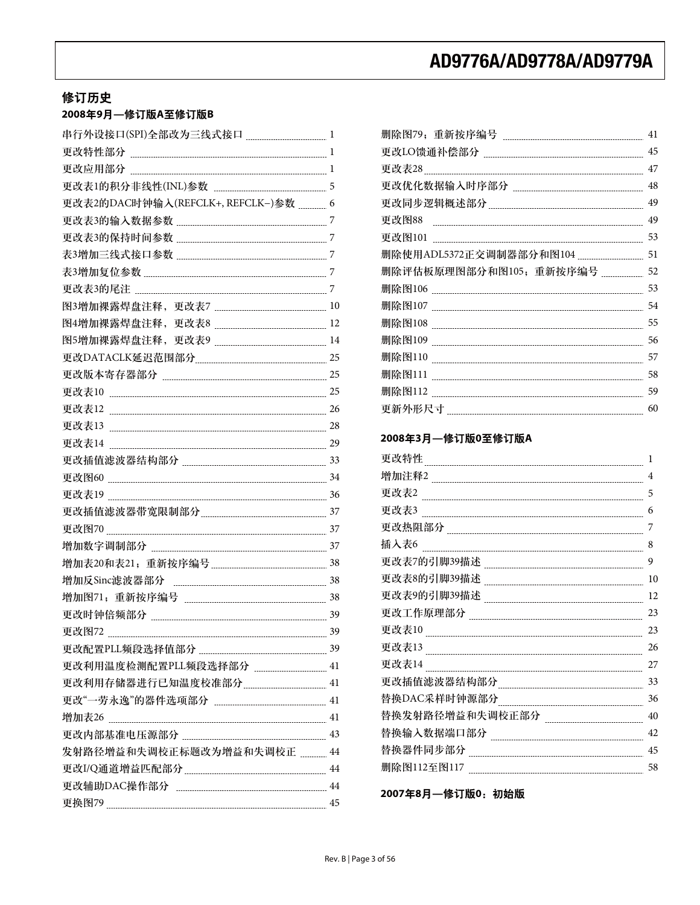## 修订历史

### 2008年9月—修订版A至修订版B

串行外设接口(SPI)全部改为三线式接口 ... 1
更改特性部分 ... 1
更改应用部分 ... 1
更改表1的积分非线性(INL)参数 ... 5
更改表2的DAC时钟输入(REFCLK+, REFCLK−)参数 ... 6
更改表3的输入数据参数 ... 7
更改表3的保持时间参数 ... 7
表3增加三线式接口参数 ... 7
表3增加复位参数 ... 7
更改表3的尾注 ... 7
图3增加裸露焊盘注释，更改表7 ... 10
图4增加裸露焊盘注释，更改表8 ... 12
图5增加裸露焊盘注释，更改表9 ... 14
更改DATACLK延迟范围部分 ... 25
更改版本寄存器部分 ... 25
更改表10 ... 25
更改表12 ... 26
更改表13 ... 28
更改表14 ... 29
更改插值滤波器结构部分 ... 33
更改图60 ... 34
更改表19 ... 36
更改插值滤波器带宽限制部分 ... 37
更改图70 ... 37
增加数字调制部分 ... 37
增加表20和表21；重新按序编号 ... 38
增加反Sinc滤波器部分 ... 38
增加图71；重新按序编号 ... 38
更改时钟倍频部分 ... 39
更改图72 ... 39
更改配置PLL频段选择值部分 ... 39
更改利用温度检测配置PLL频段选择部分 ... 41
更改利用存储器进行已知温度校准部分 ... 41
更改"一劳永逸"的器件选项部分 ... 41
增加表26 ... 41
更改内部基准电压源部分 ... 43
发射路径增益和失调校正标题改为增益和失调校正 ... 44
更改I/Q通道增益匹配部分 ... 44
更改辅助DAC操作部分 ... 44
更换图79 ... 45
删除图79；重新按序编号 ... 41
更改LO馈通补偿部分 ... 45
更改表28 ... 47
更改优化数据输入时序部分 ... 48
更改同步逻辑概述部分 ... 49
更改图88 ... 49
更改图101 ... 53
删除使用ADL5372正交调制器部分和图104 ... 51
删除评估板原理图部分和图105；重新按序编号 ... 52
删除图106 ... 53
删除图107 ... 54
删除图108 ... 55
删除图109 ... 56
删除图110 ... 57
删除图111 ... 58
删除图112 ... 59
更新外形尺寸 ... 60

### 2008年3月—修订版0至修订版A

更改特性 ... 1
增加注释2 ... 4
更改表2 ... 5
更改表3 ... 6
更改热阻部分 ... 7
插入表6 ... 8
更改表7的引脚39描述 ... 9
更改表8的引脚39描述 ... 10
更改表9的引脚39描述 ... 12
更改工作原理部分 ... 23
更改表10 ... 23
更改表13 ... 26
更改表14 ... 27
更改插值滤波器结构部分 ... 33
替换DAC采样时钟源部分 ... 36
替换发射路径增益和失调校正部分 ... 40
替换输入数据端口部分 ... 42
替换器件同步部分 ... 45
删除图112至图117 ... 58

### 2007年8月—修订版0：初始版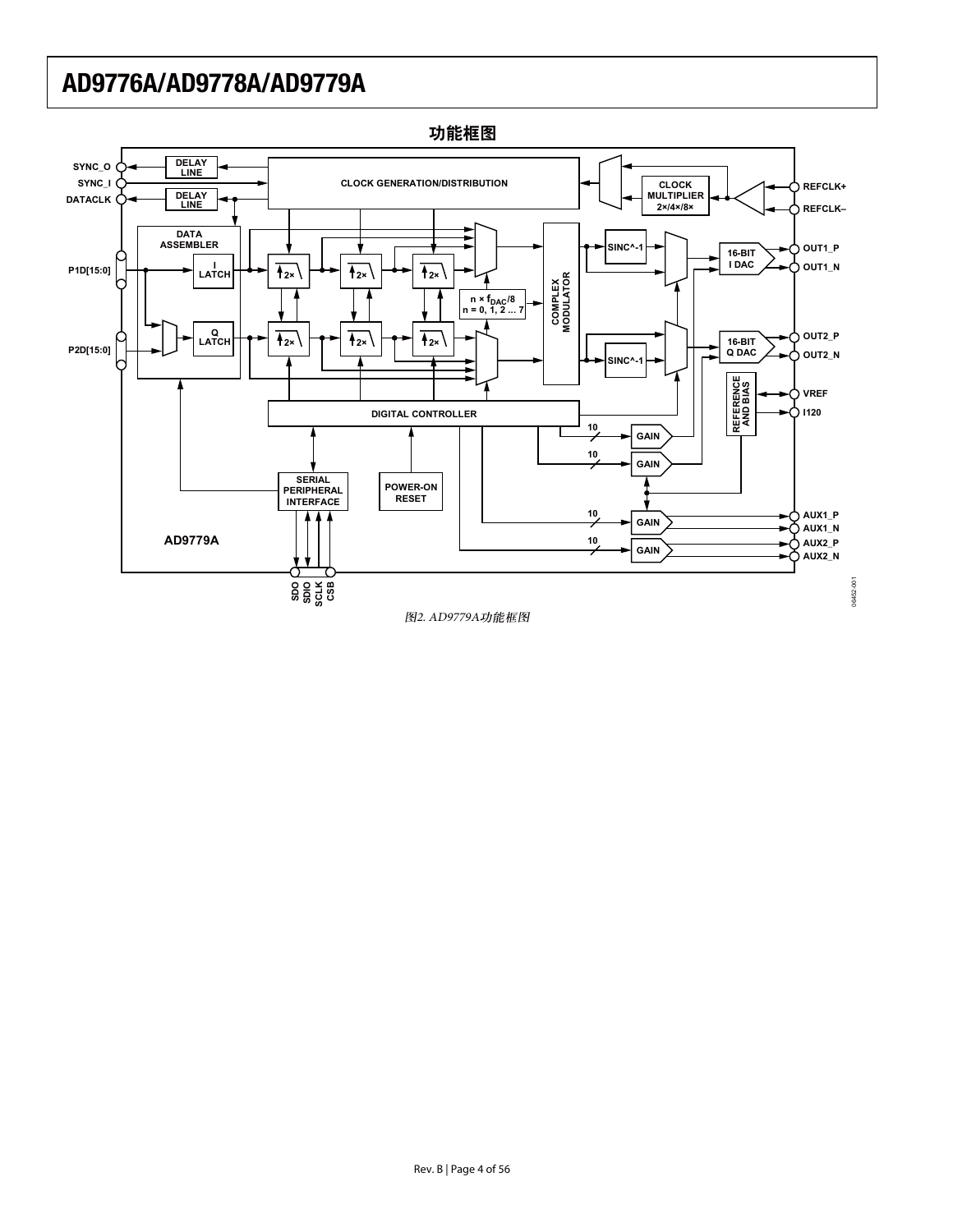## 功能框图

图2. AD9779A功能框图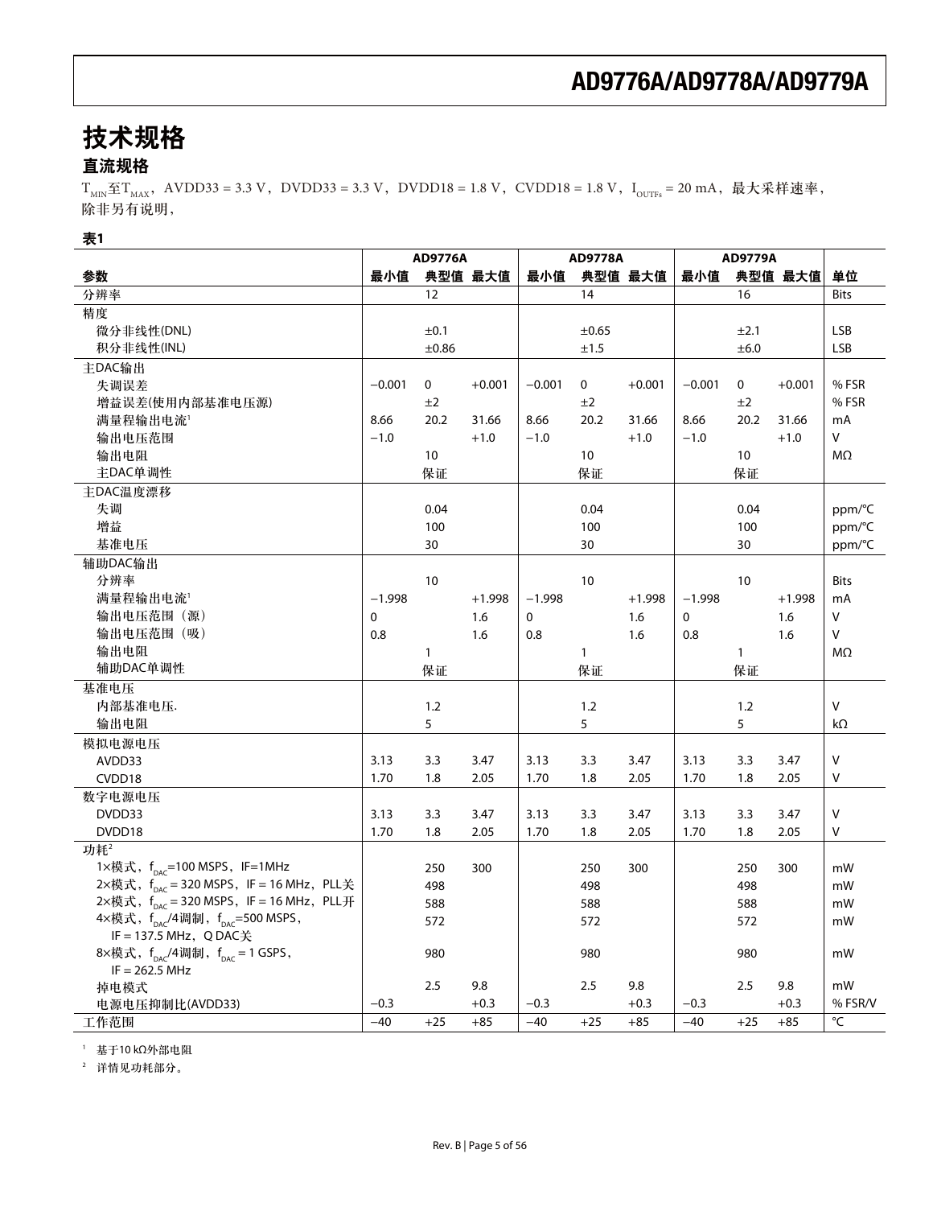# 技术规格

## 直流规格

$T_{MIN}$至$T_{MAX}$，AVDD33 = 3.3 V，DVDD33 = 3.3 V，DVDD18 = 1.8 V，CVDD18 = 1.8 V，$I_{OUTFS}$ = 20 mA，最大采样速率，除非另有说明，

**表1**

| | AD9776A | | | AD9778A | | | AD9779A | | | |
|---|---|---|---|---|---|---|---|---|---|---|
| **参数** | **最小值** | **典型值** | **最大值** | **最小值** | **典型值** | **最大值** | **最小值** | **典型值** | **最大值** | **单位** |
| 分辨率 | | 12 | | | 14 | | | 16 | | Bits |
| 精度 | | | | | | | | | | |
| 微分非线性(DNL) | | ±0.1 | | | ±0.65 | | | ±2.1 | | LSB |
| 积分非线性(INL) | | ±0.86 | | | ±1.5 | | | ±6.0 | | LSB |
| 主DAC输出 | | | | | | | | | | |
| 失调误差 | −0.001 | 0 | +0.001 | −0.001 | 0 | +0.001 | −0.001 | 0 | +0.001 | % FSR |
| 增益误差(使用内部基准电压源) | | ±2 | | | ±2 | | | ±2 | | % FSR |
| 满量程输出电流[1] | 8.66 | 20.2 | 31.66 | 8.66 | 20.2 | 31.66 | 8.66 | 20.2 | 31.66 | mA |
| 输出电压范围 | −1.0 | | +1.0 | −1.0 | | +1.0 | −1.0 | | +1.0 | V |
| 输出电阻 | | 10 | | | 10 | | | 10 | | MΩ |
| 主DAC单调性 | | 保证 | | | 保证 | | | 保证 | | |
| 主DAC温度漂移 | | | | | | | | | | |
| 失调 | | 0.04 | | | 0.04 | | | 0.04 | | ppm/°C |
| 增益 | | 100 | | | 100 | | | 100 | | ppm/°C |
| 基准电压 | | 30 | | | 30 | | | 30 | | ppm/°C |
| 辅助DAC输出 | | | | | | | | | | |
| 分辨率 | | 10 | | | 10 | | | 10 | | Bits |
| 满量程输出电流[1] | −1.998 | | +1.998 | −1.998 | | +1.998 | −1.998 | | +1.998 | mA |
| 输出电压范围（源） | 0 | | 1.6 | 0 | | 1.6 | 0 | | 1.6 | V |
| 输出电压范围（吸） | 0.8 | | 1.6 | 0.8 | | 1.6 | 0.8 | | 1.6 | V |
| 输出电阻 | | 1 | | | 1 | | | 1 | | MΩ |
| 辅助DAC单调性 | | 保证 | | | 保证 | | | 保证 | | |
| 基准电压 | | | | | | | | | | |
| 内部基准电压. | | 1.2 | | | 1.2 | | | 1.2 | | V |
| 输出电阻 | | 5 | | | 5 | | | 5 | | kΩ |
| 模拟电源电压 | | | | | | | | | | |
| AVDD33 | 3.13 | 3.3 | 3.47 | 3.13 | 3.3 | 3.47 | 3.13 | 3.3 | 3.47 | V |
| CVDD18 | 1.70 | 1.8 | 2.05 | 1.70 | 1.8 | 2.05 | 1.70 | 1.8 | 2.05 | V |
| 数字电源电压 | | | | | | | | | | |
| DVDD33 | 3.13 | 3.3 | 3.47 | 3.13 | 3.3 | 3.47 | 3.13 | 3.3 | 3.47 | V |
| DVDD18 | 1.70 | 1.8 | 2.05 | 1.70 | 1.8 | 2.05 | 1.70 | 1.8 | 2.05 | V |
| 功耗[2] | | | | | | | | | | |
| 1×模式，$f_{DAC}$=100 MSPS，IF=1MHz | | 250 | 300 | | 250 | 300 | | 250 | 300 | mW |
| 2×模式，$f_{DAC}$ = 320 MSPS，IF = 16 MHz，PLL关 | | 498 | | | 498 | | | 498 | | mW |
| 2×模式，$f_{DAC}$ = 320 MSPS，IF = 16 MHz，PLL开 | | 588 | | | 588 | | | 588 | | mW |
| 4×模式，$f_{DAC}$/4调制，$f_{DAC}$=500 MSPS，IF = 137.5 MHz，Q DAC关 | | 572 | | | 572 | | | 572 | | mW |
| 8×模式，$f_{DAC}$/4调制，$f_{DAC}$ = 1 GSPS，IF = 262.5 MHz | | 980 | | | 980 | | | 980 | | mW |
| 掉电模式 | | 2.5 | 9.8 | | 2.5 | 9.8 | | 2.5 | 9.8 | mW |
| 电源电压抑制比(AVDD33) | −0.3 | | +0.3 | −0.3 | | +0.3 | −0.3 | | +0.3 | % FSR/V |
| 工作范围 | −40 | +25 | +85 | −40 | +25 | +85 | −40 | +25 | +85 | °C |

[1] 基于10 kΩ外部电阻

[2] 详情见功耗部分。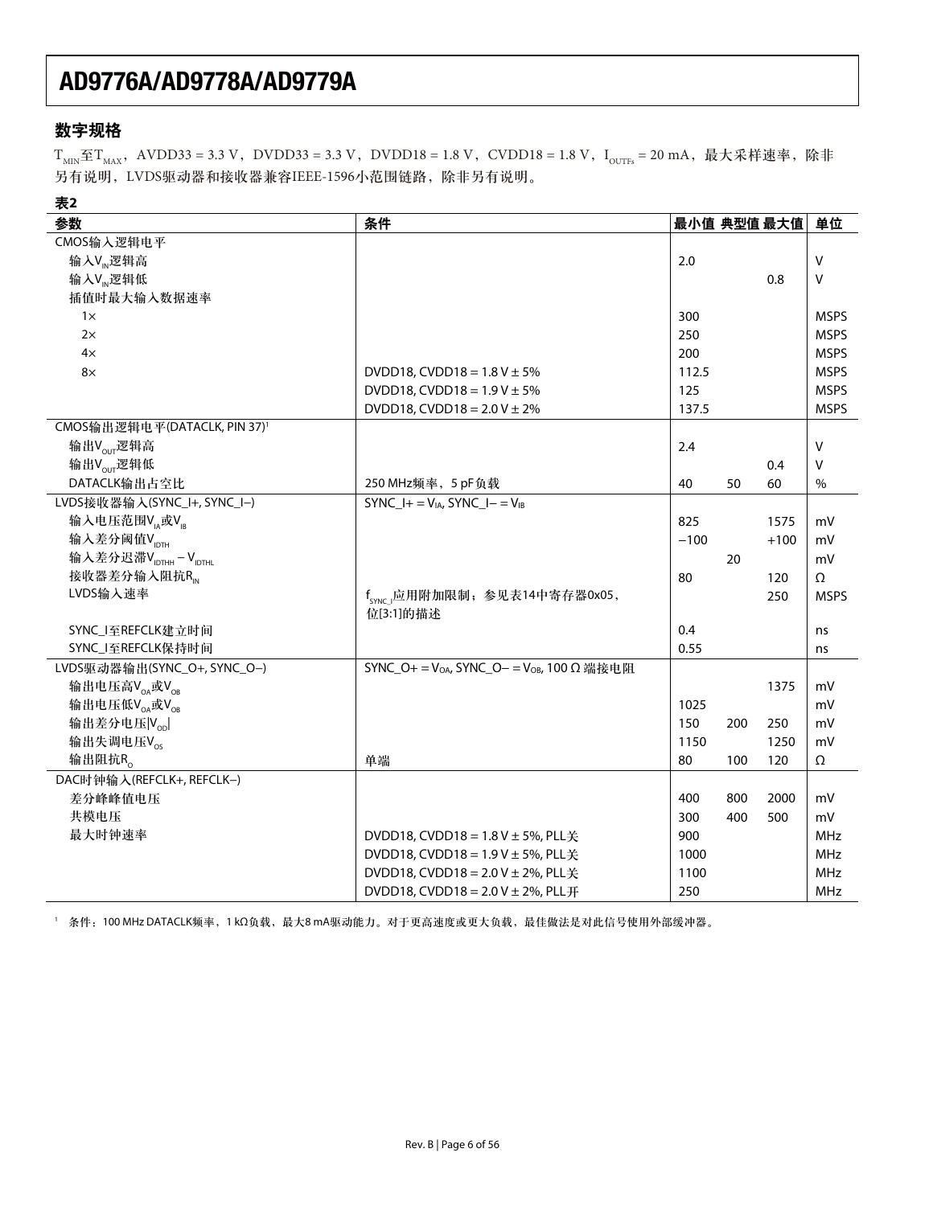## 数字规格

$T_{MIN}$至$T_{MAX}$，AVDD33 = 3.3 V，DVDD33 = 3.3 V，DVDD18 = 1.8 V，CVDD18 = 1.8 V，$I_{OUTFS}$ = 20 mA，最大采样速率，除非另有说明，LVDS驱动器和接收器兼容IEEE-1596小范围链路，除非另有说明。

**表2**

| 参数 | 条件 | 最小值 | 典型值 | 最大值 | 单位 |
|---|---|---|---|---|---|
| CMOS输入逻辑电平 | | | | | |
| 输入$V_{IN}$逻辑高 | | 2.0 | | | V |
| 输入$V_{IN}$逻辑低 | | | | 0.8 | V |
| 插值时最大输入数据速率 | | | | | |
| 1× | | 300 | | | MSPS |
| 2× | | 250 | | | MSPS |
| 4× | | 200 | | | MSPS |
| 8× | DVDD18, CVDD18 = 1.8 V ± 5% | 112.5 | | | MSPS |
| | DVDD18, CVDD18 = 1.9 V ± 5% | 125 | | | MSPS |
| | DVDD18, CVDD18 = 2.0 V ± 2% | 137.5 | | | MSPS |
| CMOS输出逻辑电平(DATACLK, PIN 37)[1] | | | | | |
| 输出$V_{OUT}$逻辑高 | | 2.4 | | | V |
| 输出$V_{OUT}$逻辑低 | | | | 0.4 | V |
| DATACLK输出占空比 | 250 MHz频率，5 pF负载 | 40 | 50 | 60 | % |
| LVDS接收器输入(SYNC_I+, SYNC_I−) | SYNC_I+ = $V_{IA}$, SYNC_I− = $V_{IB}$ | | | | |
| 输入电压范围$V_{IA}$或$V_{IB}$ | | 825 | | 1575 | mV |
| 输入差分阈值$V_{IDTH}$ | | −100 | | +100 | mV |
| 输入差分迟滞$V_{IDTHH} - V_{IDTHL}$ | | | 20 | | mV |
| 接收器差分输入阻抗$R_{IN}$ | | 80 | | 120 | Ω |
| LVDS输入速率 | $f_{SYNC\_I}$应用附加限制；参见表14中寄存器0x05，位[3:1]的描述 | | | 250 | MSPS |
| SYNC_I至REFCLK建立时间 | | 0.4 | | | ns |
| SYNC_I至REFCLK保持时间 | | 0.55 | | | ns |
| LVDS驱动器输出(SYNC_O+, SYNC_O−) | SYNC_O+ = $V_{OA}$, SYNC_O− = $V_{OB}$, 100 Ω 端接电阻 | | | | |
| 输出电压高$V_{OA}$或$V_{OB}$ | | | | 1375 | mV |
| 输出电压低$V_{OA}$或$V_{OB}$ | | 1025 | | | mV |
| 输出差分电压$\|V_{OD}\|$ | | 150 | 200 | 250 | mV |
| 输出失调电压$V_{OS}$ | | 1150 | | 1250 | mV |
| 输出阻抗$R_O$ | 单端 | 80 | 100 | 120 | Ω |
| DAC时钟输入(REFCLK+, REFCLK−) | | | | | |
| 差分峰峰值电压 | | 400 | 800 | 2000 | mV |
| 共模电压 | | 300 | 400 | 500 | mV |
| 最大时钟速率 | DVDD18, CVDD18 = 1.8 V ± 5%, PLL关 | 900 | | | MHz |
| | DVDD18, CVDD18 = 1.9 V ± 5%, PLL关 | 1000 | | | MHz |
| | DVDD18, CVDD18 = 2.0 V ± 2%, PLL关 | 1100 | | | MHz |
| | DVDD18, CVDD18 = 2.0 V ± 2%, PLL开 | 250 | | | MHz |

[1] 条件：100 MHz DATACLK频率，1 kΩ负载，最大8 mA驱动能力。对于更高速度或更大负载，最佳做法是对此信号使用外部缓冲器。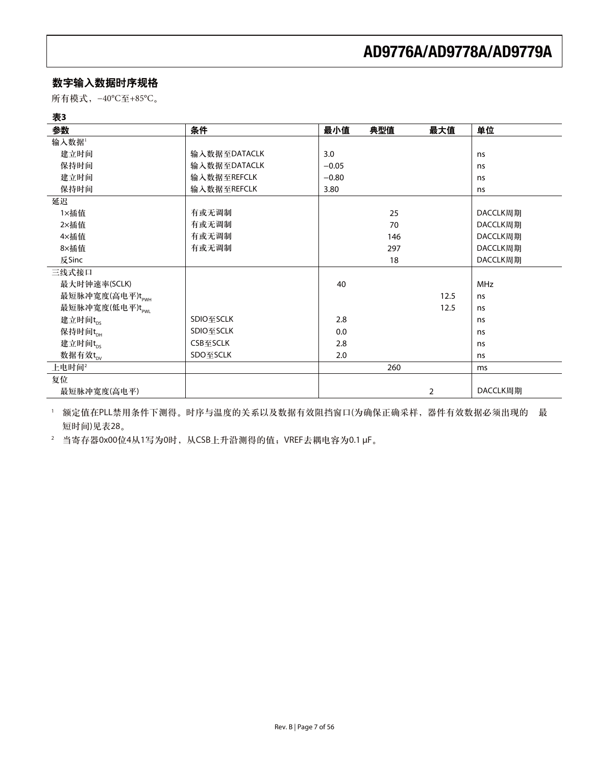## 数字输入数据时序规格

所有模式，−40°C至+85°C。

**表3**

| 参数 | 条件 | 最小值 | 典型值 | 最大值 | 单位 |
|---|---|---|---|---|---|
| 输入数据[1] | | | | | |
| 建立时间 | 输入数据至DATACLK | 3.0 | | | ns |
| 保持时间 | 输入数据至DATACLK | −0.05 | | | ns |
| 建立时间 | 输入数据至REFCLK | −0.80 | | | ns |
| 保持时间 | 输入数据至REFCLK | 3.80 | | | ns |
| 延迟 | | | | | |
| 1×插值 | 有或无调制 | | 25 | | DACCLK周期 |
| 2×插值 | 有或无调制 | | 70 | | DACCLK周期 |
| 4×插值 | 有或无调制 | | 146 | | DACCLK周期 |
| 8×插值 | 有或无调制 | | 297 | | DACCLK周期 |
| 反Sinc | | | 18 | | DACCLK周期 |
| 三线式接口 | | | | | |
| 最大时钟速率(SCLK) | | 40 | | | MHz |
| 最短脉冲宽度(高电平)$t_{PWH}$ | | | | 12.5 | ns |
| 最短脉冲宽度(低电平)$t_{PWL}$ | | | | 12.5 | ns |
| 建立时间$t_{DS}$ | SDIO至SCLK | 2.8 | | | ns |
| 保持时间$t_{DH}$ | SDIO至SCLK | 0.0 | | | ns |
| 建立时间$t_{DS}$ | CSB至SCLK | 2.8 | | | ns |
| 数据有效$t_{DV}$ | SDO至SCLK | 2.0 | | | ns |
| 上电时间[2] | | | 260 | | ms |
| 复位 | | | | | |
| 最短脉冲宽度(高电平) | | | | 2 | DACCLK周期 |

[1] 额定值在PLL禁用条件下测得。时序与温度的关系以及数据有效阻挡窗口(为确保正确采样，器件有效数据必须出现的 最短时间)见表28。

[2] 当寄存器0x00位4从1写为0时，从CSB上升沿测得的值；VREF去耦电容为0.1 μF。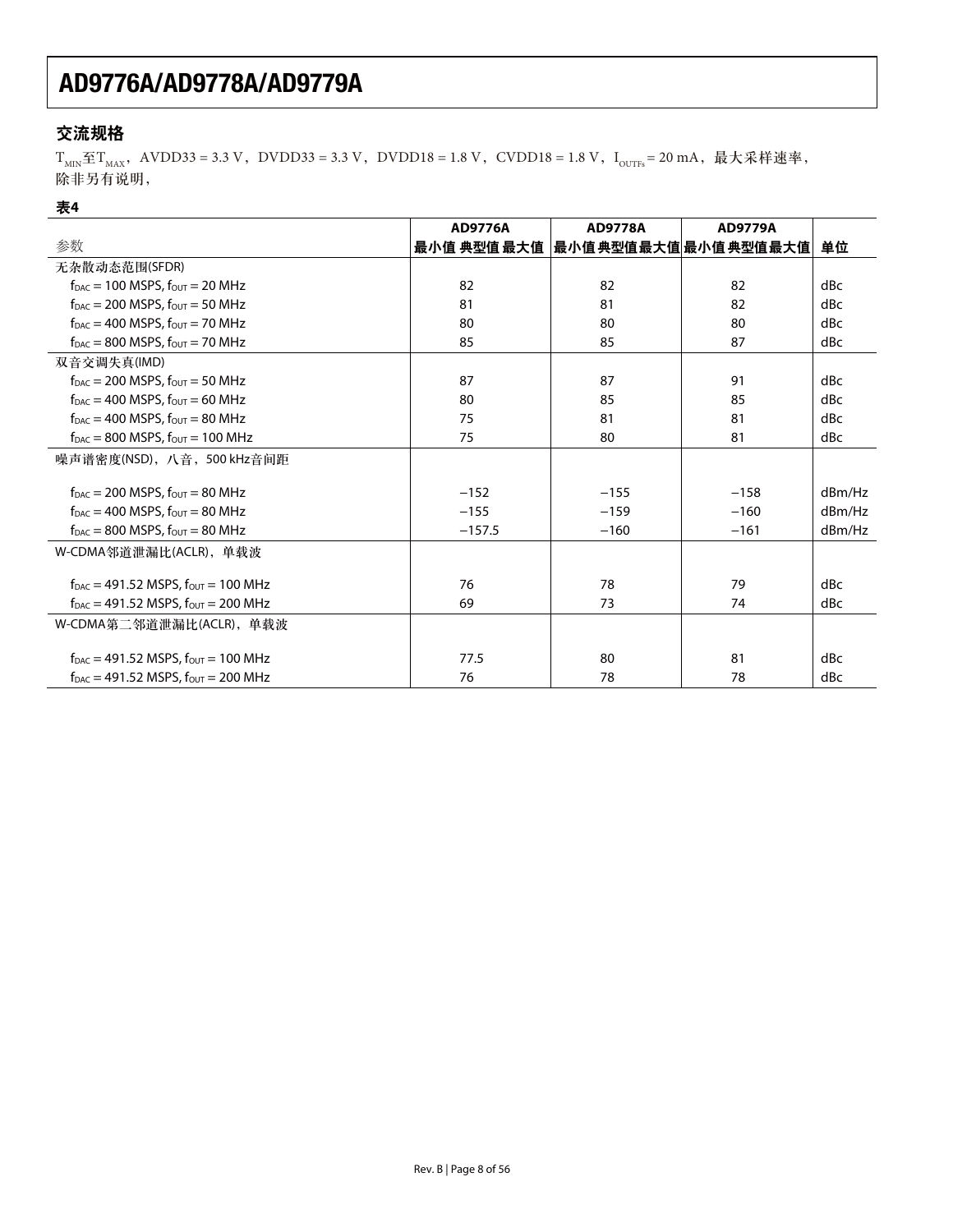## 交流规格

$T_{MIN}$至$T_{MAX}$，AVDD33 = 3.3 V，DVDD33 = 3.3 V，DVDD18 = 1.8 V，CVDD18 = 1.8 V，$I_{OUTFS}$ = 20 mA，最大采样速率，除非另有说明，

**表4**

| 参数 | AD9776A 最小值 | AD9776A 典型值 | AD9776A 最大值 | AD9778A 最小值 | AD9778A 典型值 | AD9778A 最大值 | AD9779A 最小值 | AD9779A 典型值 | AD9779A 最大值 | 单位 |
|---|---|---|---|---|---|---|---|---|---|---|
| 无杂散动态范围(SFDR) | | | | | | | | | | |
| $f_{DAC}$ = 100 MSPS, $f_{OUT}$ = 20 MHz | | 82 | | | 82 | | | 82 | | dBc |
| $f_{DAC}$ = 200 MSPS, $f_{OUT}$ = 50 MHz | | 81 | | | 81 | | | 82 | | dBc |
| $f_{DAC}$ = 400 MSPS, $f_{OUT}$ = 70 MHz | | 80 | | | 80 | | | 80 | | dBc |
| $f_{DAC}$ = 800 MSPS, $f_{OUT}$ = 70 MHz | | 85 | | | 85 | | | 87 | | dBc |
| 双音交调失真(IMD) | | | | | | | | | | |
| $f_{DAC}$ = 200 MSPS, $f_{OUT}$ = 50 MHz | | 87 | | | 87 | | | 91 | | dBc |
| $f_{DAC}$ = 400 MSPS, $f_{OUT}$ = 60 MHz | | 80 | | | 85 | | | 85 | | dBc |
| $f_{DAC}$ = 400 MSPS, $f_{OUT}$ = 80 MHz | | 75 | | | 81 | | | 81 | | dBc |
| $f_{DAC}$ = 800 MSPS, $f_{OUT}$ = 100 MHz | | 75 | | | 80 | | | 81 | | dBc |
| 噪声谱密度(NSD)，八音，500 kHz音间距 | | | | | | | | | | |
| $f_{DAC}$ = 200 MSPS, $f_{OUT}$ = 80 MHz | | −152 | | | −155 | | | −158 | | dBm/Hz |
| $f_{DAC}$ = 400 MSPS, $f_{OUT}$ = 80 MHz | | −155 | | | −159 | | | −160 | | dBm/Hz |
| $f_{DAC}$ = 800 MSPS, $f_{OUT}$ = 80 MHz | | −157.5 | | | −160 | | | −161 | | dBm/Hz |
| W-CDMA邻道泄漏比(ACLR)，单载波 | | | | | | | | | | |
| $f_{DAC}$ = 491.52 MSPS, $f_{OUT}$ = 100 MHz | | 76 | | | 78 | | | 79 | | dBc |
| $f_{DAC}$ = 491.52 MSPS, $f_{OUT}$ = 200 MHz | | 69 | | | 73 | | | 74 | | dBc |
| W-CDMA第二邻道泄漏比(ACLR)，单载波 | | | | | | | | | | |
| $f_{DAC}$ = 491.52 MSPS, $f_{OUT}$ = 100 MHz | | 77.5 | | | 80 | | | 81 | | dBc |
| $f_{DAC}$ = 491.52 MSPS, $f_{OUT}$ = 200 MHz | | 76 | | | 78 | | | 78 | | dBc |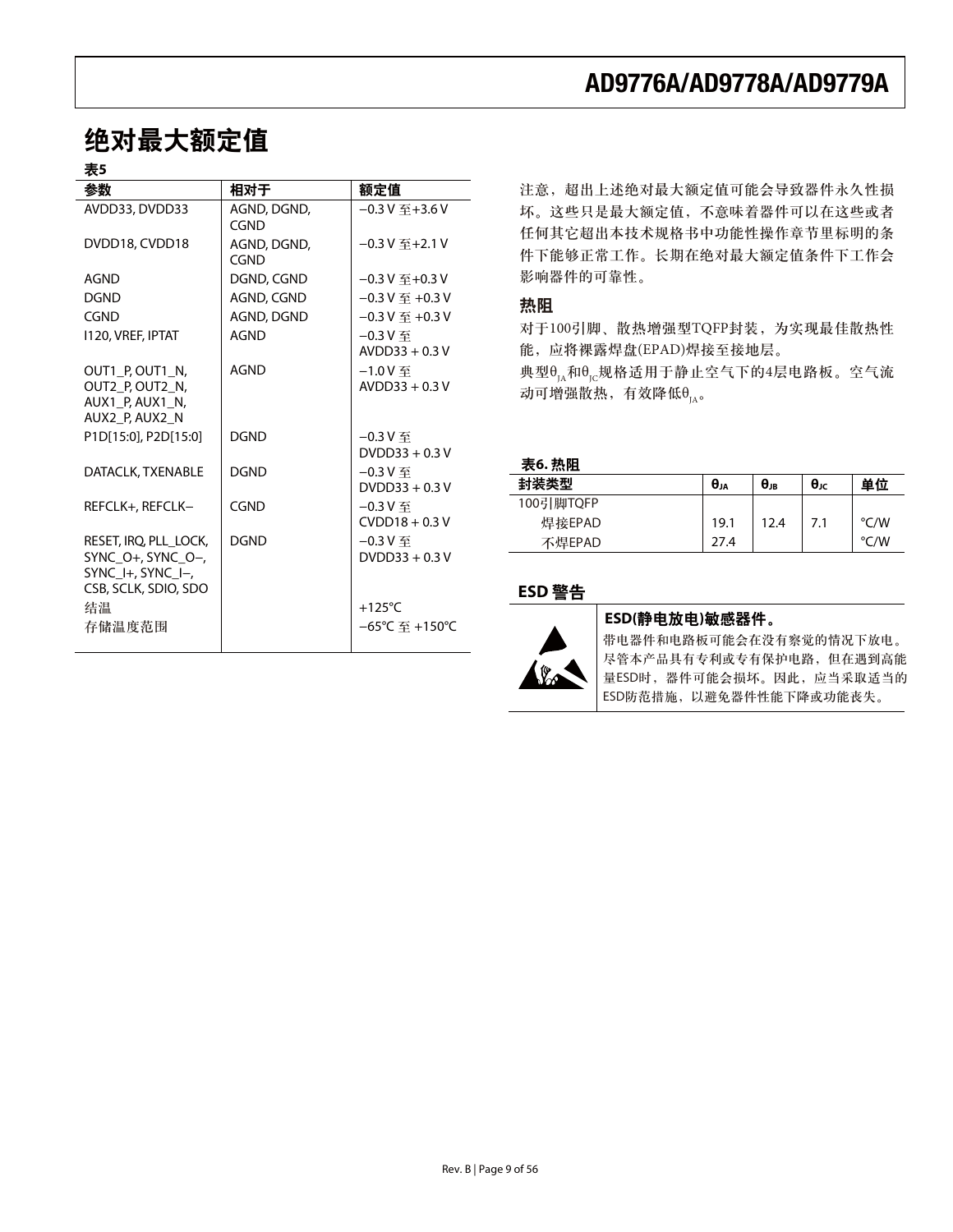## 绝对最大额定值

**表5**

| 参数 | 相对于 | 额定值 |
|---|---|---|
| AVDD33, DVDD33 | AGND, DGND, CGND | −0.3 V 至+3.6 V |
| DVDD18, CVDD18 | AGND, DGND, CGND | −0.3 V 至+2.1 V |
| AGND | DGND, CGND | −0.3 V 至+0.3 V |
| DGND | AGND, CGND | −0.3 V 至 +0.3 V |
| CGND | AGND, DGND | −0.3 V 至 +0.3 V |
| I120, VREF, IPTAT | AGND | −0.3 V 至 AVDD33 + 0.3 V |
| OUT1_P, OUT1_N, OUT2_P, OUT2_N, AUX1_P, AUX1_N, AUX2_P, AUX2_N | AGND | −1.0 V 至 AVDD33 + 0.3 V |
| P1D[15:0], P2D[15:0] | DGND | −0.3 V 至 DVDD33 + 0.3 V |
| DATACLK, TXENABLE | DGND | −0.3 V 至 DVDD33 + 0.3 V |
| REFCLK+, REFCLK− | CGND | −0.3 V 至 CVDD18 + 0.3 V |
| RESET, IRQ, PLL_LOCK, SYNC_O+, SYNC_O−, SYNC_I+, SYNC_I−, CSB, SCLK, SDIO, SDO | DGND | −0.3 V 至 DVDD33 + 0.3 V |
| 结温 | | +125°C |
| 存储温度范围 | | −65°C 至 +150°C |

注意，超出上述绝对最大额定值可能会导致器件永久性损坏。这些只是最大额定值，不意味着器件可以在这些或者任何其它超出本技术规格书中功能性操作章节里标明的条件下能够正常工作。长期在绝对最大额定值条件下工作会影响器件的可靠性。

### 热阻

对于100引脚、散热增强型TQFP封装，为实现最佳散热性能，应将裸露焊盘(EPAD)焊接至接地层。

典型$\theta_{JA}$和$\theta_{JC}$规格适用于静止空气下的4层电路板。空气流动可增强散热，有效降低$\theta_{JA}$。

**表6. 热阻**

| 封装类型 | $\theta_{JA}$ | $\theta_{JB}$ | $\theta_{JC}$ | 单位 |
|---|---|---|---|---|
| 100引脚TQFP | | | | |
| 焊接EPAD | 19.1 | 12.4 | 7.1 | °C/W |
| 不焊EPAD | 27.4 | | | °C/W |

### ESD 警告

**ESD(静电放电)敏感器件。**

带电器件和电路板可能会在没有察觉的情况下放电。尽管本产品具有专利或专有保护电路，但在遇到高能量ESD时，器件可能会损坏。因此，应当采取适当的ESD防范措施，以避免器件性能下降或功能丧失。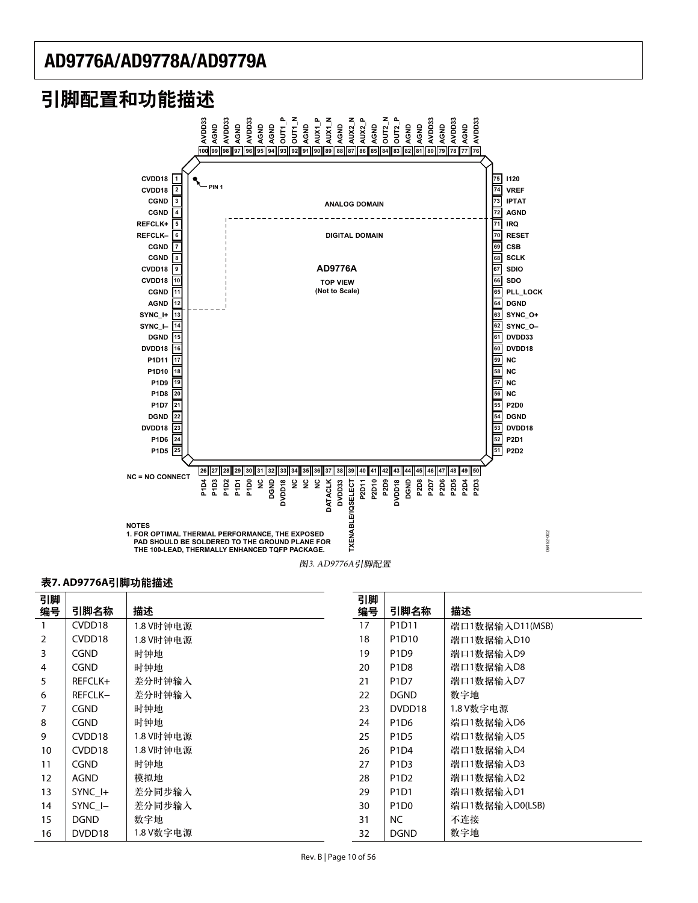## 引脚配置和功能描述

NC = NO CONNECT

NOTES
1. FOR OPTIMAL THERMAL PERFORMANCE, THE EXPOSED PAD SHOULD BE SOLDERED TO THE GROUND PLANE FOR THE 100-LEAD, THERMALLY ENHANCED TQFP PACKAGE.

*图3. AD9776A引脚配置*

**表7. AD9776A引脚功能描述**

| 引脚编号 | 引脚名称 | 描述 |
|---|---|---|
| 1 | CVDD18 | 1.8 V时钟电源 |
| 2 | CVDD18 | 1.8 V时钟电源 |
| 3 | CGND | 时钟地 |
| 4 | CGND | 时钟地 |
| 5 | REFCLK+ | 差分时钟输入 |
| 6 | REFCLK– | 差分时钟输入 |
| 7 | CGND | 时钟地 |
| 8 | CGND | 时钟地 |
| 9 | CVDD18 | 1.8 V时钟电源 |
| 10 | CVDD18 | 1.8 V时钟电源 |
| 11 | CGND | 时钟地 |
| 12 | AGND | 模拟地 |
| 13 | SYNC_I+ | 差分同步输入 |
| 14 | SYNC_I– | 差分同步输入 |
| 15 | DGND | 数字地 |
| 16 | DVDD18 | 1.8 V数字电源 |
| 17 | P1D11 | 端口1数据输入D11(MSB) |
| 18 | P1D10 | 端口1数据输入D10 |
| 19 | P1D9 | 端口1数据输入D9 |
| 20 | P1D8 | 端口1数据输入D8 |
| 21 | P1D7 | 端口1数据输入D7 |
| 22 | DGND | 数字地 |
| 23 | DVDD18 | 1.8 V数字电源 |
| 24 | P1D6 | 端口1数据输入D6 |
| 25 | P1D5 | 端口1数据输入D5 |
| 26 | P1D4 | 端口1数据输入D4 |
| 27 | P1D3 | 端口1数据输入D3 |
| 28 | P1D2 | 端口1数据输入D2 |
| 29 | P1D1 | 端口1数据输入D1 |
| 30 | P1D0 | 端口1数据输入D0(LSB) |
| 31 | NC | 不连接 |
| 32 | DGND | 数字地 |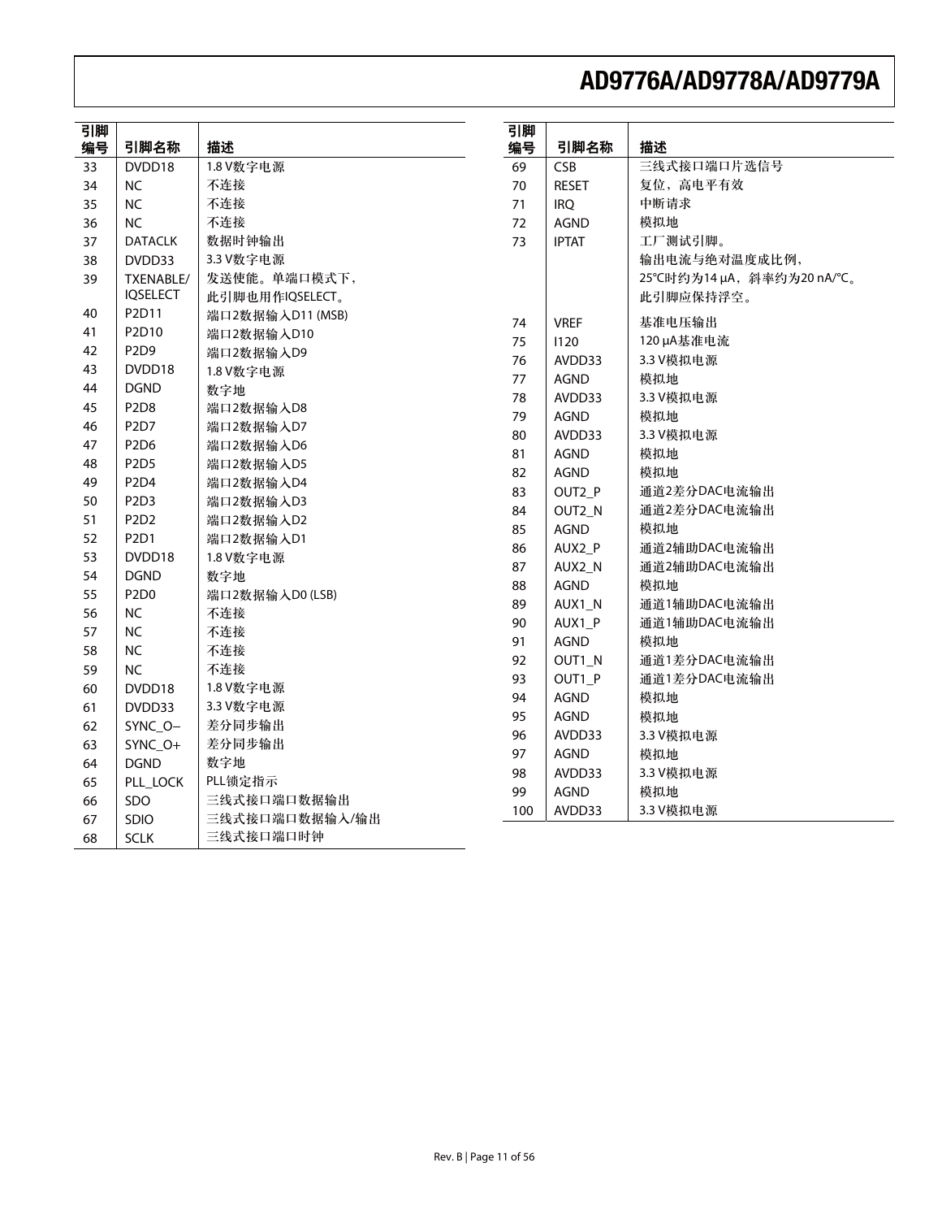| 引脚编号 | 引脚名称 | 描述 |
|---|---|---|
| 33 | DVDD18 | 1.8 V数字电源 |
| 34 | NC | 不连接 |
| 35 | NC | 不连接 |
| 36 | NC | 不连接 |
| 37 | DATACLK | 数据时钟输出 |
| 38 | DVDD33 | 3.3 V数字电源 |
| 39 | TXENABLE/IQSELECT | 发送使能。单端口模式下，此引脚也用作IQSELECT。 |
| 40 | P2D11 | 端口2数据输入D11 (MSB) |
| 41 | P2D10 | 端口2数据输入D10 |
| 42 | P2D9 | 端口2数据输入D9 |
| 43 | DVDD18 | 1.8 V数字电源 |
| 44 | DGND | 数字地 |
| 45 | P2D8 | 端口2数据输入D8 |
| 46 | P2D7 | 端口2数据输入D7 |
| 47 | P2D6 | 端口2数据输入D6 |
| 48 | P2D5 | 端口2数据输入D5 |
| 49 | P2D4 | 端口2数据输入D4 |
| 50 | P2D3 | 端口2数据输入D3 |
| 51 | P2D2 | 端口2数据输入D2 |
| 52 | P2D1 | 端口2数据输入D1 |
| 53 | DVDD18 | 1.8 V数字电源 |
| 54 | DGND | 数字地 |
| 55 | P2D0 | 端口2数据输入D0 (LSB) |
| 56 | NC | 不连接 |
| 57 | NC | 不连接 |
| 58 | NC | 不连接 |
| 59 | NC | 不连接 |
| 60 | DVDD18 | 1.8 V数字电源 |
| 61 | DVDD33 | 3.3 V数字电源 |
| 62 | SYNC_O− | 差分同步输出 |
| 63 | SYNC_O+ | 差分同步输出 |
| 64 | DGND | 数字地 |
| 65 | PLL_LOCK | PLL锁定指示 |
| 66 | SDO | 三线式接口端口数据输出 |
| 67 | SDIO | 三线式接口端口数据输入/输出 |
| 68 | SCLK | 三线式接口端口时钟 |
| 69 | CSB | 三线式接口端口片选信号 |
| 70 | RESET | 复位，高电平有效 |
| 71 | IRQ | 中断请求 |
| 72 | AGND | 模拟地 |
| 73 | IPTAT | 工厂测试引脚。输出电流与绝对温度成比例，25°C时约为14 μA，斜率约为20 nA/°C。此引脚应保持浮空。 |
| 74 | VREF | 基准电压输出 |
| 75 | I120 | 120 μA基准电流 |
| 76 | AVDD33 | 3.3 V模拟电源 |
| 77 | AGND | 模拟地 |
| 78 | AVDD33 | 3.3 V模拟电源 |
| 79 | AGND | 模拟地 |
| 80 | AVDD33 | 3.3 V模拟电源 |
| 81 | AGND | 模拟地 |
| 82 | AGND | 模拟地 |
| 83 | OUT2_P | 通道2差分DAC电流输出 |
| 84 | OUT2_N | 通道2差分DAC电流输出 |
| 85 | AGND | 模拟地 |
| 86 | AUX2_P | 通道2辅助DAC电流输出 |
| 87 | AUX2_N | 通道2辅助DAC电流输出 |
| 88 | AGND | 模拟地 |
| 89 | AUX1_N | 通道1辅助DAC电流输出 |
| 90 | AUX1_P | 通道1辅助DAC电流输出 |
| 91 | AGND | 模拟地 |
| 92 | OUT1_N | 通道1差分DAC电流输出 |
| 93 | OUT1_P | 通道1差分DAC电流输出 |
| 94 | AGND | 模拟地 |
| 95 | AGND | 模拟地 |
| 96 | AVDD33 | 3.3 V模拟电源 |
| 97 | AGND | 模拟地 |
| 98 | AVDD33 | 3.3 V模拟电源 |
| 99 | AGND | 模拟地 |
| 100 | AVDD33 | 3.3 V模拟电源 |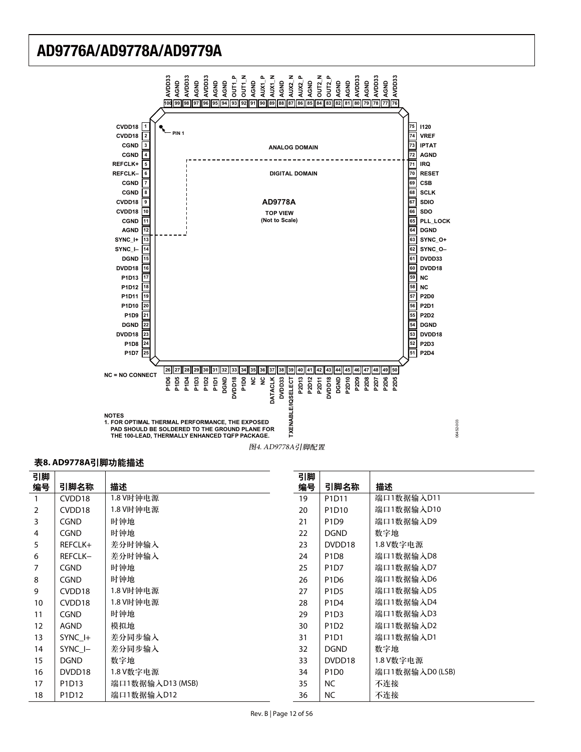图4. AD9778A引脚配置

NOTES
1. FOR OPTIMAL THERMAL PERFORMANCE, THE EXPOSED PAD SHOULD BE SOLDERED TO THE GROUND PLANE FOR THE 100-LEAD, THERMALLY ENHANCED TQFP PACKAGE.

NC = NO CONNECT

### 表8. AD9778A引脚功能描述

| 引脚编号 | 引脚名称 | 描述 |
|---|---|---|
| 1 | CVDD18 | 1.8 V时钟电源 |
| 2 | CVDD18 | 1.8 V时钟电源 |
| 3 | CGND | 时钟地 |
| 4 | CGND | 时钟地 |
| 5 | REFCLK+ | 差分时钟输入 |
| 6 | REFCLK– | 差分时钟输入 |
| 7 | CGND | 时钟地 |
| 8 | CGND | 时钟地 |
| 9 | CVDD18 | 1.8 V时钟电源 |
| 10 | CVDD18 | 1.8 V时钟电源 |
| 11 | CGND | 时钟地 |
| 12 | AGND | 模拟地 |
| 13 | SYNC_I+ | 差分同步输入 |
| 14 | SYNC_I– | 差分同步输入 |
| 15 | DGND | 数字地 |
| 16 | DVDD18 | 1.8 V数字电源 |
| 17 | P1D13 | 端口1数据输入D13 (MSB) |
| 18 | P1D12 | 端口1数据输入D12 |
| 19 | P1D11 | 端口1数据输入D11 |
| 20 | P1D10 | 端口1数据输入D10 |
| 21 | P1D9 | 端口1数据输入D9 |
| 22 | DGND | 数字地 |
| 23 | DVDD18 | 1.8 V数字电源 |
| 24 | P1D8 | 端口1数据输入D8 |
| 25 | P1D7 | 端口1数据输入D7 |
| 26 | P1D6 | 端口1数据输入D6 |
| 27 | P1D5 | 端口1数据输入D5 |
| 28 | P1D4 | 端口1数据输入D4 |
| 29 | P1D3 | 端口1数据输入D3 |
| 30 | P1D2 | 端口1数据输入D2 |
| 31 | P1D1 | 端口1数据输入D1 |
| 32 | DGND | 数字地 |
| 33 | DVDD18 | 1.8 V数字电源 |
| 34 | P1D0 | 端口1数据输入D0 (LSB) |
| 35 | NC | 不连接 |
| 36 | NC | 不连接 |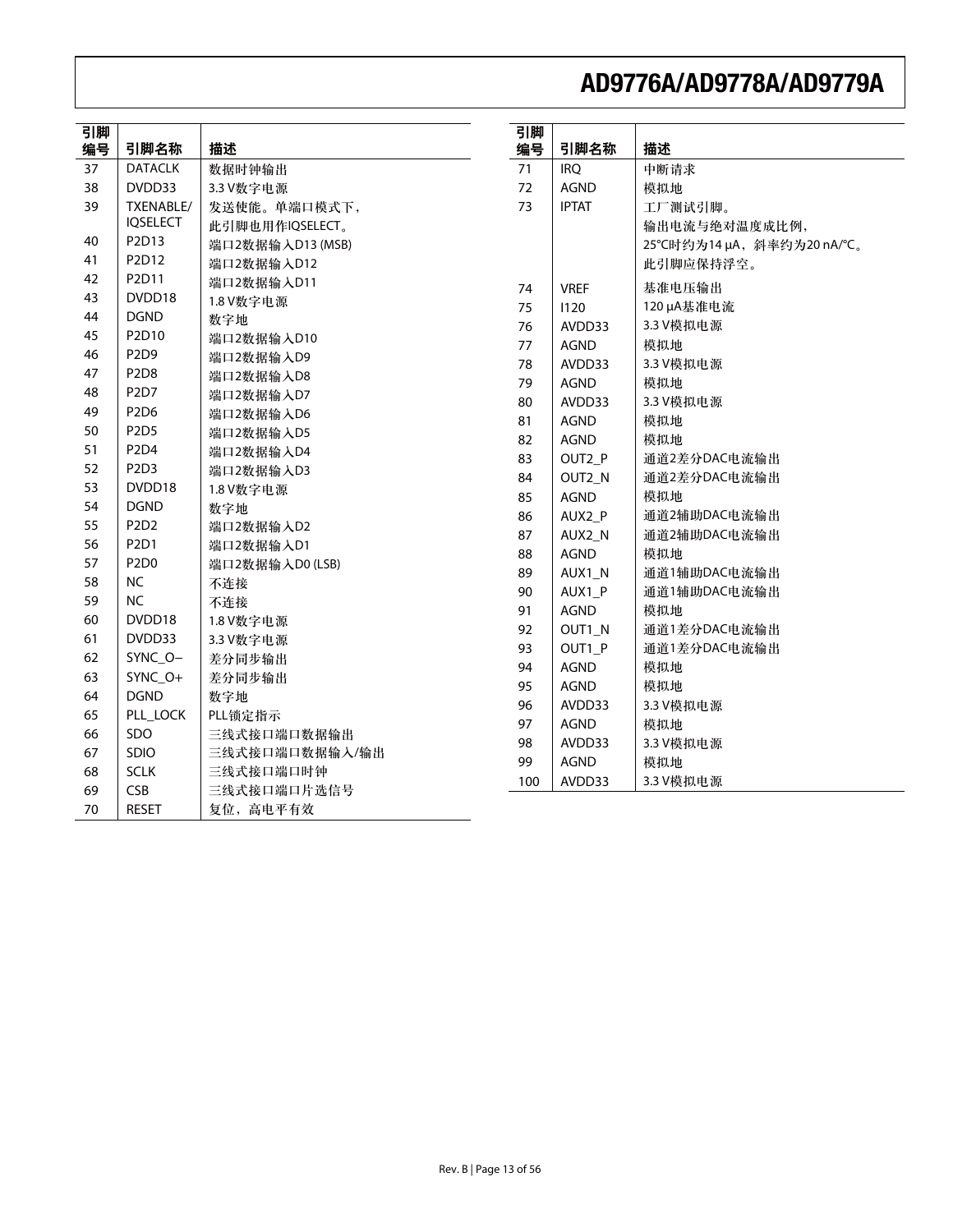| 引脚编号 | 引脚名称 | 描述 |
|---|---|---|
| 37 | DATACLK | 数据时钟输出 |
| 38 | DVDD33 | 3.3 V数字电源 |
| 39 | TXENABLE/IQSELECT | 发送使能。单端口模式下，此引脚也用作IQSELECT。 |
| 40 | P2D13 | 端口2数据输入D13 (MSB) |
| 41 | P2D12 | 端口2数据输入D12 |
| 42 | P2D11 | 端口2数据输入D11 |
| 43 | DVDD18 | 1.8 V数字电源 |
| 44 | DGND | 数字地 |
| 45 | P2D10 | 端口2数据输入D10 |
| 46 | P2D9 | 端口2数据输入D9 |
| 47 | P2D8 | 端口2数据输入D8 |
| 48 | P2D7 | 端口2数据输入D7 |
| 49 | P2D6 | 端口2数据输入D6 |
| 50 | P2D5 | 端口2数据输入D5 |
| 51 | P2D4 | 端口2数据输入D4 |
| 52 | P2D3 | 端口2数据输入D3 |
| 53 | DVDD18 | 1.8 V数字电源 |
| 54 | DGND | 数字地 |
| 55 | P2D2 | 端口2数据输入D2 |
| 56 | P2D1 | 端口2数据输入D1 |
| 57 | P2D0 | 端口2数据输入D0 (LSB) |
| 58 | NC | 不连接 |
| 59 | NC | 不连接 |
| 60 | DVDD18 | 1.8 V数字电源 |
| 61 | DVDD33 | 3.3 V数字电源 |
| 62 | SYNC_O− | 差分同步输出 |
| 63 | SYNC_O+ | 差分同步输出 |
| 64 | DGND | 数字地 |
| 65 | PLL_LOCK | PLL锁定指示 |
| 66 | SDO | 三线式接口端口数据输出 |
| 67 | SDIO | 三线式接口端口数据输入/输出 |
| 68 | SCLK | 三线式接口端口时钟 |
| 69 | CSB | 三线式接口端口片选信号 |
| 70 | RESET | 复位，高电平有效 |
| 71 | IRQ | 中断请求 |
| 72 | AGND | 模拟地 |
| 73 | IPTAT | 工厂测试引脚。输出电流与绝对温度成比例，25°C时约为14 μA，斜率约为20 nA/°C。此引脚应保持浮空。 |
| 74 | VREF | 基准电压输出 |
| 75 | I120 | 120 μA基准电流 |
| 76 | AVDD33 | 3.3 V模拟电源 |
| 77 | AGND | 模拟地 |
| 78 | AVDD33 | 3.3 V模拟电源 |
| 79 | AGND | 模拟地 |
| 80 | AVDD33 | 3.3 V模拟电源 |
| 81 | AGND | 模拟地 |
| 82 | AGND | 模拟地 |
| 83 | OUT2_P | 通道2差分DAC电流输出 |
| 84 | OUT2_N | 通道2差分DAC电流输出 |
| 85 | AGND | 模拟地 |
| 86 | AUX2_P | 通道2辅助DAC电流输出 |
| 87 | AUX2_N | 通道2辅助DAC电流输出 |
| 88 | AGND | 模拟地 |
| 89 | AUX1_N | 通道1辅助DAC电流输出 |
| 90 | AUX1_P | 通道1辅助DAC电流输出 |
| 91 | AGND | 模拟地 |
| 92 | OUT1_N | 通道1差分DAC电流输出 |
| 93 | OUT1_P | 通道1差分DAC电流输出 |
| 94 | AGND | 模拟地 |
| 95 | AGND | 模拟地 |
| 96 | AVDD33 | 3.3 V模拟电源 |
| 97 | AGND | 模拟地 |
| 98 | AVDD33 | 3.3 V模拟电源 |
| 99 | AGND | 模拟地 |
| 100 | AVDD33 | 3.3 V模拟电源 |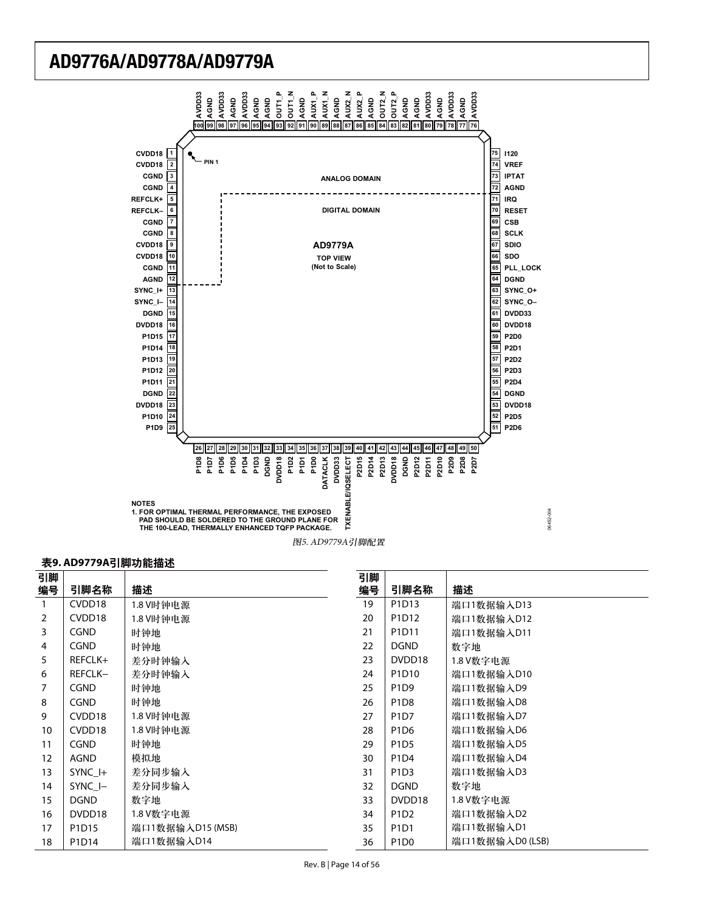图5. AD9779A引脚配置

**表9. AD9779A引脚功能描述**

| 引脚编号 | 引脚名称 | 描述 |
|---|---|---|
| 1 | CVDD18 | 1.8 V时钟电源 |
| 2 | CVDD18 | 1.8 V时钟电源 |
| 3 | CGND | 时钟地 |
| 4 | CGND | 时钟地 |
| 5 | REFCLK+ | 差分时钟输入 |
| 6 | REFCLK– | 差分时钟输入 |
| 7 | CGND | 时钟地 |
| 8 | CGND | 时钟地 |
| 9 | CVDD18 | 1.8 V时钟电源 |
| 10 | CVDD18 | 1.8 V时钟电源 |
| 11 | CGND | 时钟地 |
| 12 | AGND | 模拟地 |
| 13 | SYNC_I+ | 差分同步输入 |
| 14 | SYNC_I– | 差分同步输入 |
| 15 | DGND | 数字地 |
| 16 | DVDD18 | 1.8 V数字电源 |
| 17 | P1D15 | 端口1数据输入D15 (MSB) |
| 18 | P1D14 | 端口1数据输入D14 |
| 19 | P1D13 | 端口1数据输入D13 |
| 20 | P1D12 | 端口1数据输入D12 |
| 21 | P1D11 | 端口1数据输入D11 |
| 22 | DGND | 数字地 |
| 23 | DVDD18 | 1.8 V数字电源 |
| 24 | P1D10 | 端口1数据输入D10 |
| 25 | P1D9 | 端口1数据输入D9 |
| 26 | P1D8 | 端口1数据输入D8 |
| 27 | P1D7 | 端口1数据输入D7 |
| 28 | P1D6 | 端口1数据输入D6 |
| 29 | P1D5 | 端口1数据输入D5 |
| 30 | P1D4 | 端口1数据输入D4 |
| 31 | P1D3 | 端口1数据输入D3 |
| 32 | DGND | 数字地 |
| 33 | DVDD18 | 1.8 V数字电源 |
| 34 | P1D2 | 端口1数据输入D2 |
| 35 | P1D1 | 端口1数据输入D1 |
| 36 | P1D0 | 端口1数据输入D0 (LSB) |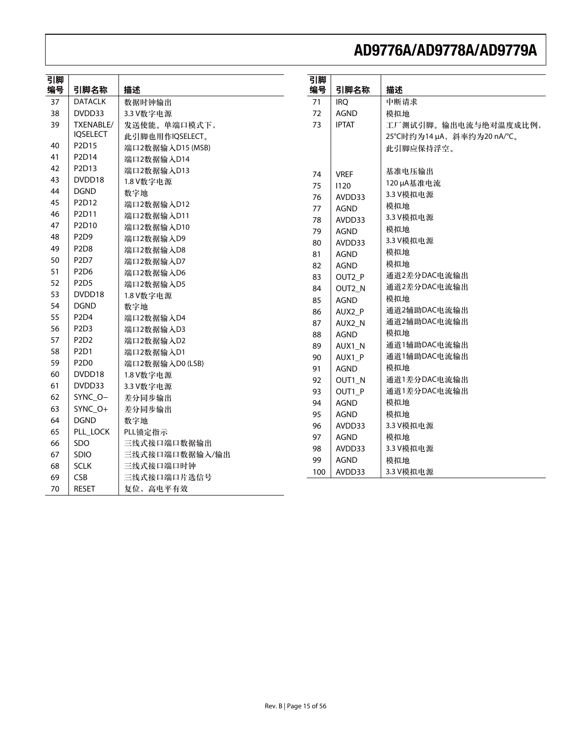| 引脚编号 | 引脚名称 | 描述 |
|---|---|---|
| 37 | DATACLK | 数据时钟输出 |
| 38 | DVDD33 | 3.3 V数字电源 |
| 39 | TXENABLE/ IQSELECT | 发送使能。单端口模式下，此引脚也用作IQSELECT。 |
| 40 | P2D15 | 端口2数据输入D15 (MSB) |
| 41 | P2D14 | 端口2数据输入D14 |
| 42 | P2D13 | 端口2数据输入D13 |
| 43 | DVDD18 | 1.8 V数字电源 |
| 44 | DGND | 数字地 |
| 45 | P2D12 | 端口2数据输入D12 |
| 46 | P2D11 | 端口2数据输入D11 |
| 47 | P2D10 | 端口2数据输入D10 |
| 48 | P2D9 | 端口2数据输入D9 |
| 49 | P2D8 | 端口2数据输入D8 |
| 50 | P2D7 | 端口2数据输入D7 |
| 51 | P2D6 | 端口2数据输入D6 |
| 52 | P2D5 | 端口2数据输入D5 |
| 53 | DVDD18 | 1.8 V数字电源 |
| 54 | DGND | 数字地 |
| 55 | P2D4 | 端口2数据输入D4 |
| 56 | P2D3 | 端口2数据输入D3 |
| 57 | P2D2 | 端口2数据输入D2 |
| 58 | P2D1 | 端口2数据输入D1 |
| 59 | P2D0 | 端口2数据输入D0 (LSB) |
| 60 | DVDD18 | 1.8 V数字电源 |
| 61 | DVDD33 | 3.3 V数字电源 |
| 62 | SYNC_O− | 差分同步输出 |
| 63 | SYNC_O+ | 差分同步输出 |
| 64 | DGND | 数字地 |
| 65 | PLL_LOCK | PLL锁定指示 |
| 66 | SDO | 三线式接口端口数据输出 |
| 67 | SDIO | 三线式接口端口数据输入/输出 |
| 68 | SCLK | 三线式接口端口时钟 |
| 69 | CSB | 三线式接口端口片选信号 |
| 70 | RESET | 复位，高电平有效 |

| 引脚编号 | 引脚名称 | 描述 |
|---|---|---|
| 71 | IRQ | 中断请求 |
| 72 | AGND | 模拟地 |
| 73 | IPTAT | 工厂测试引脚。输出电流与绝对温度成比例，25°C时约为14 μA，斜率约为20 nA/°C。此引脚应保持浮空。 |
| 74 | VREF | 基准电压输出 |
| 75 | I120 | 120 μA基准电流 |
| 76 | AVDD33 | 3.3 V模拟电源 |
| 77 | AGND | 模拟地 |
| 78 | AVDD33 | 3.3 V模拟电源 |
| 79 | AGND | 模拟地 |
| 80 | AVDD33 | 3.3 V模拟电源 |
| 81 | AGND | 模拟地 |
| 82 | AGND | 模拟地 |
| 83 | OUT2_P | 通道2差分DAC电流输出 |
| 84 | OUT2_N | 通道2差分DAC电流输出 |
| 85 | AGND | 模拟地 |
| 86 | AUX2_P | 通道2辅助DAC电流输出 |
| 87 | AUX2_N | 通道2辅助DAC电流输出 |
| 88 | AGND | 模拟地 |
| 89 | AUX1_N | 通道1辅助DAC电流输出 |
| 90 | AUX1_P | 通道1辅助DAC电流输出 |
| 91 | AGND | 模拟地 |
| 92 | OUT1_N | 通道1差分DAC电流输出 |
| 93 | OUT1_P | 通道1差分DAC电流输出 |
| 94 | AGND | 模拟地 |
| 95 | AGND | 模拟地 |
| 96 | AVDD33 | 3.3 V模拟电源 |
| 97 | AGND | 模拟地 |
| 98 | AVDD33 | 3.3 V模拟电源 |
| 99 | AGND | 模拟地 |
| 100 | AVDD33 | 3.3 V模拟电源 |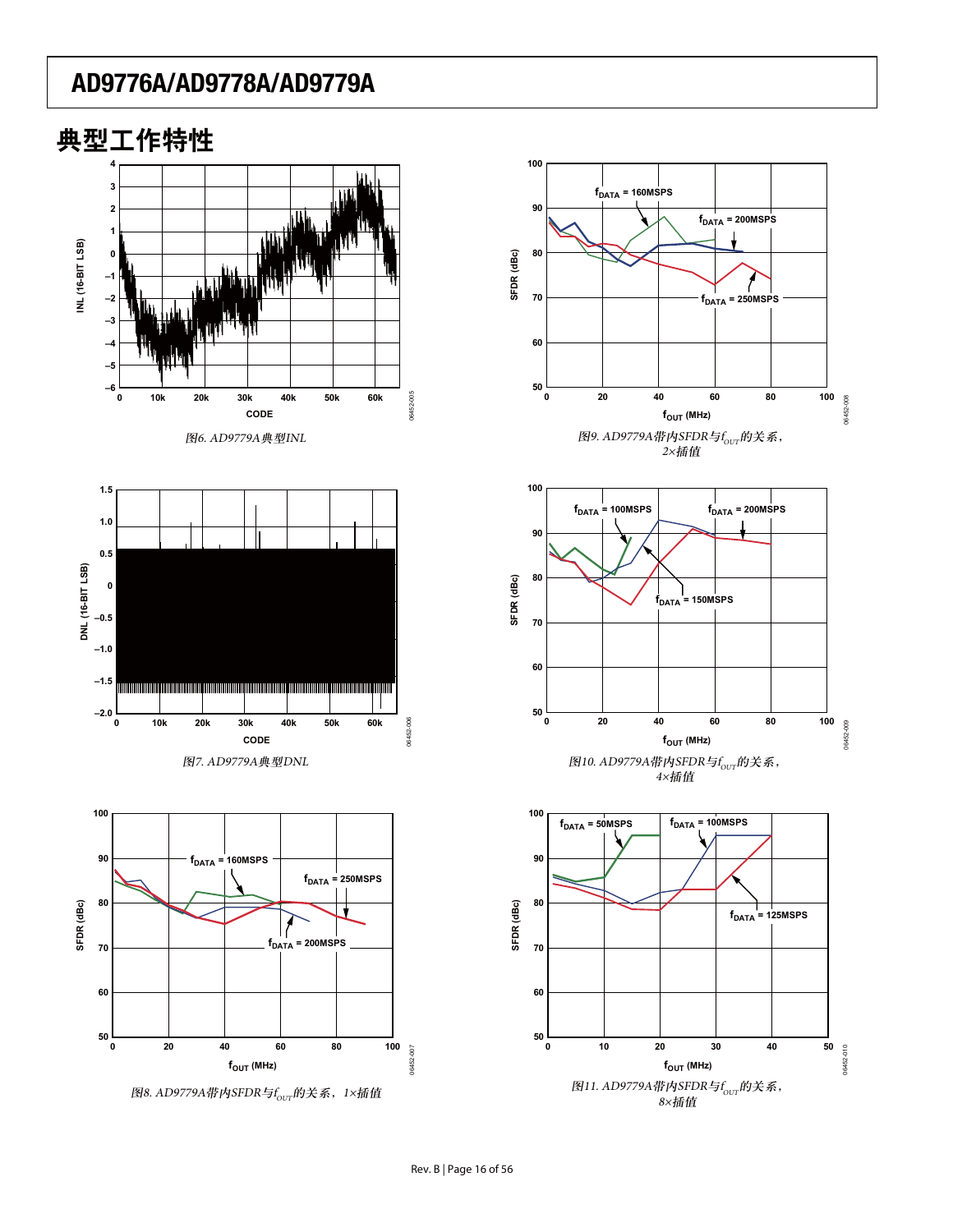## 典型工作特性

图6. AD9779A典型INL

图7. AD9779A典型DNL

图8. AD9779A带内SFDR与$f_{OUT}$的关系，1×插值

图9. AD9779A带内SFDR与$f_{OUT}$的关系，2×插值

图10. AD9779A带内SFDR与$f_{OUT}$的关系，4×插值

图11. AD9779A带内SFDR与$f_{OUT}$的关系，8×插值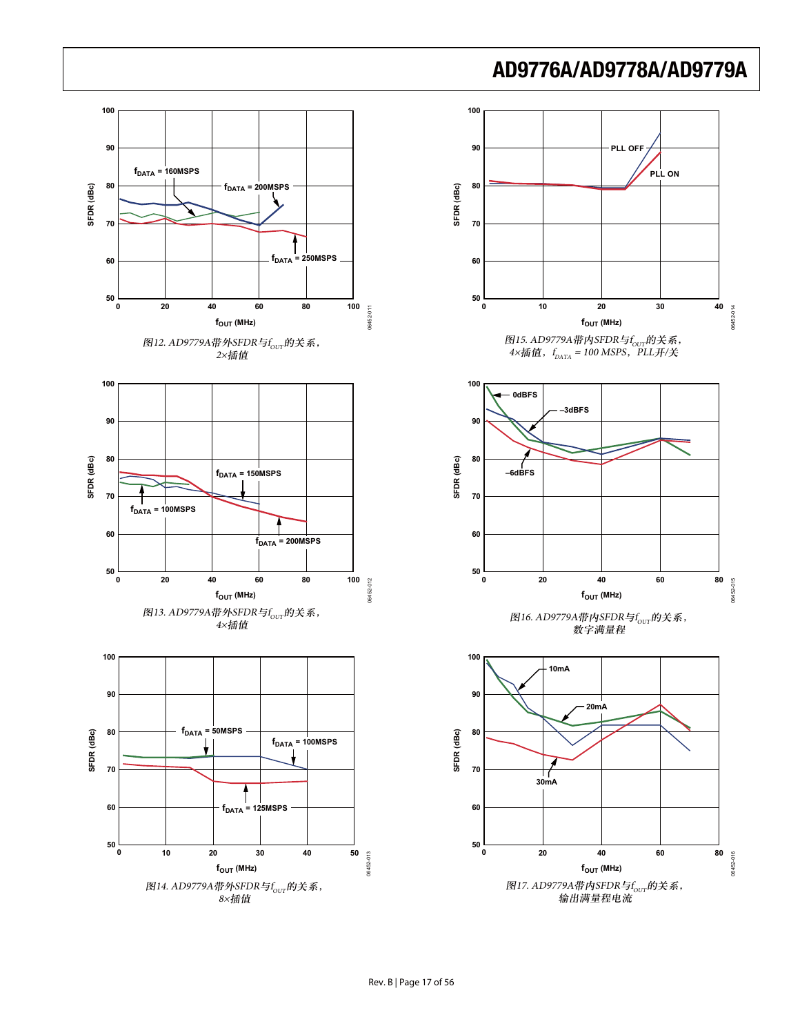图12. AD9779A带外SFDR与$f_{OUT}$的关系，
2×插值

图15. AD9779A带内SFDR与$f_{OUT}$的关系，
4×插值，$f_{DATA}$ = 100 MSPS，PLL开/关

图13. AD9779A带外SFDR与$f_{OUT}$的关系，
4×插值

图16. AD9779A带内SFDR与$f_{OUT}$的关系，
数字满量程

图14. AD9779A带外SFDR与$f_{OUT}$的关系，
8×插值

图17. AD9779A带内SFDR与$f_{OUT}$的关系，
输出满量程电流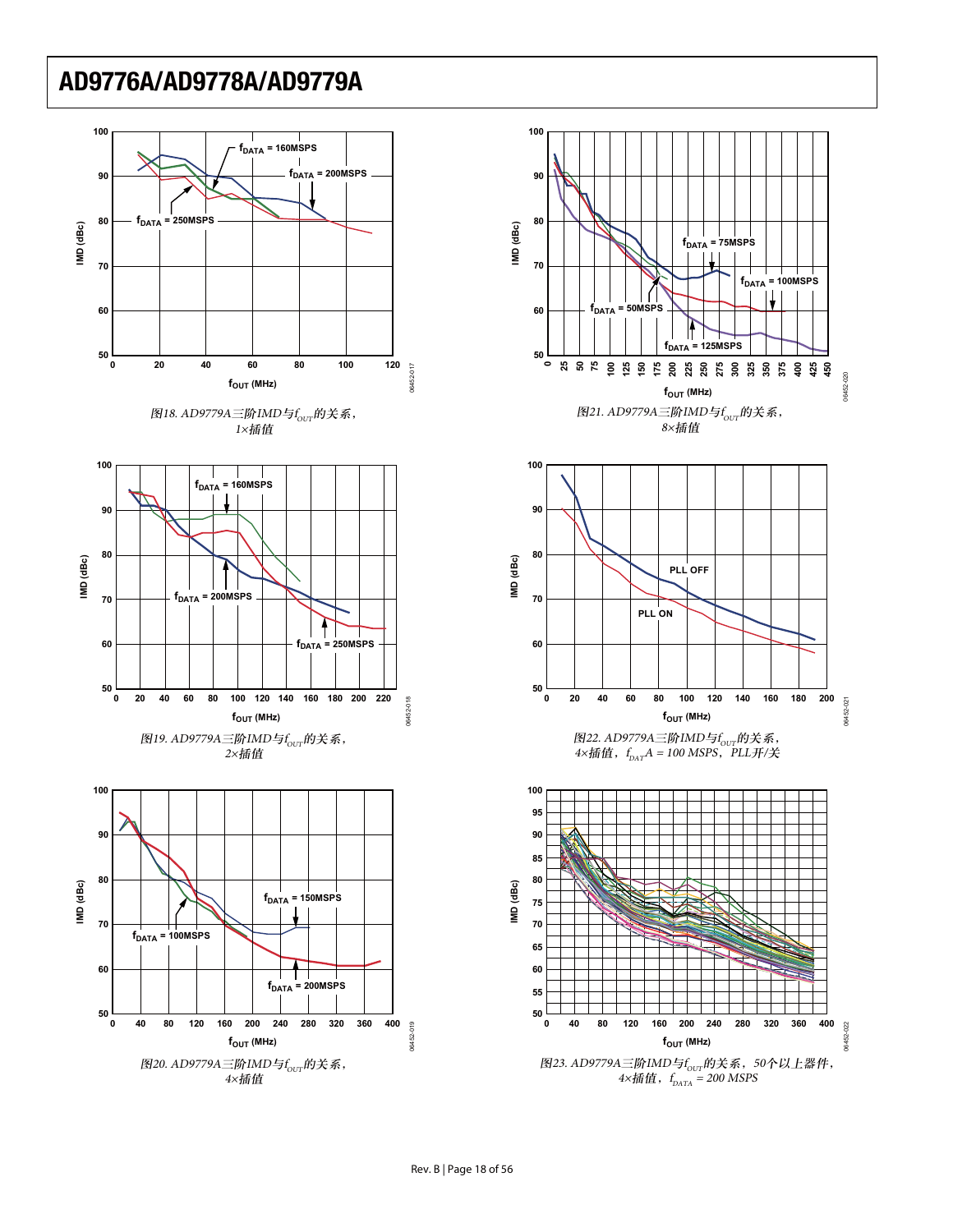图18. AD9779A三阶IMD与$f_{OUT}$的关系，1×插值

图21. AD9779A三阶IMD与$f_{OUT}$的关系，8×插值

图19. AD9779A三阶IMD与$f_{OUT}$的关系，2×插值

图22. AD9779A三阶IMD与$f_{OUT}$的关系，4×插值，$f_{DATA}$ = 100 MSPS，PLL开/关

图20. AD9779A三阶IMD与$f_{OUT}$的关系，4×插值

图23. AD9779A三阶IMD与$f_{OUT}$的关系，50个以上器件，4×插值，$f_{DATA}$ = 200 MSPS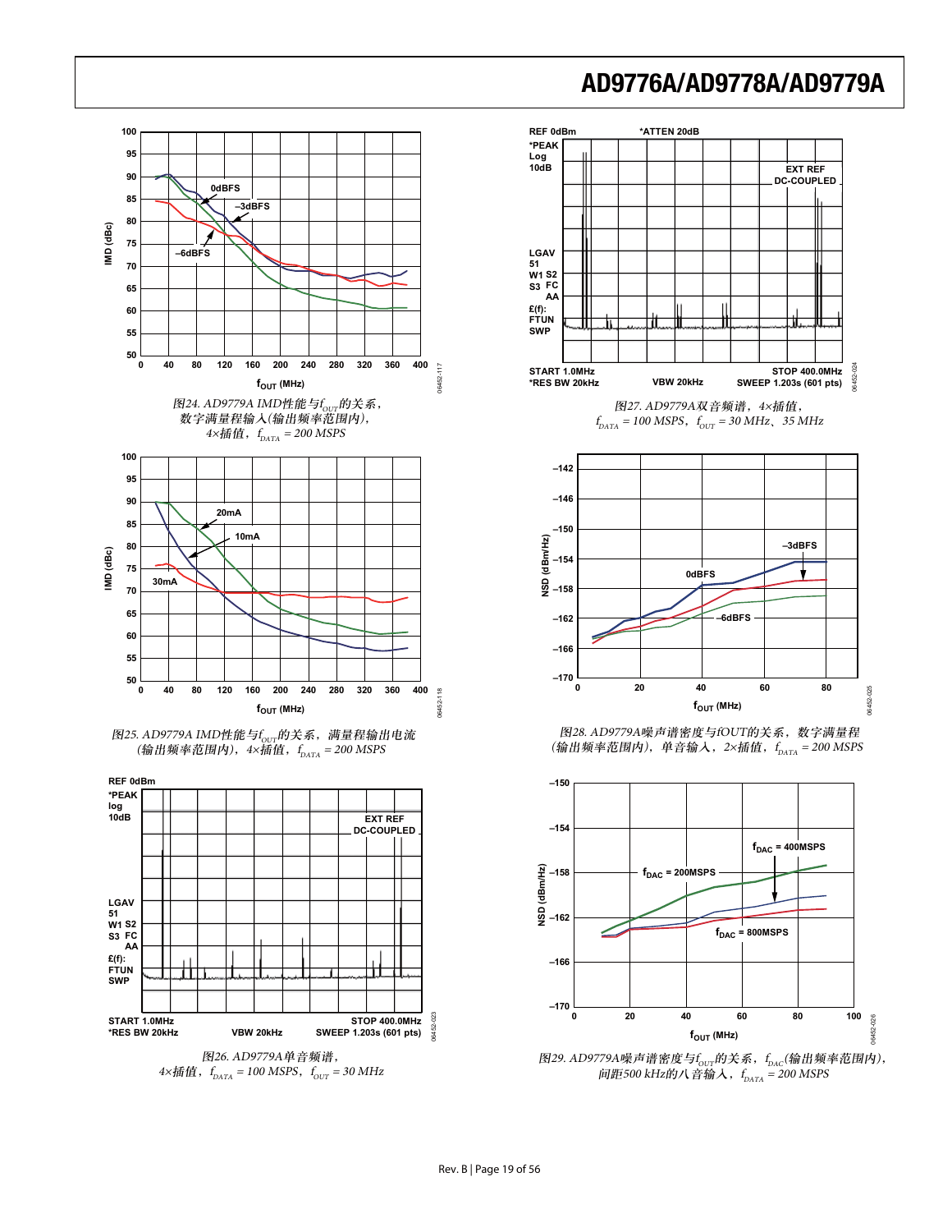图24. AD9779A IMD性能与$f_{OUT}$的关系，数字满量程输入(输出频率范围内)，4×插值，$f_{DATA}$ = 200 MSPS

图25. AD9779A IMD性能与$f_{OUT}$的关系，满量程输出电流(输出频率范围内)，4×插值，$f_{DATA}$ = 200 MSPS

图26. AD9779A单音频谱，4×插值，$f_{DATA}$ = 100 MSPS，$f_{OUT}$ = 30 MHz

图27. AD9779A双音频谱，4×插值，$f_{DATA}$ = 100 MSPS，$f_{OUT}$ = 30 MHz、35 MHz

图28. AD9779A噪声谱密度与fOUT的关系，数字满量程(输出频率范围内)，单音输入，2×插值，$f_{DATA}$ = 200 MSPS

图29. AD9779A噪声谱密度与$f_{OUT}$的关系，$f_{DAC}$(输出频率范围内)，间距500 kHz的八音输入，$f_{DATA}$ = 200 MSPS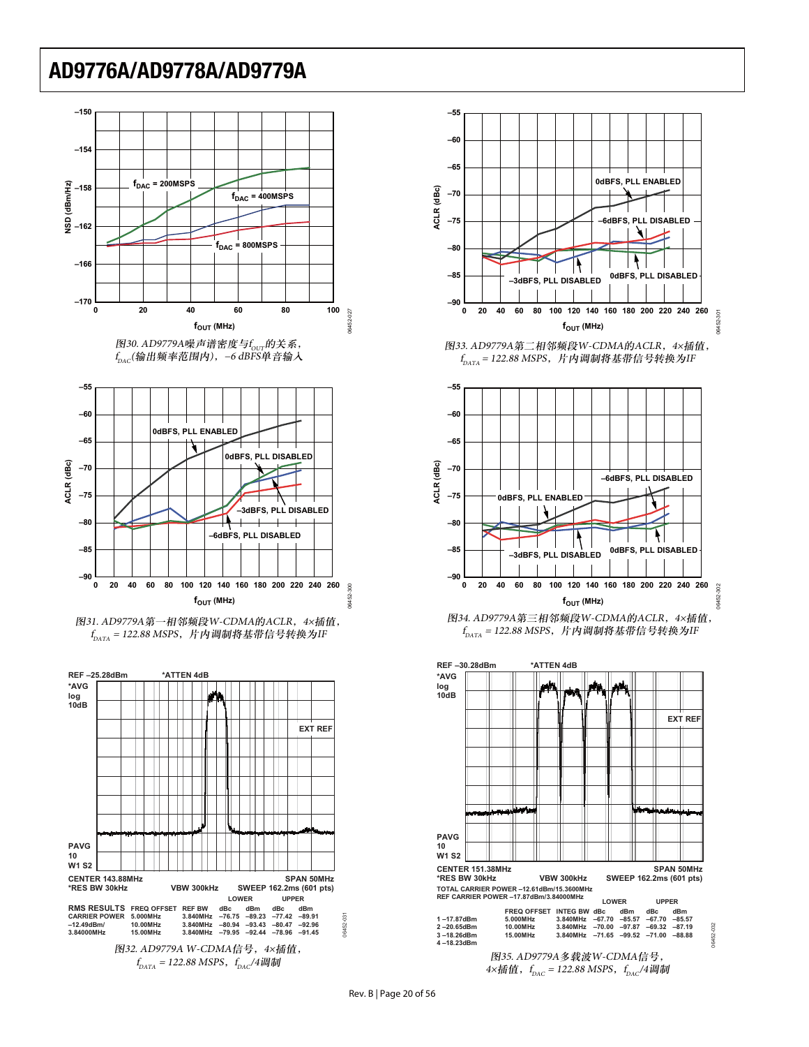图30. AD9779A噪声谱密度与$f_{OUT}$的关系，$f_{DAC}$(输出频率范围内)，−6 dBFS单音输入

图33. AD9779A第二相邻频段W-CDMA的ACLR，4×插值，$f_{DATA}$ = 122.88 MSPS，片内调制将基带信号转换为IF

图31. AD9779A第一相邻频段W-CDMA的ACLR，4×插值，$f_{DATA}$ = 122.88 MSPS，片内调制将基带信号转换为IF

图34. AD9779A第三相邻频段W-CDMA的ACLR，4×插值，$f_{DATA}$ = 122.88 MSPS，片内调制将基带信号转换为IF

图32. AD9779A W-CDMA信号，4×插值，$f_{DATA}$ = 122.88 MSPS，$f_{DAC}$/4调制

图35. AD9779A多载波W-CDMA信号，4×插值，$f_{DAC}$ = 122.88 MSPS，$f_{DAC}$/4调制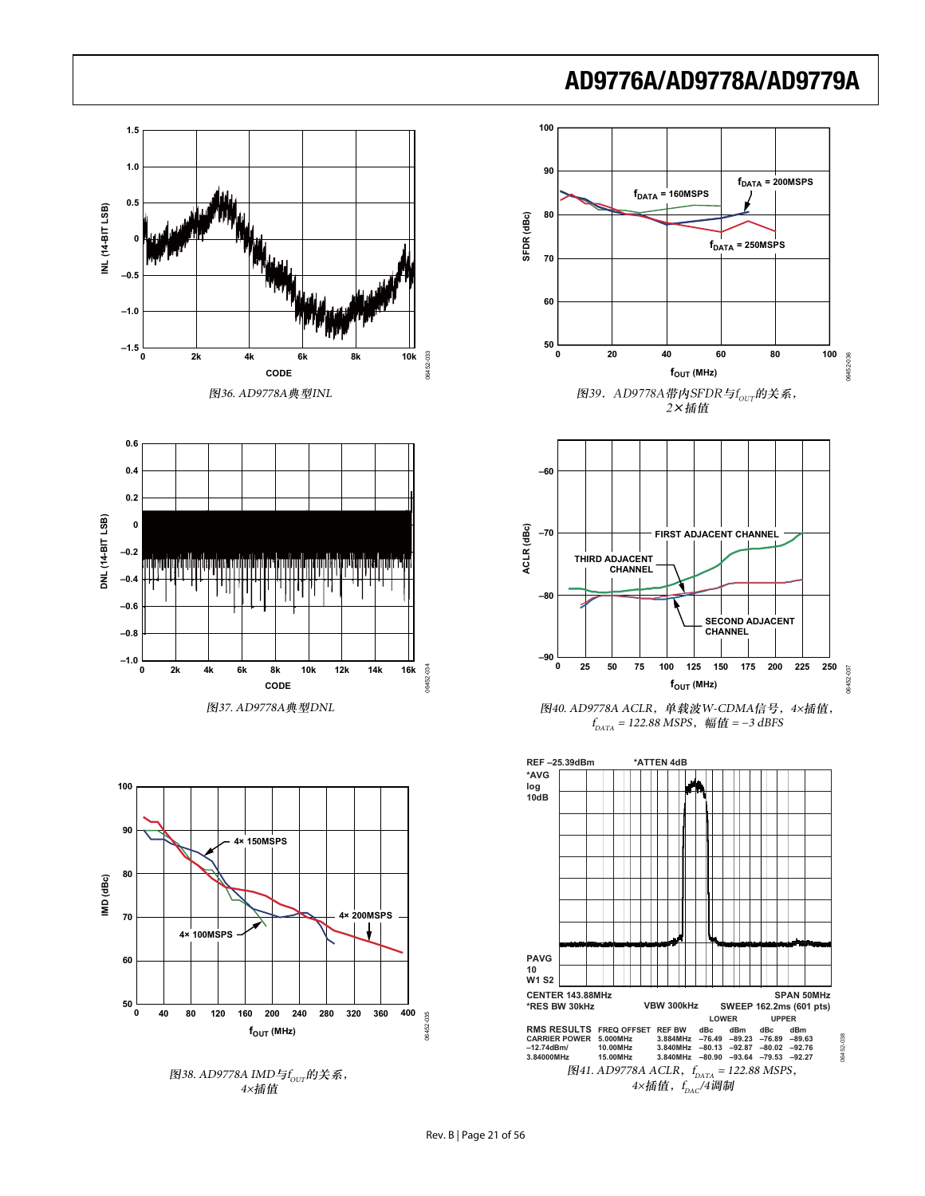图36. AD9778A典型INL

图39．AD9778A带内SFDR与$f_{OUT}$的关系，2×插值

图37. AD9778A典型DNL

图40. AD9778A ACLR，单载波W-CDMA信号，4×插值，$f_{DATA}$ = 122.88 MSPS，幅值 = −3 dBFS

图38. AD9778A IMD与$f_{OUT}$的关系，4×插值

| RMS RESULTS | FREQ OFFSET | REF BW | LOWER dBc | LOWER dBm | UPPER dBc | UPPER dBm |
|---|---|---|---|---|---|---|
| CARRIER POWER | 5.000MHz | 3.884MHz | −76.49 | −89.23 | −76.89 | −89.63 |
| −12.74dBm/ | 10.00MHz | 3.840MHz | −80.13 | −92.87 | −80.02 | −92.76 |
| 3.84000MHz | 15.00MHz | 3.840MHz | −80.90 | −93.64 | −79.53 | −92.27 |

图41. AD9778A ACLR，$f_{DATA}$ = 122.88 MSPS，4×插值，$f_{DAC}$/4调制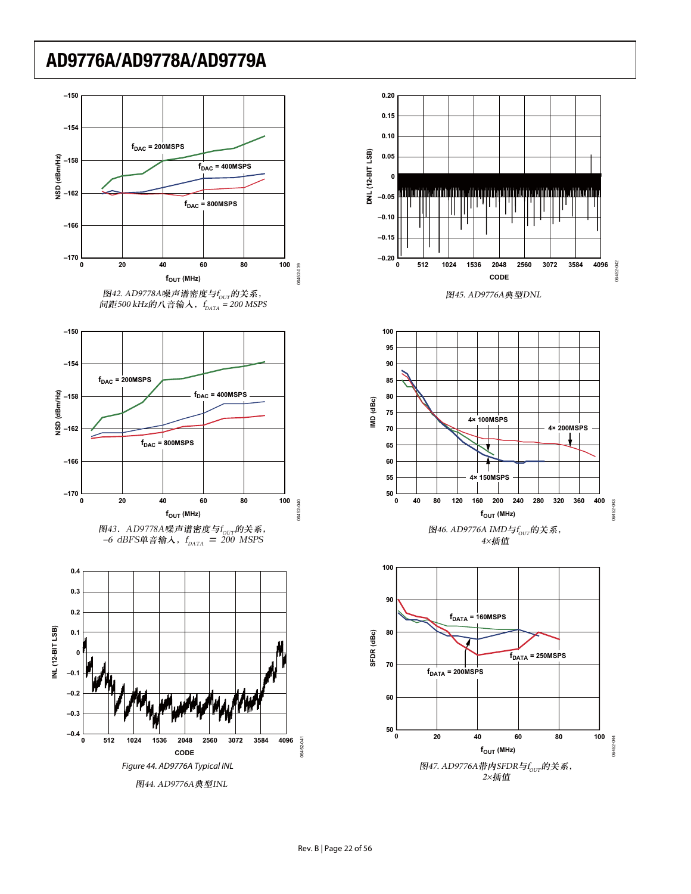图42. AD9778A噪声谱密度与$f_{OUT}$的关系，间距500 kHz的八音输入，$f_{DATA}$ = 200 MSPS

图45. AD9776A典型DNL

图43. AD9778A噪声谱密度与$f_{OUT}$的关系，−6 dBFS单音输入，$f_{DATA}$ = 200 MSPS

图46. AD9776A IMD与$f_{OUT}$的关系，4×插值

Figure 44. AD9776A Typical INL

图44. AD9776A典型INL

图47. AD9776A带内SFDR与$f_{OUT}$的关系，2×插值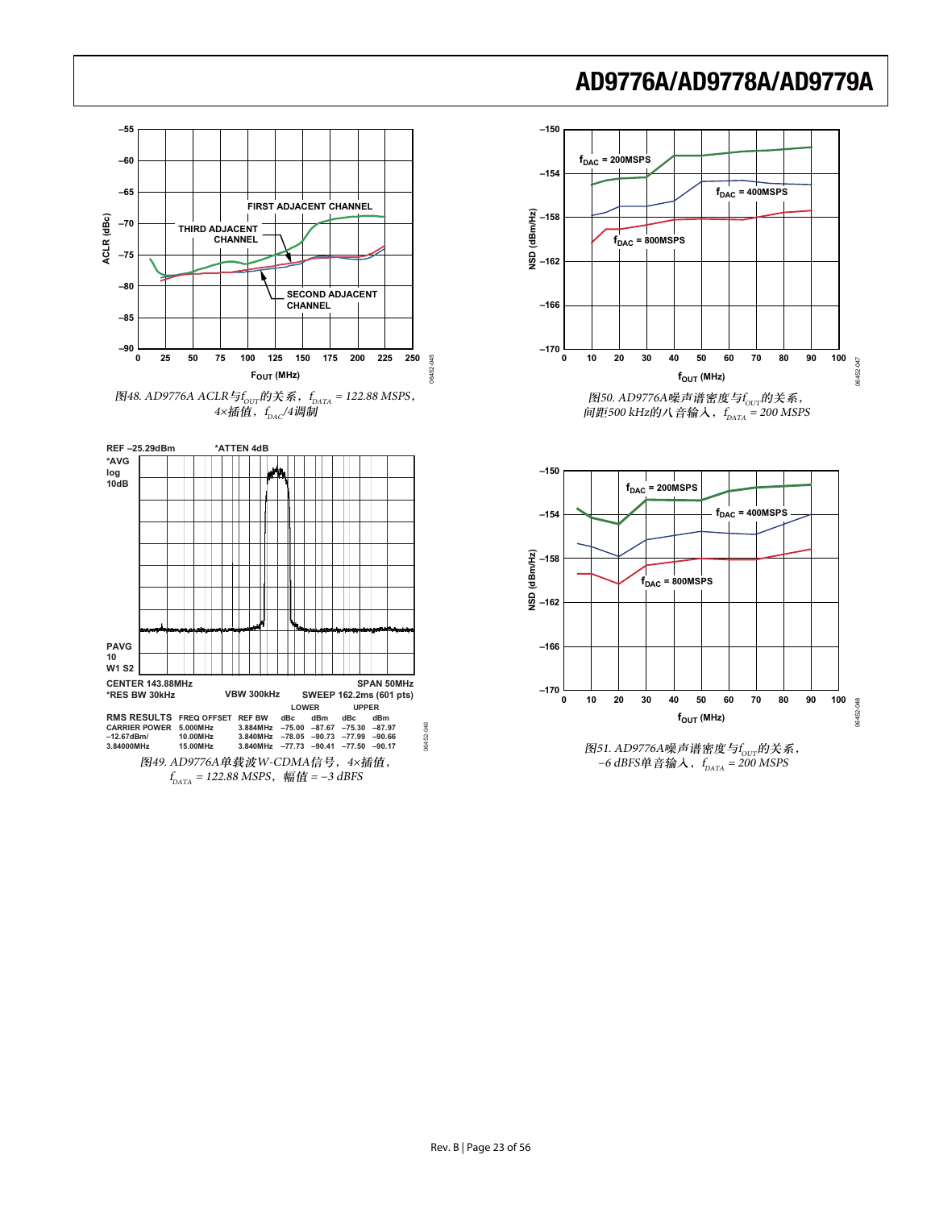图48. AD9776A ACLR与$f_{OUT}$的关系，$f_{DATA}$ = 122.88 MSPS，4×插值，$f_{DAC}$/4调制

| RMS RESULTS | FREQ OFFSET | REF BW | LOWER dBc | LOWER dBm | UPPER dBc | UPPER dBm |
|---|---|---|---|---|---|---|
| CARRIER POWER | 5.000MHz | 3.884MHz | −75.00 | −87.67 | −75.30 | −87.97 |
| −12.67dBm/ | 10.00MHz | 3.840MHz | −78.05 | −90.73 | −77.99 | −90.66 |
| 3.84000MHz | 15.00MHz | 3.840MHz | −77.73 | −90.41 | −77.50 | −90.17 |

图49. AD9776A单载波W-CDMA信号，4×插值，$f_{DATA}$ = 122.88 MSPS，幅值 = −3 dBFS

图50. AD9776A噪声谱密度与$f_{OUT}$的关系，间距500 kHz的八音输入，$f_{DATA}$ = 200 MSPS

图51. AD9776A噪声谱密度与$f_{OUT}$的关系，−6 dBFS单音输入，$f_{DATA}$ = 200 MSPS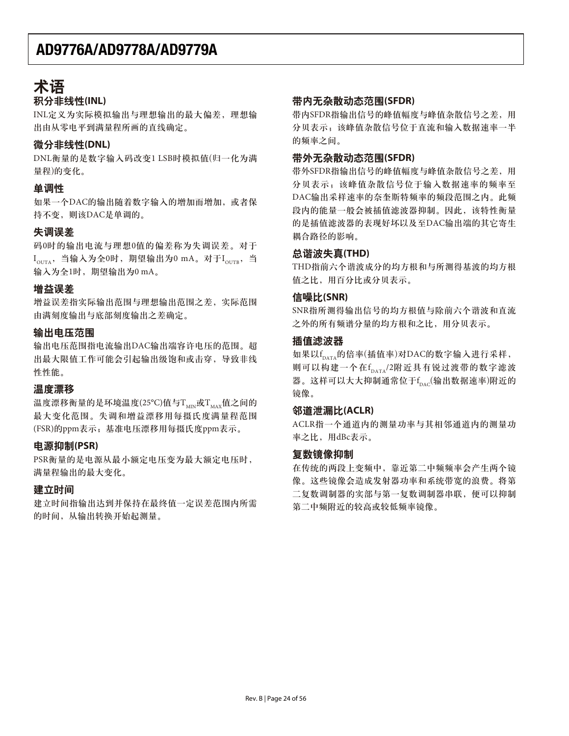# 术语

### 积分非线性(INL)

INL定义为实际模拟输出与理想输出的最大偏差，理想输出由从零电平到满量程所画的直线确定。

### 微分非线性(DNL)

DNL衡量的是数字输入码改变1 LSB时模拟值(归一化为满量程)的变化。

### 单调性

如果一个DAC的输出随着数字输入的增加而增加，或者保持不变，则该DAC是单调的。

### 失调误差

码0时的输出电流与理想0值的偏差称为失调误差。对于$I_{OUTA}$，当输入为全0时，期望输出为0 mA。对于$I_{OUTB}$，当输入为全1时，期望输出为0 mA。

### 增益误差

增益误差指实际输出范围与理想输出范围之差，实际范围由满刻度输出与底部刻度输出之差确定。

### 输出电压范围

输出电压范围指电流输出DAC输出端容许电压的范围。超出最大限值工作可能会引起输出级饱和或击穿，导致非线性性能。

### 温度漂移

温度漂移衡量的是环境温度(25°C)值与$T_{MIN}$或$T_{MAX}$值之间的最大变化范围。失调和增益漂移用每摄氏度满量程范围(FSR)的ppm表示；基准电压漂移用每摄氏度ppm表示。

### 电源抑制(PSR)

PSR衡量的是电源从最小额定电压变为最大额定电压时，满量程输出的最大变化。

### 建立时间

建立时间指输出达到并保持在最终值一定误差范围内所需的时间，从输出转换开始起测量。

### 带内无杂散动态范围(SFDR)

带内SFDR指输出信号的峰值幅度与峰值杂散信号之差，用分贝表示；该峰值杂散信号位于直流和输入数据速率一半的频率之间。

### 带外无杂散动态范围(SFDR)

带外SFDR指输出信号的峰值幅度与峰值杂散信号之差，用分贝表示；该峰值杂散信号位于输入数据速率的频率至DAC输出采样速率的奈奎斯特频率的频段范围之内。此频段内的能量一般会被插值滤波器抑制。因此，该特性衡量的是插值滤波器的表现好坏以及至DAC输出端的其它寄生耦合路径的影响。

### 总谐波失真(THD)

THD指前六个谐波成分的均方根和与所测得基波的均方根值之比，用百分比或分贝表示。

### 信噪比(SNR)

SNR指所测得输出信号的均方根值与除前六个谐波和直流之外的所有频谱分量的均方根和之比，用分贝表示。

### 插值滤波器

如果以$f_{DATA}$的倍率(插值率)对DAC的数字输入进行采样，则可以构建一个在$f_{DATA}/2$附近具有锐过渡带的数字滤波器。这样可以大大抑制通常位于$f_{DAC}$(输出数据速率)附近的镜像。

### 邻道泄漏比(ACLR)

ACLR指一个通道内的测量功率与其相邻通道内的测量功率之比，用dBc表示。

### 复数镜像抑制

在传统的两段上变频中，靠近第二中频频率会产生两个镜像。这些镜像会造成发射器功率和系统带宽的浪费。将第二复数调制器的实部与第一复数调制器串联，便可以抑制第二中频附近的较高或较低频率镜像。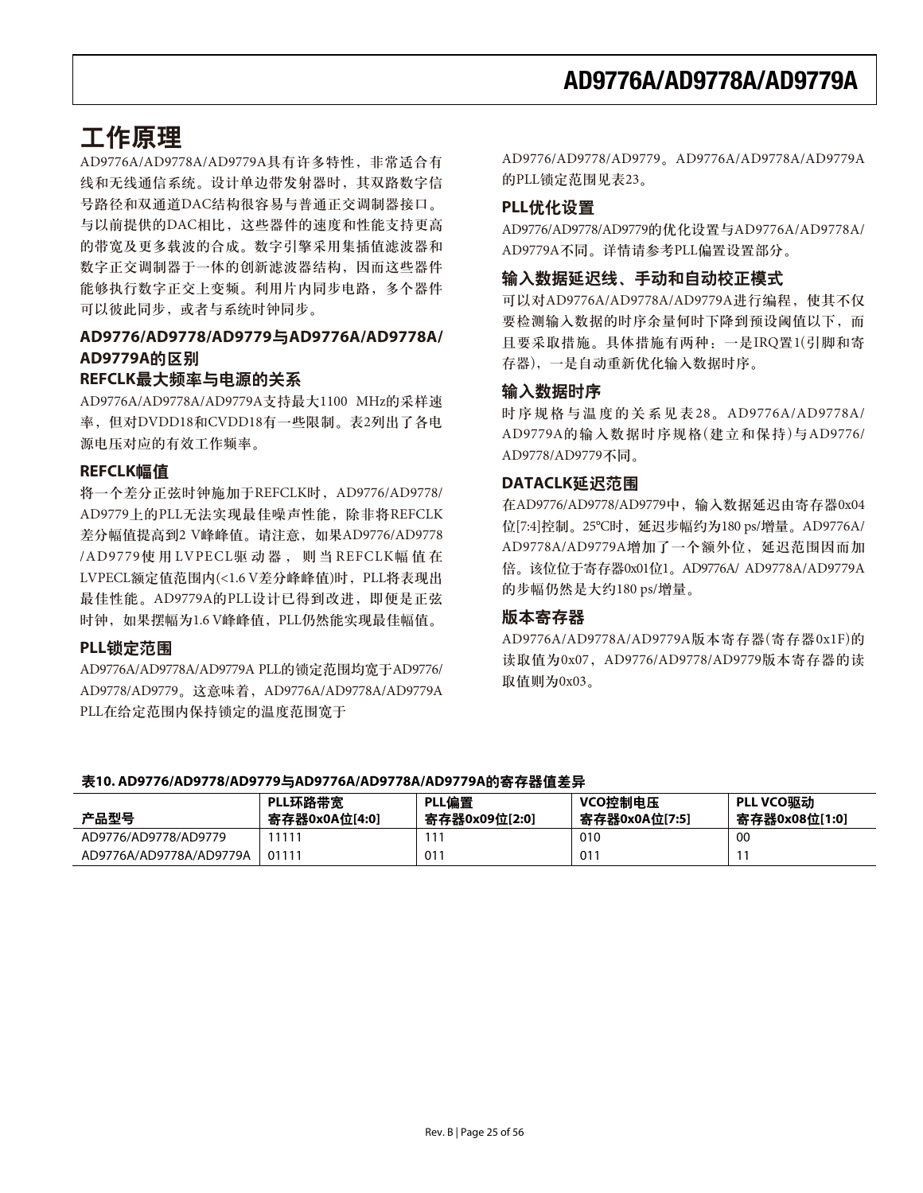# 工作原理

AD9776A/AD9778A/AD9779A具有许多特性，非常适合有线和无线通信系统。设计单边带发射器时，其双路数字信号路径和双通道DAC结构很容易与普通正交调制器接口。与以前提供的DAC相比，这些器件的速度和性能支持更高的带宽及更多载波的合成。数字引擎采用集插值滤波器和数字正交调制器于一体的创新滤波器结构，因而这些器件能够执行数字正交上变频。利用片内同步电路，多个器件可以彼此同步，或者与系统时钟同步。

## AD9776/AD9778/AD9779与AD9776A/AD9778A/AD9779A的区别

### REFCLK最大频率与电源的关系

AD9776A/AD9778A/AD9779A支持最大1100 MHz的采样速率，但对DVDD18和CVDD18有一些限制。表2列出了各电源电压对应的有效工作频率。

### REFCLK幅值

将一个差分正弦时钟施加于REFCLK时，AD9776/AD9778/AD9779上的PLL无法实现最佳噪声性能，除非将REFCLK差分幅值提高到2 V峰峰值。请注意，如果AD9776/AD9778/AD9779使用LVPECL驱动器，则当REFCLK幅值在LVPECL额定值范围内(<1.6 V差分峰峰值)时，PLL将表现出最佳性能。AD9779A的PLL设计已得到改进，即便是正弦时钟，如果摆幅为1.6 V峰峰值，PLL仍然能实现最佳幅值。

### PLL锁定范围

AD9776A/AD9778A/AD9779A PLL的锁定范围均宽于AD9776/AD9778/AD9779。这意味着，AD9776A/AD9778A/AD9779A PLL在给定范围内保持锁定的温度范围宽于AD9776/AD9778/AD9779。AD9776A/AD9778A/AD9779A的PLL锁定范围见表23。

### PLL优化设置

AD9776/AD9778/AD9779的优化设置与AD9776A/AD9778A/AD9779A不同。详情请参考PLL偏置设置部分。

### 输入数据延迟线、手动和自动校正模式

可以对AD9776A/AD9778A/AD9779A进行编程，使其不仅要检测输入数据的时序余量何时下降到预设阈值以下，而且要采取措施。具体措施有两种：一是IRQ置1(引脚和寄存器)，一是自动重新优化输入数据时序。

### 输入数据时序

时序规格与温度的关系见表28。AD9776A/AD9778A/AD9779A的输入数据时序规格(建立和保持)与AD9776/AD9778/AD9779不同。

### DATACLK延迟范围

在AD9776/AD9778/AD9779中，输入数据延迟由寄存器0x04位[7:4]控制。25°C时，延迟步幅约为180 ps/增量。AD9776A/AD9778A/AD9779A增加了一个额外位，延迟范围因而加倍。该位位于寄存器0x01位1。AD9776A/ AD9778A/AD9779A的步幅仍然是大约180 ps/增量。

### 版本寄存器

AD9776A/AD9778A/AD9779A版本寄存器(寄存器0x1F)的读取值为0x07，AD9776/AD9778/AD9779版本寄存器的读取值则为0x03。

**表10. AD9776/AD9778/AD9779与AD9776A/AD9778A/AD9779A的寄存器值差异**

| 产品型号 | PLL环路带宽 寄存器0x0A位[4:0] | PLL偏置 寄存器0x09位[2:0] | VCO控制电压 寄存器0x0A位[7:5] | PLL VCO驱动 寄存器0x08位[1:0] |
|---|---|---|---|---|
| AD9776/AD9778/AD9779 | 11111 | 111 | 010 | 00 |
| AD9776A/AD9778A/AD9779A | 01111 | 011 | 011 | 11 |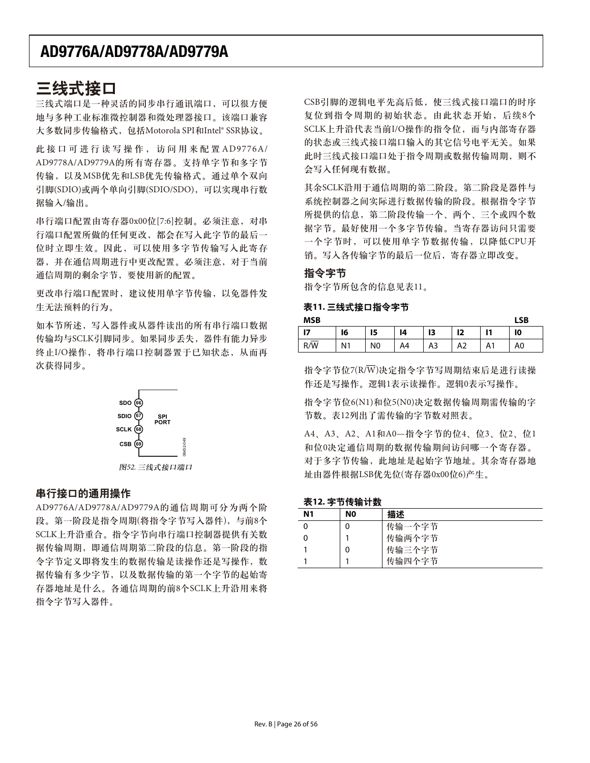# 三线式接口

三线式端口是一种灵活的同步串行通讯端口，可以很方便地与多种工业标准微控制器和微处理器接口。该端口兼容大多数同步传输格式，包括Motorola SPI和Intel® SSR协议。

此接口可进行读写操作，访问用来配置AD9776A/AD9778A/AD9779A的所有寄存器。支持单字节和多字节传输，以及MSB优先和LSB优先传输格式。通过单个双向引脚(SDIO)或两个单向引脚(SDIO/SDO)，可以实现串行数据输入/输出。

串行端口配置由寄存器0x00位[7:6]控制。必须注意，对串行端口配置所做的任何更改，都会在写入此字节的最后一位时立即生效。因此，可以使用多字节传输写入此寄存器，并在通信周期进行中更改配置。必须注意，对于当前通信周期的剩余字节，要使用新的配置。

更改串行端口配置时，建议使用单字节传输，以免器件发生无法预料的行为。

如本节所述，写入器件或从器件读出的所有串行端口数据传输均与SCLK引脚同步。如果同步丢失，器件有能力异步终止I/O操作，将串行端口控制器置于已知状态，从而再次获得同步。

SDO 66
SDIO 67
SCLK 68
CSB 69
SPI PORT

图52. 三线式接口端口

## 串行接口的通用操作

AD9776A/AD9778A/AD9779A的通信周期可分为两个阶段。第一阶段是指令周期(将指令字节写入器件)，与前8个SCLK上升沿重合。指令字节向串行端口控制器提供有关数据传输周期，即通信周期第二阶段的信息。第一阶段的指令字节定义即将发生的数据传输是读操作还是写操作，数据传输有多少字节，以及数据传输的第一个字节的起始寄存器地址是什么。各通信周期的前8个SCLK上升沿用来将指令字节写入器件。

CSB引脚的逻辑电平先高后低，使三线式接口端口的时序复位到指令周期的初始状态。由此状态开始，后续8个SCLK上升沿代表当前I/O操作的指令位，而与内部寄存器的状态或三线式接口端口输入的其它信号电平无关。如果此时三线式接口端口处于指令周期或数据传输周期，则不会写入任何现有数据。

其余SCLK沿用于通信周期的第二阶段。第二阶段是器件与系统控制器之间实际进行数据传输的阶段。根据指令字节所提供的信息，第二阶段传输一个、两个、三个或四个数据字节。最好使用一个多字节传输。当寄存器访问只需要一个字节时，可以使用单字节数据传输，以降低CPU开销。写入各传输字节的最后一位后，寄存器立即改变。

## 指令字节

指令字节所包含的信息见表11。

**表11. 三线式接口指令字节**

| MSB | | | | | | | LSB |
|---|---|---|---|---|---|---|---|
| I7 | I6 | I5 | I4 | I3 | I2 | I1 | I0 |
| R/$\overline{W}$ | N1 | N0 | A4 | A3 | A2 | A1 | A0 |

指令字节位7(R/$\overline{W}$)决定指令字节写周期结束后是进行读操作还是写操作。逻辑1表示读操作。逻辑0表示写操作。

指令字节位6(N1)和位5(N0)决定数据传输周期需传输的字节数。表12列出了需传输的字节数对照表。

A4、A3、A2、A1和A0—指令字节的位4、位3、位2、位1和位0决定通信周期的数据传输期间访问哪一个寄存器。对于多字节传输，此地址是起始字节地址。其余寄存器地址由器件根据LSB优先位(寄存器0x00位6)产生。

**表12. 字节传输计数**

| N1 | N0 | 描述 |
|---|---|---|
| 0 | 0 | 传输一个字节 |
| 0 | 1 | 传输两个字节 |
| 1 | 0 | 传输三个字节 |
| 1 | 1 | 传输四个字节 |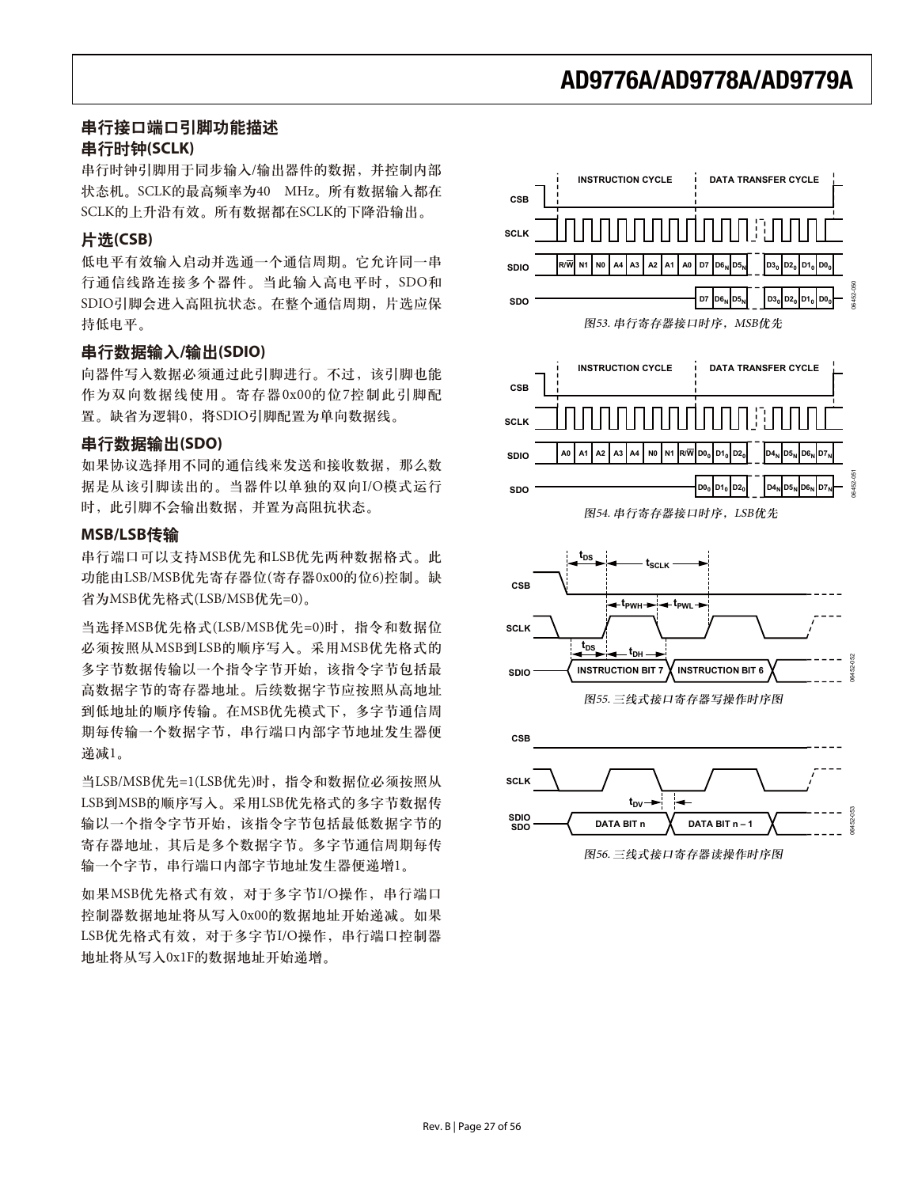## 串行接口端口引脚功能描述

### 串行时钟(SCLK)

串行时钟引脚用于同步输入/输出器件的数据，并控制内部状态机。SCLK的最高频率为40　MHz。所有数据输入都在SCLK的上升沿有效。所有数据都在SCLK的下降沿输出。

### 片选(CSB)

低电平有效输入启动并选通一个通信周期。它允许同一串行通信线路连接多个器件。当此输入高电平时，SDO和SDIO引脚会进入高阻抗状态。在整个通信周期，片选应保持低电平。

### 串行数据输入/输出(SDIO)

向器件写入数据必须通过此引脚进行。不过，该引脚也能作为双向数据线使用。寄存器0x00的位7控制此引脚配置。缺省为逻辑0，将SDIO引脚配置为单向数据线。

### 串行数据输出(SDO)

如果协议选择用不同的通信线来发送和接收数据，那么数据是从该引脚读出的。当器件以单独的双向I/O模式运行时，此引脚不会输出数据，并置为高阻抗状态。

### MSB/LSB传输

串行端口可以支持MSB优先和LSB优先两种数据格式。此功能由LSB/MSB优先寄存器位(寄存器0x00的位6)控制。缺省为MSB优先格式(LSB/MSB优先=0)。

当选择MSB优先格式(LSB/MSB优先=0)时，指令和数据位必须按照从MSB到LSB的顺序写入。采用MSB优先格式的多字节数据传输以一个指令字节开始，该指令字节包括最高数据字节的寄存器地址。后续数据字节应按照从高地址到低地址的顺序传输。在MSB优先模式下，多字节通信周期每传输一个数据字节，串行端口内部字节地址发生器便递减1。

当LSB/MSB优先=1(LSB优先)时，指令和数据位必须按照从LSB到MSB的顺序写入。采用LSB优先格式的多字节数据传输以一个指令字节开始，该指令字节包括最低数据字节的寄存器地址，其后是多个数据字节。多字节通信周期每传输一个字节，串行端口内部字节地址发生器便递增1。

如果MSB优先格式有效，对于多字节I/O操作，串行端口控制器数据地址将从写入0x00的数据地址开始递减。如果LSB优先格式有效，对于多字节I/O操作，串行端口控制器地址将从写入0x1F的数据地址开始递增。

*图53. 串行寄存器接口时序，MSB优先*

*图54. 串行寄存器接口时序，LSB优先*

*图55. 三线式接口寄存器写操作时序图*

*图56. 三线式接口寄存器读操作时序图*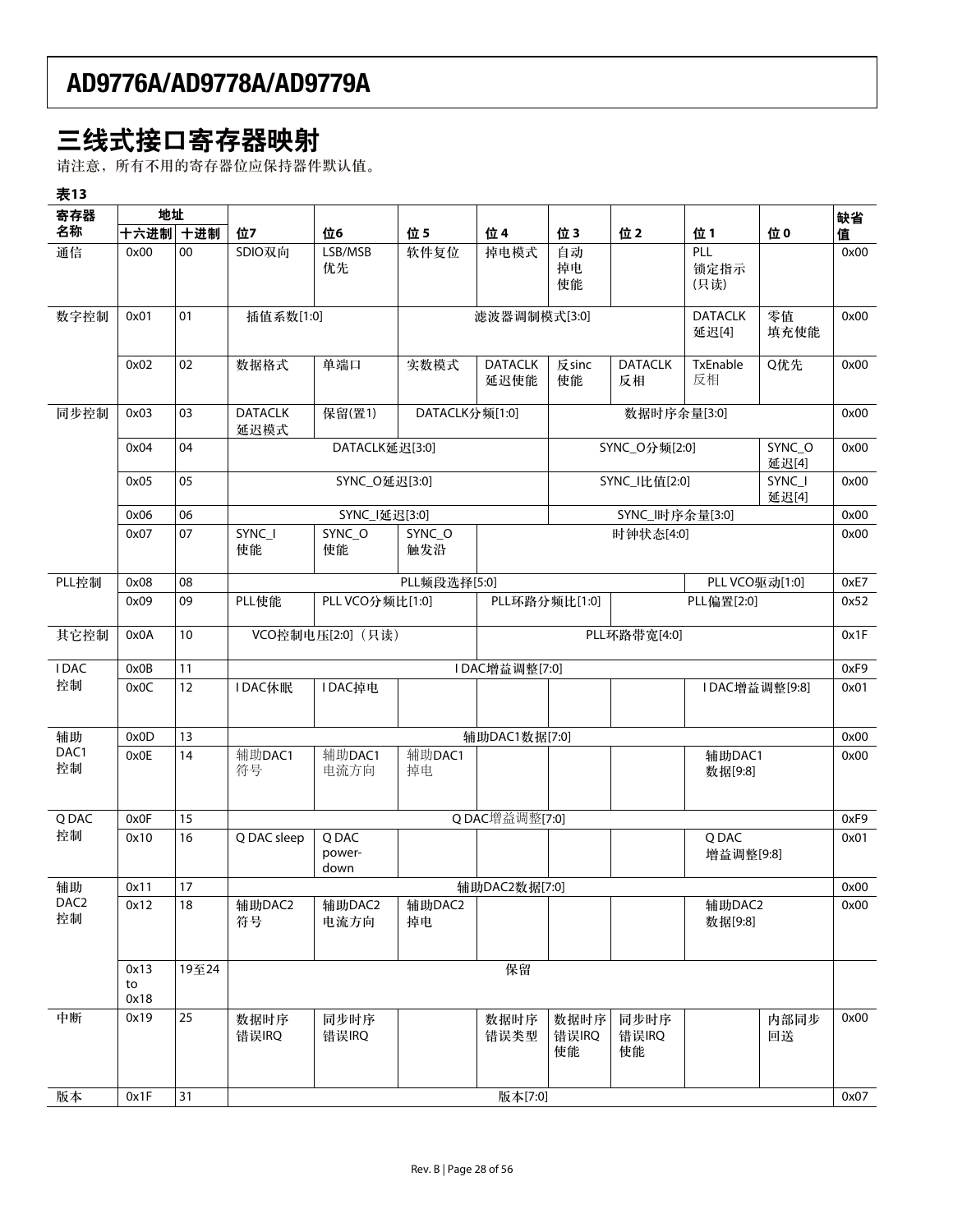# 三线式接口寄存器映射

请注意，所有不用的寄存器位应保持器件默认值。

**表13**

| 寄存器名称 | 地址 十六进制 | 地址 十进制 | 位7 | 位6 | 位5 | 位4 | 位3 | 位2 | 位1 | 位0 | 缺省值 |
|---|---|---|---|---|---|---|---|---|---|---|---|
| 通信 | 0x00 | 00 | SDIO双向 | LSB/MSB优先 | 软件复位 | 掉电模式 | 自动掉电使能 | | PLL锁定指示(只读) | | 0x00 |
| 数字控制 | 0x01 | 01 | 插值系数[1:0] | | 滤波器调制模式[3:0] | | | | DATACLK延迟[4] | 零值填充使能 | 0x00 |
| | 0x02 | 02 | 数据格式 | 单端口 | 实数模式 | DATACLK延迟使能 | 反sinc使能 | DATACLK反相 | TxEnable反相 | Q优先 | 0x00 |
| 同步控制 | 0x03 | 03 | DATACLK延迟模式 | 保留(置1) | DATACLK分频[1:0] | | 数据时序余量[3:0] | | | | 0x00 |
| | 0x04 | 04 | DATACLK延迟[3:0] | | | | SYNC_O分频[2:0] | | | SYNC_O延迟[4] | 0x00 |
| | 0x05 | 05 | SYNC_O延迟[3:0] | | | | SYNC_I比值[2:0] | | | SYNC_I延迟[4] | 0x00 |
| | 0x06 | 06 | SYNC_I延迟[3:0] | | | | SYNC_I时序余量[3:0] | | | | 0x00 |
| | 0x07 | 07 | SYNC_I使能 | SYNC_O使能 | SYNC_O触发沿 | 时钟状态[4:0] | | | | | 0x00 |
| PLL控制 | 0x08 | 08 | PLL频段选择[5:0] | | | | | | PLL VCO驱动[1:0] | | 0xE7 |
| | 0x09 | 09 | PLL使能 | PLL VCO分频比[1:0] | | PLL环路分频比[1:0] | | PLL偏置[2:0] | | | 0x52 |
| 其它控制 | 0x0A | 10 | VCO控制电压[2:0]（只读） | | | PLL环路带宽[4:0] | | | | | 0x1F |
| I DAC控制 | 0x0B | 11 | I DAC增益调整[7:0] | | | | | | | | 0xF9 |
| | 0x0C | 12 | I DAC休眠 | I DAC掉电 | | | | | I DAC增益调整[9:8] | | 0x01 |
| 辅助DAC1控制 | 0x0D | 13 | 辅助DAC1数据[7:0] | | | | | | | | 0x00 |
| | 0x0E | 14 | 辅助DAC1符号 | 辅助DAC1电流方向 | 辅助DAC1掉电 | | | | 辅助DAC1数据[9:8] | | 0x00 |
| Q DAC控制 | 0x0F | 15 | Q DAC增益调整[7:0] | | | | | | | | 0xF9 |
| | 0x10 | 16 | Q DAC sleep | Q DAC power-down | | | | | Q DAC增益调整[9:8] | | 0x01 |
| 辅助DAC2控制 | 0x11 | 17 | 辅助DAC2数据[7:0] | | | | | | | | 0x00 |
| | 0x12 | 18 | 辅助DAC2符号 | 辅助DAC2电流方向 | 辅助DAC2掉电 | | | | 辅助DAC2数据[9:8] | | 0x00 |
| | 0x13 to 0x18 | 19至24 | 保留 | | | | | | | | |
| 中断 | 0x19 | 25 | 数据时序错误IRQ | 同步时序错误IRQ | | 数据时序错误类型 | 数据时序错误IRQ使能 | 同步时序错误IRQ使能 | | 内部同步回送 | 0x00 |
| 版本 | 0x1F | 31 | 版本[7:0] | | | | | | | | 0x07 |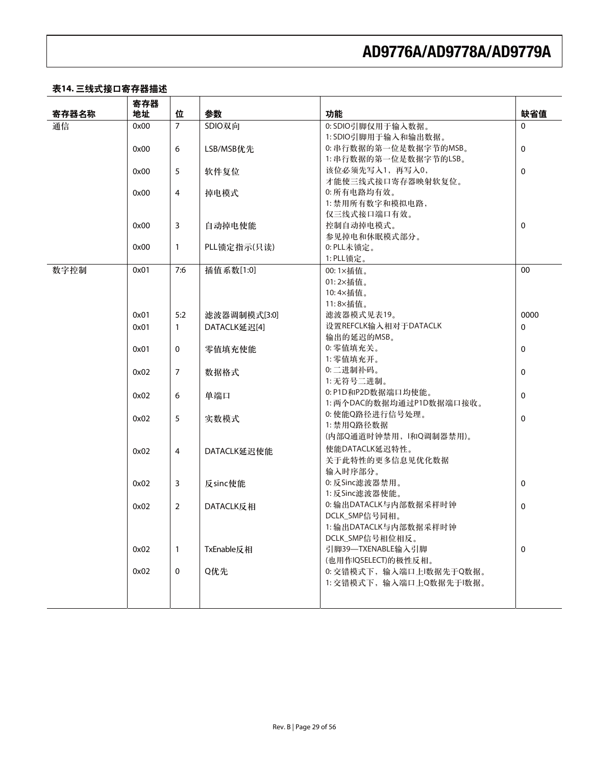**表14. 三线式接口寄存器描述**

| 寄存器名称 | 寄存器地址 | 位 | 参数 | 功能 | 缺省值 |
|---|---|---|---|---|---|
| 通信 | 0x00 | 7 | SDIO双向 | 0: SDIO引脚仅用于输入数据。<br>1: SDIO引脚用于输入和输出数据。 | 0 |
| | 0x00 | 6 | LSB/MSB优先 | 0: 串行数据的第一位是数据字节的MSB。<br>1: 串行数据的第一位是数据字节的LSB。 | 0 |
| | 0x00 | 5 | 软件复位 | 该位必须先写入1，再写入0，<br>才能使三线式接口寄存器映射软复位。 | 0 |
| | 0x00 | 4 | 掉电模式 | 0: 所有电路均有效。<br>1: 禁用所有数字和模拟电路，<br>仅三线式接口端口有效。 | |
| | 0x00 | 3 | 自动掉电使能 | 控制自动掉电模式。<br>参见掉电和休眠模式部分。 | 0 |
| | 0x00 | 1 | PLL锁定指示(只读) | 0: PLL未锁定。<br>1: PLL锁定。 | |
| 数字控制 | 0x01 | 7:6 | 插值系数[1:0] | 00: 1×插值。<br>01: 2×插值。<br>10: 4×插值。<br>11: 8×插值。 | 00 |
| | 0x01 | 5:2 | 滤波器调制模式[3:0] | 滤波器模式见表19。 | 0000 |
| | 0x01 | 1 | DATACLK延迟[4] | 设置REFCLK输入相对于DATACLK<br>输出的延迟的MSB。 | 0 |
| | 0x01 | 0 | 零值填充使能 | 0: 零值填充关。<br>1: 零值填充开。 | 0 |
| | 0x02 | 7 | 数据格式 | 0: 二进制补码。<br>1: 无符号二进制。 | 0 |
| | 0x02 | 6 | 单端口 | 0: P1D和P2D数据端口均使能。<br>1: 两个DAC的数据均通过P1D数据端口接收。 | 0 |
| | 0x02 | 5 | 实数模式 | 0: 使能Q路径进行信号处理。<br>1: 禁用Q路径数据<br>(内部Q通道时钟禁用，I和Q调制器禁用)。 | 0 |
| | 0x02 | 4 | DATACLK延迟使能 | 使能DATACLK延迟特性。<br>关于此特性的更多信息见优化数据<br>输入时序部分。 | |
| | 0x02 | 3 | 反sinc使能 | 0: 反Sinc滤波器禁用。<br>1: 反Sinc滤波器使能。 | 0 |
| | 0x02 | 2 | DATACLK反相 | 0: 输出DATACLK与内部数据采样时钟<br>DCLK_SMP信号同相。<br>1: 输出DATACLK与内部数据采样时钟<br>DCLK_SMP信号相位相反。 | 0 |
| | 0x02 | 1 | TxEnable反相 | 引脚39—TXENABLE输入引脚<br>(也用作IQSELECT)的极性反相。 | 0 |
| | 0x02 | 0 | Q优先 | 0: 交错模式下，输入端口上I数据先于Q数据。<br>1: 交错模式下，输入端口上Q数据先于I数据。 | |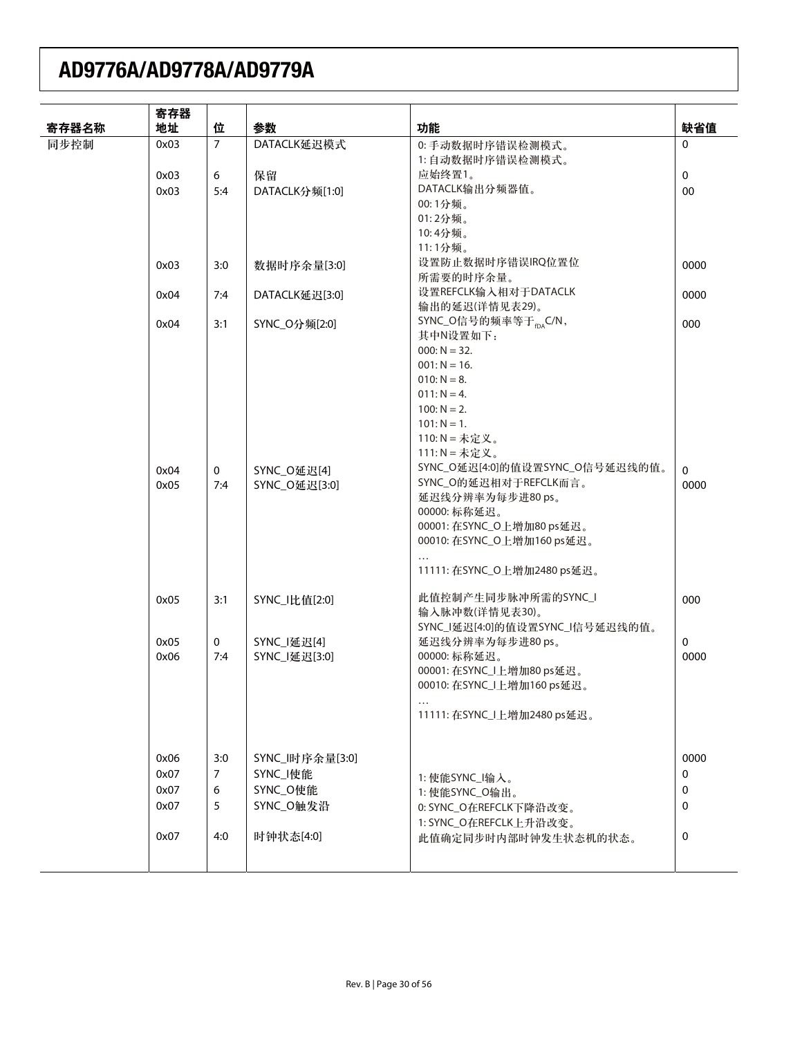| 寄存器名称 | 寄存器地址 | 位 | 参数 | 功能 | 缺省值 |
|---|---|---|---|---|---|
| 同步控制 | 0x03 | 7 | DATACLK延迟模式 | 0: 手动数据时序错误检测模式。<br>1: 自动数据时序错误检测模式。 | 0 |
| | 0x03 | 6 | 保留 | 应始终置1。 | 0 |
| | 0x03 | 5:4 | DATACLK分频[1:0] | DATACLK输出分频器值。<br>00: 1分频。<br>01: 2分频。<br>10: 4分频。<br>11: 1分频。 | 00 |
| | 0x03 | 3:0 | 数据时序余量[3:0] | 设置防止数据时序错误IRQ位置位所需要的时序余量。 | 0000 |
| | 0x04 | 7:4 | DATACLK延迟[3:0] | 设置REFCLK输入相对于DATACLK输出的延迟(详情见表29)。 | 0000 |
| | 0x04 | 3:1 | SYNC_O分频[2:0] | SYNC_O信号的频率等于$f_{DAC}$/N，其中N设置如下：<br>000: N = 32.<br>001: N = 16.<br>010: N = 8.<br>011: N = 4.<br>100: N = 2.<br>101: N = 1.<br>110: N = 未定义。<br>111: N = 未定义。 | 000 |
| | 0x04 | 0 | SYNC_O延迟[4] | SYNC_O延迟[4:0]的值设置SYNC_O信号延迟线的值。 | 0 |
| | 0x05 | 7:4 | SYNC_O延迟[3:0] | SYNC_O的延迟相对于REFCLK而言。<br>延迟线分辨率为每步进80 ps。<br>00000: 标称延迟。<br>00001: 在SYNC_O上增加80 ps延迟。<br>00010: 在SYNC_O上增加160 ps延迟。<br>…<br>11111: 在SYNC_O上增加2480 ps延迟。 | 0000 |
| | 0x05 | 3:1 | SYNC_I比值[2:0] | 此值控制产生同步脉冲所需的SYNC_I输入脉冲数(详情见表30)。 | 000 |
| | 0x05 | 0 | SYNC_I延迟[4] | SYNC_I延迟[4:0]的值设置SYNC_I信号延迟线的值。<br>延迟线分辨率为每步进80 ps。 | 0 |
| | 0x06 | 7:4 | SYNC_I延迟[3:0] | 00000: 标称延迟。<br>00001: 在SYNC_I上增加80 ps延迟。<br>00010: 在SYNC_I上增加160 ps延迟。<br>…<br>11111: 在SYNC_I上增加2480 ps延迟。 | 0000 |
| | 0x06 | 3:0 | SYNC_I时序余量[3:0] | | 0000 |
| | 0x07 | 7 | SYNC_I使能 | 1: 使能SYNC_I输入。 | 0 |
| | 0x07 | 6 | SYNC_O使能 | 1: 使能SYNC_O输出。 | 0 |
| | 0x07 | 5 | SYNC_O触发沿 | 0: SYNC_O在REFCLK下降沿改变。<br>1: SYNC_O在REFCLK上升沿改变。 | 0 |
| | 0x07 | 4:0 | 时钟状态[4:0] | 此值确定同步时内部时钟发生状态机的状态。 | 0 |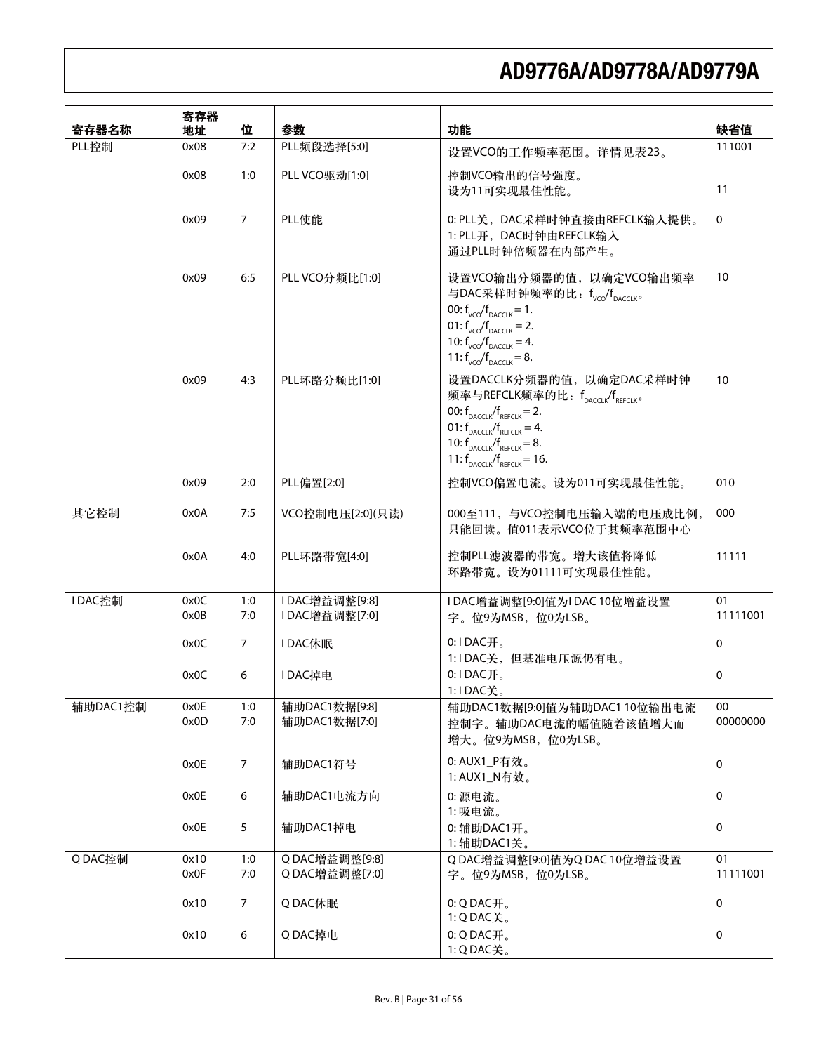| 寄存器名称 | 寄存器地址 | 位 | 参数 | 功能 | 缺省值 |
|---|---|---|---|---|---|
| PLL控制 | 0x08 | 7:2 | PLL频段选择[5:0] | 设置VCO的工作频率范围。详情见表23。 | 111001 |
| | 0x08 | 1:0 | PLL VCO驱动[1:0] | 控制VCO输出的信号强度。设为11可实现最佳性能。 | 11 |
| | 0x09 | 7 | PLL使能 | 0: PLL关，DAC采样时钟直接由REFCLK输入提供。1: PLL开，DAC时钟由REFCLK输入通过PLL时钟倍频器在内部产生。 | 0 |
| | 0x09 | 6:5 | PLL VCO分频比[1:0] | 设置VCO输出分频器的值，以确定VCO输出频率与DAC采样时钟频率的比：$f_{VCO}/f_{DACCLK}$。00: $f_{VCO}/f_{DACCLK} = 1$. 01: $f_{VCO}/f_{DACCLK} = 2$. 10: $f_{VCO}/f_{DACCLK} = 4$. 11: $f_{VCO}/f_{DACCLK} = 8$. | 10 |
| | 0x09 | 4:3 | PLL环路分频比[1:0] | 设置DACCLK分频器的值，以确定DAC采样时钟频率与REFCLK频率的比：$f_{DACCLK}/f_{REFCLK}$。00: $f_{DACCLK}/f_{REFCLK} = 2$. 01: $f_{DACCLK}/f_{REFCLK} = 4$. 10: $f_{DACCLK}/f_{REFCLK} = 8$. 11: $f_{DACCLK}/f_{REFCLK} = 16$. | 10 |
| | 0x09 | 2:0 | PLL偏置[2:0] | 控制VCO偏置电流。设为011可实现最佳性能。 | 010 |
| 其它控制 | 0x0A | 7:5 | VCO控制电压[2:0](只读) | 000至111，与VCO控制电压输入端的电压成比例，只能回读。值011表示VCO位于其频率范围中心 | 000 |
| | 0x0A | 4:0 | PLL环路带宽[4:0] | 控制PLL滤波器的带宽。增大该值将降低环路带宽。设为01111可实现最佳性能。 | 11111 |
| I DAC控制 | 0x0C<br>0x0B | 1:0<br>7:0 | I DAC增益调整[9:8]<br>I DAC增益调整[7:0] | I DAC增益调整[9:0]值为I DAC 10位增益设置字。位9为MSB，位0为LSB。 | 01<br>11111001 |
| | 0x0C | 7 | I DAC休眠 | 0: I DAC开。1: I DAC关，但基准电压源仍有电。 | 0 |
| | 0x0C | 6 | I DAC掉电 | 0: I DAC开。1: I DAC关。 | 0 |
| 辅助DAC1控制 | 0x0E<br>0x0D | 1:0<br>7:0 | 辅助DAC1数据[9:8]<br>辅助DAC1数据[7:0] | 辅助DAC1数据[9:0]值为辅助DAC1 10位输出电流控制字。辅助DAC电流的幅值随着该值增大而增大。位9为MSB，位0为LSB。 | 00<br>00000000 |
| | 0x0E | 7 | 辅助DAC1符号 | 0: AUX1_P有效。1: AUX1_N有效。 | 0 |
| | 0x0E | 6 | 辅助DAC1电流方向 | 0: 源电流。1: 吸电流。 | 0 |
| | 0x0E | 5 | 辅助DAC1掉电 | 0: 辅助DAC1开。1: 辅助DAC1关。 | 0 |
| Q DAC控制 | 0x10<br>0x0F | 1:0<br>7:0 | Q DAC增益调整[9:8]<br>Q DAC增益调整[7:0] | Q DAC增益调整[9:0]值为Q DAC 10位增益设置字。位9为MSB，位0为LSB。 | 01<br>11111001 |
| | 0x10 | 7 | Q DAC休眠 | 0: Q DAC开。1: Q DAC关。 | 0 |
| | 0x10 | 6 | Q DAC掉电 | 0: Q DAC开。1: Q DAC关。 | 0 |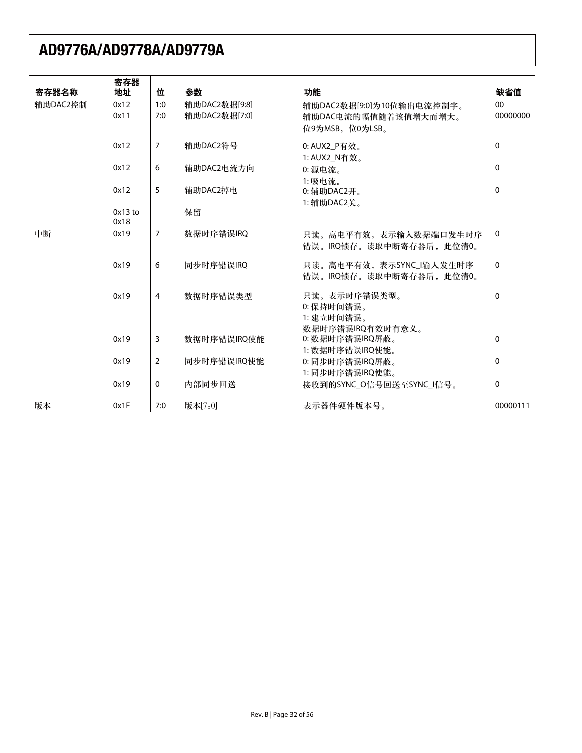| 寄存器名称 | 寄存器地址 | 位 | 参数 | 功能 | 缺省值 |
| --- | --- | --- | --- | --- | --- |
| 辅助DAC2控制 | 0x12 | 1:0 | 辅助DAC2数据[9:8] | 辅助DAC2数据[9:0]为10位输出电流控制字。 | 00 |
| | 0x11 | 7:0 | 辅助DAC2数据[7:0] | 辅助DAC电流的幅值随着该值增大而增大。位9为MSB，位0为LSB。 | 00000000 |
| | 0x12 | 7 | 辅助DAC2符号 | 0: AUX2_P有效。<br>1: AUX2_N有效。 | 0 |
| | 0x12 | 6 | 辅助DAC2电流方向 | 0: 源电流。<br>1: 吸电流。 | 0 |
| | 0x12 | 5 | 辅助DAC2掉电 | 0: 辅助DAC2开。<br>1: 辅助DAC2关。 | 0 |
| | 0x13 to 0x18 | | 保留 | | |
| 中断 | 0x19 | 7 | 数据时序错误IRQ | 只读。高电平有效，表示输入数据端口发生时序错误。IRQ锁存。读取中断寄存器后，此位清0。 | 0 |
| | 0x19 | 6 | 同步时序错误IRQ | 只读。高电平有效，表示SYNC_I输入发生时序错误。IRQ锁存。读取中断寄存器后，此位清0。 | 0 |
| | 0x19 | 4 | 数据时序错误类型 | 只读。表示时序错误类型。<br>0: 保持时间错误。<br>1: 建立时间错误。<br>数据时序错误IRQ有效时有意义。 | 0 |
| | 0x19 | 3 | 数据时序错误IRQ使能 | 0: 数据时序错误IRQ屏蔽。<br>1: 数据时序错误IRQ使能。 | 0 |
| | 0x19 | 2 | 同步时序错误IRQ使能 | 0: 同步时序错误IRQ屏蔽。<br>1: 同步时序错误IRQ使能。 | 0 |
| | 0x19 | 0 | 内部同步回送 | 接收到的SYNC_O信号回送至SYNC_I信号。 | 0 |
| 版本 | 0x1F | 7:0 | 版本[7:0] | 表示器件硬件版本号。 | 00000111 |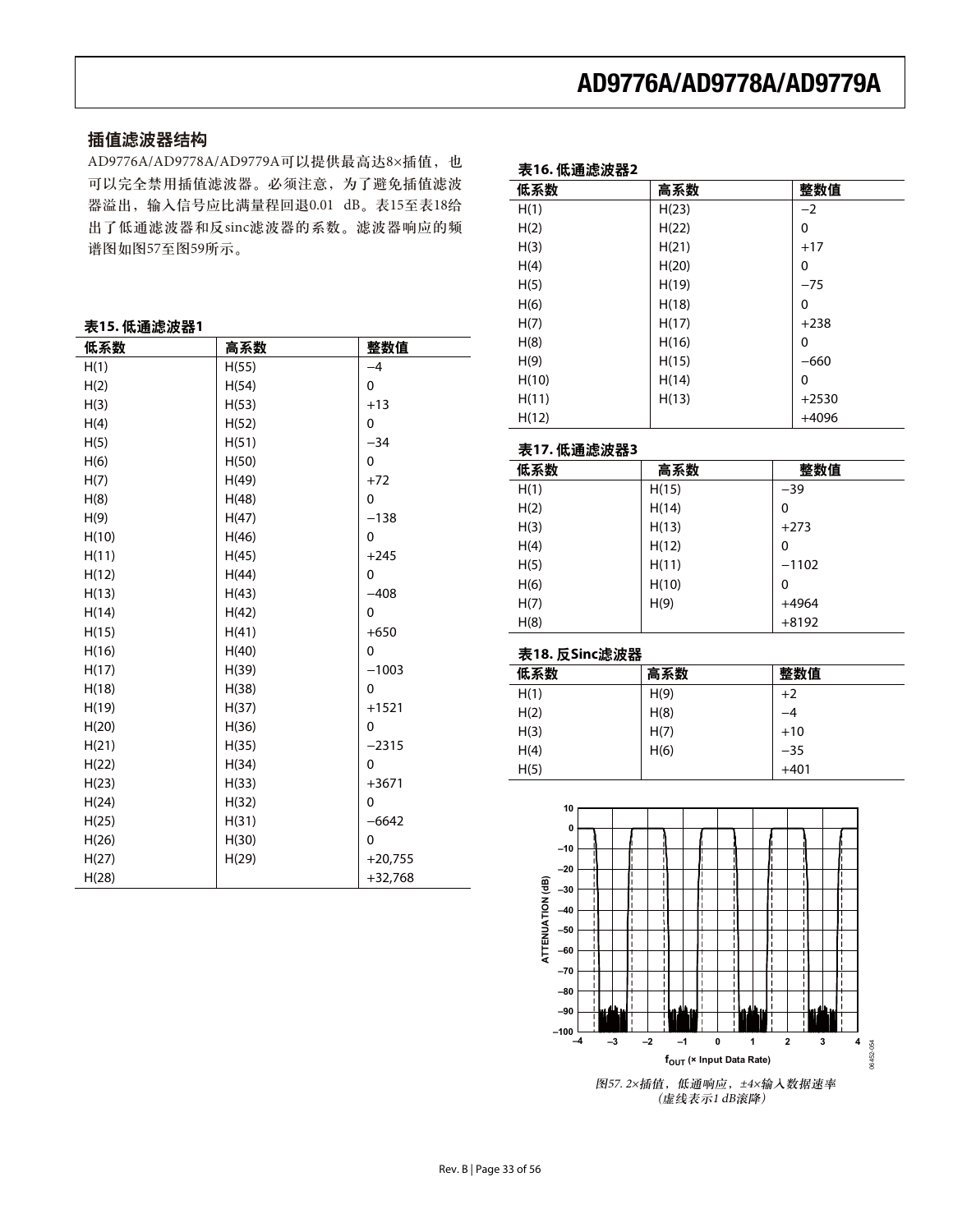## 插值滤波器结构

AD9776A/AD9778A/AD9779A可以提供最高达8×插值，也可以完全禁用插值滤波器。必须注意，为了避免插值滤波器溢出，输入信号应比满量程回退0.01 dB。表15至表18给出了低通滤波器和反sinc滤波器的系数。滤波器响应的频谱图如图57至图59所示。

**表15. 低通滤波器1**

| 低系数 | 高系数 | 整数值 |
|---|---|---|
| H(1) | H(55) | −4 |
| H(2) | H(54) | 0 |
| H(3) | H(53) | +13 |
| H(4) | H(52) | 0 |
| H(5) | H(51) | −34 |
| H(6) | H(50) | 0 |
| H(7) | H(49) | +72 |
| H(8) | H(48) | 0 |
| H(9) | H(47) | −138 |
| H(10) | H(46) | 0 |
| H(11) | H(45) | +245 |
| H(12) | H(44) | 0 |
| H(13) | H(43) | −408 |
| H(14) | H(42) | 0 |
| H(15) | H(41) | +650 |
| H(16) | H(40) | 0 |
| H(17) | H(39) | −1003 |
| H(18) | H(38) | 0 |
| H(19) | H(37) | +1521 |
| H(20) | H(36) | 0 |
| H(21) | H(35) | −2315 |
| H(22) | H(34) | 0 |
| H(23) | H(33) | +3671 |
| H(24) | H(32) | 0 |
| H(25) | H(31) | −6642 |
| H(26) | H(30) | 0 |
| H(27) | H(29) | +20,755 |
| H(28) | | +32,768 |

**表16. 低通滤波器2**

| 低系数 | 高系数 | 整数值 |
|---|---|---|
| H(1) | H(23) | −2 |
| H(2) | H(22) | 0 |
| H(3) | H(21) | +17 |
| H(4) | H(20) | 0 |
| H(5) | H(19) | −75 |
| H(6) | H(18) | 0 |
| H(7) | H(17) | +238 |
| H(8) | H(16) | 0 |
| H(9) | H(15) | −660 |
| H(10) | H(14) | 0 |
| H(11) | H(13) | +2530 |
| H(12) | | +4096 |

**表17. 低通滤波器3**

| 低系数 | 高系数 | 整数值 |
|---|---|---|
| H(1) | H(15) | −39 |
| H(2) | H(14) | 0 |
| H(3) | H(13) | +273 |
| H(4) | H(12) | 0 |
| H(5) | H(11) | −1102 |
| H(6) | H(10) | 0 |
| H(7) | H(9) | +4964 |
| H(8) | | +8192 |

**表18. 反Sinc滤波器**

| 低系数 | 高系数 | 整数值 |
|---|---|---|
| H(1) | H(9) | +2 |
| H(2) | H(8) | −4 |
| H(3) | H(7) | +10 |
| H(4) | H(6) | −35 |
| H(5) | | +401 |

*图57. 2×插值，低通响应，±4×输入数据速率（虚线表示1 dB滚降）*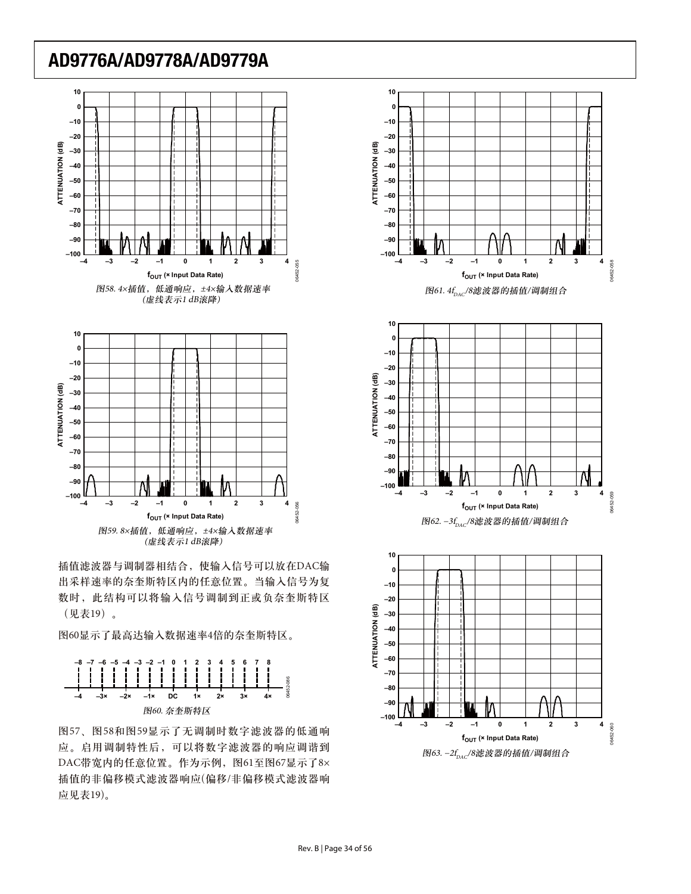图58. 4×插值，低通响应，±4×输入数据速率
（虚线表示1 dB滚降）

图59. 8×插值，低通响应，±4×输入数据速率
（虚线表示1 dB滚降）

插值滤波器与调制器相结合，使输入信号可以放在DAC输出采样速率的奈奎斯特区内的任意位置。当输入信号为复数时，此结构可以将输入信号调制到正或负奈奎斯特区（见表19）。

图60显示了最高达输入数据速率4倍的奈奎斯特区。

图60. 奈奎斯特区

图57、图58和图59显示了无调制时数字滤波器的低通响应。启用调制特性后，可以将数字滤波器的响应调谐到DAC带宽内的任意位置。作为示例，图61至图67显示了8×插值的非偏移模式滤波器响应(偏移/非偏移模式滤波器响应见表19)。

图61. $4f_{DAC}/8$滤波器的插值/调制组合

图62. $-3f_{DAC}/8$滤波器的插值/调制组合

图63. $-2f_{DAC}/8$滤波器的插值/调制组合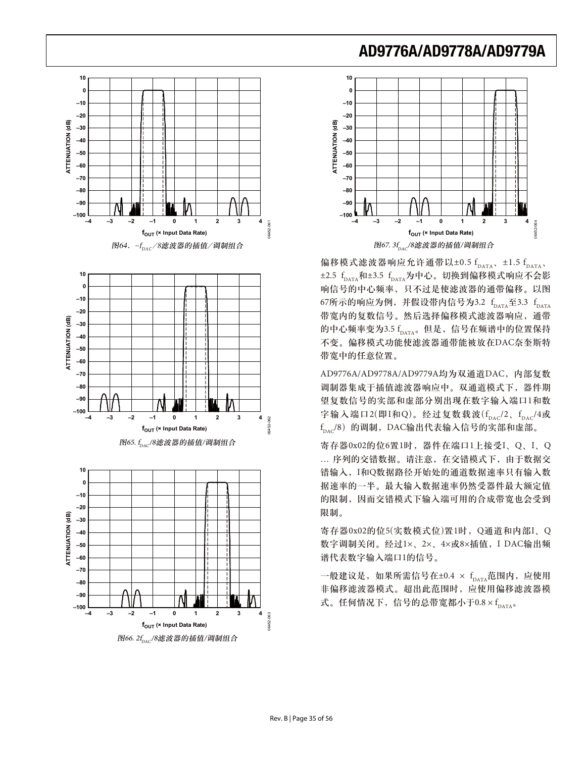图64．$-f_{DAC}/8$滤波器的插值/调制组合

图65. $f_{DAC}/8$滤波器的插值/调制组合

图66. $2f_{DAC}/8$滤波器的插值/调制组合

图67. $3f_{DAC}/8$滤波器的插值/调制组合

偏移模式滤波器响应允许通带以±0.5 $f_{DATA}$、±1.5 $f_{DATA}$、±2.5 $f_{DATA}$和±3.5 $f_{DATA}$为中心。切换到偏移模式响应不会影响信号的中心频率，只不过是使滤波器的通带偏移。以图67所示的响应为例，并假设带内信号为3.2 $f_{DATA}$至3.3 $f_{DATA}$带宽内的复数信号。然后选择偏移模式滤波器响应，通带的中心频率变为3.5 $f_{DATA}$。但是，信号在频谱中的位置保持不变。偏移模式功能使滤波器通带能被放在DAC奈奎斯特带宽中的任意位置。

AD9776A/AD9778A/AD9779A均为双通道DAC，内部复数调制器集成于插值滤波器响应中。双通道模式下，器件期望复数信号的实部和虚部分别出现在数字输入端口1和数字输入端口2(即I和Q)。经过复数载波($f_{DAC}/2$、$f_{DAC}/4$或$f_{DAC}/8$）的调制，DAC输出代表输入信号的实部和虚部。

寄存器0x02的位6置1时，器件在端口1上接受I、Q、I、Q ... 序列的交错数据。请注意，在交错模式下，由于数据交错输入，I和Q数据路径开始处的通道数据速率只有输入数据速率的一半。最大输入数据速率仍然受器件最大额定值的限制，因而交错模式下输入端可用的合成带宽也会受到限制。

寄存器0x02的位5(实数模式位)置1时，Q通道和内部I、Q数字调制关闭。经过1×、2×、4×或8×插值，I DAC输出频谱代表数字输入端口1的信号。

一般建议是，如果所需信号在±0.4 × $f_{DATA}$范围内，应使用非偏移滤波器模式。超出此范围时，应使用偏移滤波器模式。任何情况下，信号的总带宽都小于0.8 × $f_{DATA}$。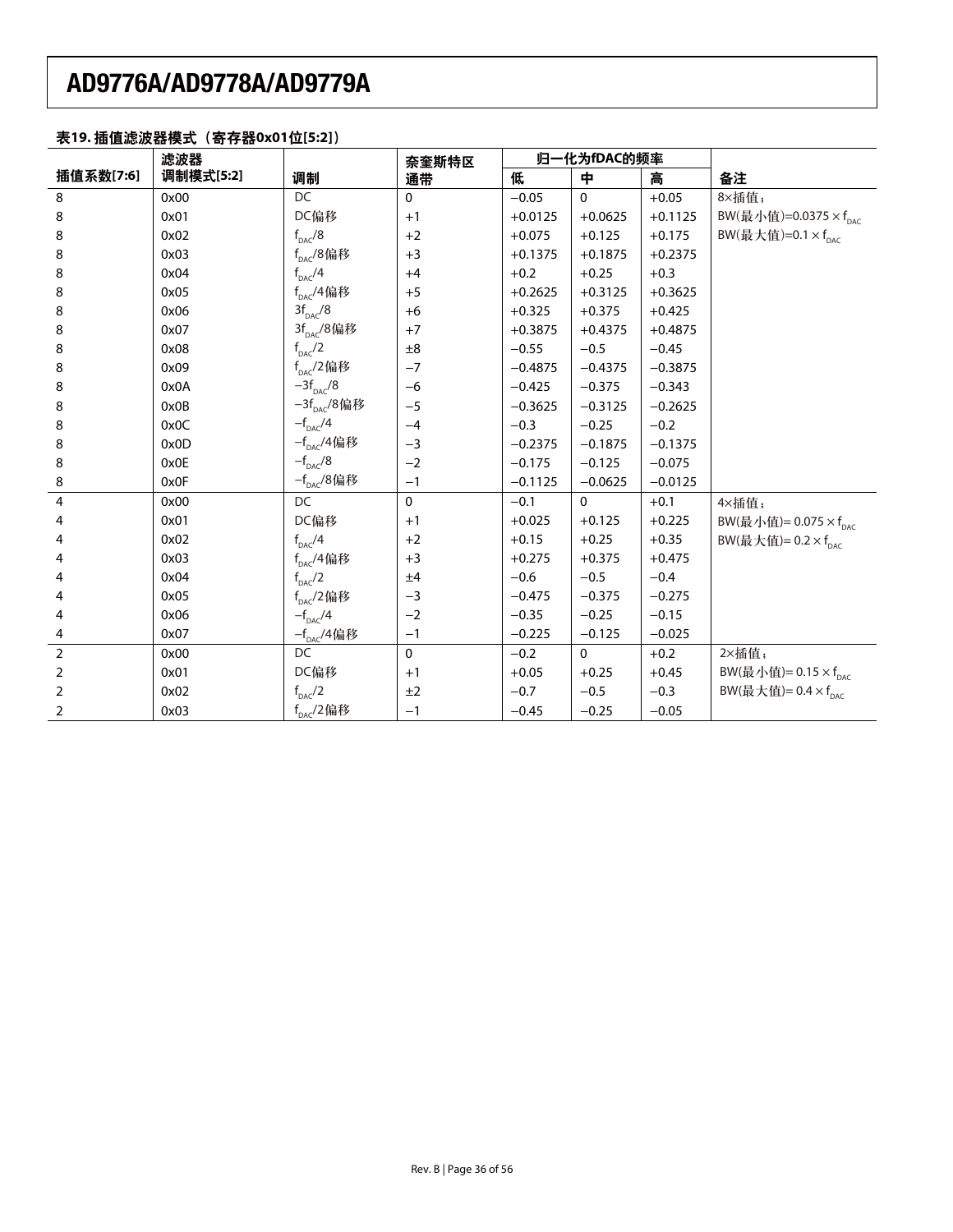**表19. 插值滤波器模式（寄存器0x01位[5:2]）**

| 插值系数[7:6] | 滤波器调制模式[5:2] | 调制 | 奈奎斯特区通带 | 归一化为fDAC的频率 | | | 备注 |
|---|---|---|---|---|---|---|---|
| | | | | 低 | 中 | 高 | |
| 8 | 0x00 | DC | 0 | −0.05 | 0 | +0.05 | 8×插值； |
| 8 | 0x01 | DC偏移 | +1 | +0.0125 | +0.0625 | +0.1125 | BW(最小值)=0.0375 × $f_{DAC}$ |
| 8 | 0x02 | $f_{DAC}/8$ | +2 | +0.075 | +0.125 | +0.175 | BW(最大值)=0.1 × $f_{DAC}$ |
| 8 | 0x03 | $f_{DAC}/8$偏移 | +3 | +0.1375 | +0.1875 | +0.2375 | |
| 8 | 0x04 | $f_{DAC}/4$ | +4 | +0.2 | +0.25 | +0.3 | |
| 8 | 0x05 | $f_{DAC}/4$偏移 | +5 | +0.2625 | +0.3125 | +0.3625 | |
| 8 | 0x06 | $3f_{DAC}/8$ | +6 | +0.325 | +0.375 | +0.425 | |
| 8 | 0x07 | $3f_{DAC}/8$偏移 | +7 | +0.3875 | +0.4375 | +0.4875 | |
| 8 | 0x08 | $f_{DAC}/2$ | ±8 | −0.55 | −0.5 | −0.45 | |
| 8 | 0x09 | $f_{DAC}/2$偏移 | −7 | −0.4875 | −0.4375 | −0.3875 | |
| 8 | 0x0A | $-3f_{DAC}/8$ | −6 | −0.425 | −0.375 | −0.343 | |
| 8 | 0x0B | $-3f_{DAC}/8$偏移 | −5 | −0.3625 | −0.3125 | −0.2625 | |
| 8 | 0x0C | $-f_{DAC}/4$ | −4 | −0.3 | −0.25 | −0.2 | |
| 8 | 0x0D | $-f_{DAC}/4$偏移 | −3 | −0.2375 | −0.1875 | −0.1375 | |
| 8 | 0x0E | $-f_{DAC}/8$ | −2 | −0.175 | −0.125 | −0.075 | |
| 8 | 0x0F | $-f_{DAC}/8$偏移 | −1 | −0.1125 | −0.0625 | −0.0125 | |
| 4 | 0x00 | DC | 0 | −0.1 | 0 | +0.1 | 4×插值； |
| 4 | 0x01 | DC偏移 | +1 | +0.025 | +0.125 | +0.225 | BW(最小值)= 0.075 × $f_{DAC}$ |
| 4 | 0x02 | $f_{DAC}/4$ | +2 | +0.15 | +0.25 | +0.35 | BW(最大值)= 0.2 × $f_{DAC}$ |
| 4 | 0x03 | $f_{DAC}/4$偏移 | +3 | +0.275 | +0.375 | +0.475 | |
| 4 | 0x04 | $f_{DAC}/2$ | ±4 | −0.6 | −0.5 | −0.4 | |
| 4 | 0x05 | $f_{DAC}/2$偏移 | −3 | −0.475 | −0.375 | −0.275 | |
| 4 | 0x06 | $-f_{DAC}/4$ | −2 | −0.35 | −0.25 | −0.15 | |
| 4 | 0x07 | $-f_{DAC}/4$偏移 | −1 | −0.225 | −0.125 | −0.025 | |
| 2 | 0x00 | DC | 0 | −0.2 | 0 | +0.2 | 2×插值； |
| 2 | 0x01 | DC偏移 | +1 | +0.05 | +0.25 | +0.45 | BW(最小值)= 0.15 × $f_{DAC}$ |
| 2 | 0x02 | $f_{DAC}/2$ | ±2 | −0.7 | −0.5 | −0.3 | BW(最大值)= 0.4 × $f_{DAC}$ |
| 2 | 0x03 | $f_{DAC}/2$偏移 | −1 | −0.45 | −0.25 | −0.05 | |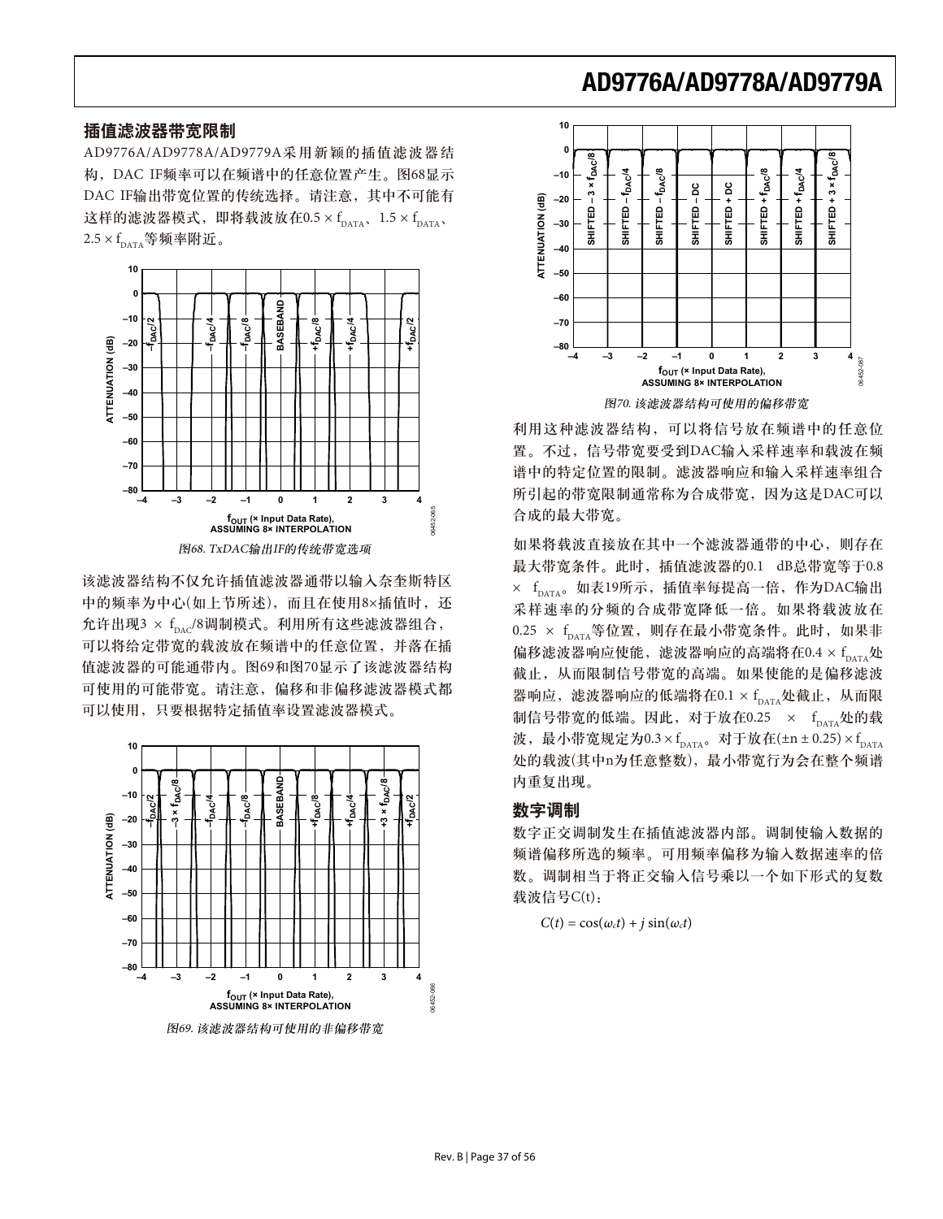## 插值滤波器带宽限制

AD9776A/AD9778A/AD9779A采用新颖的插值滤波器结构，DAC IF频率可以在频谱中的任意位置产生。图68显示DAC IF输出带宽位置的传统选择。请注意，其中不可能有这样的滤波器模式，即将载波放在$0.5 \times f_{DATA}$、$1.5 \times f_{DATA}$、$2.5 \times f_{DATA}$等频率附近。

图68. TxDAC输出IF的传统带宽选项

该滤波器结构不仅允许插值滤波器通带以输入奈奎斯特区中的频率为中心(如上节所述)，而且在使用8×插值时，还允许出现$3 \times f_{DAC}/8$调制模式。利用所有这些滤波器组合，可以将给定带宽的载波放在频谱中的任意位置，并落在插值滤波器的可能通带内。图69和图70显示了该滤波器结构可使用的可能带宽。请注意，偏移和非偏移滤波器模式都可以使用，只要根据特定插值率设置滤波器模式。

图69. 该滤波器结构可使用的非偏移带宽

图70. 该滤波器结构可使用的偏移带宽

利用这种滤波器结构，可以将信号放在频谱中的任意位置。不过，信号带宽要受到DAC输入采样速率和载波在频谱中的特定位置的限制。滤波器响应和输入采样速率组合所引起的带宽限制通常称为合成带宽，因为这是DAC可以合成的最大带宽。

如果将载波直接放在其中一个滤波器通带的中心，则存在最大带宽条件。此时，插值滤波器的0.1 dB总带宽等于$0.8 \times f_{DATA}$。如表19所示，插值率每提高一倍，作为DAC输出采样速率的分频的合成带宽降低一倍。如果将载波放在$0.25 \times f_{DATA}$等位置，则存在最小带宽条件。此时，如果非偏移滤波器响应使能，滤波器响应的高端将在$0.4 \times f_{DATA}$处截止，从而限制信号带宽的高端。如果使能的是偏移滤波器响应，滤波器响应的低端将在$0.1 \times f_{DATA}$处截止，从而限制信号带宽的低端。因此，对于放在$0.25 \times f_{DATA}$处的载波，最小带宽规定为$0.3 \times f_{DATA}$。对于放在$(\pm n \pm 0.25) \times f_{DATA}$处的载波(其中n为任意整数)，最小带宽行为会在整个频谱内重复出现。

## 数字调制

数字正交调制发生在插值滤波器内部。调制使输入数据的频谱偏移所选的频率。可用频率偏移为输入数据速率的倍数。调制相当于将正交输入信号乘以一个如下形式的复数载波信号C(t)：

$$C(t) = \cos(\omega_c t) + j \sin(\omega_c t)$$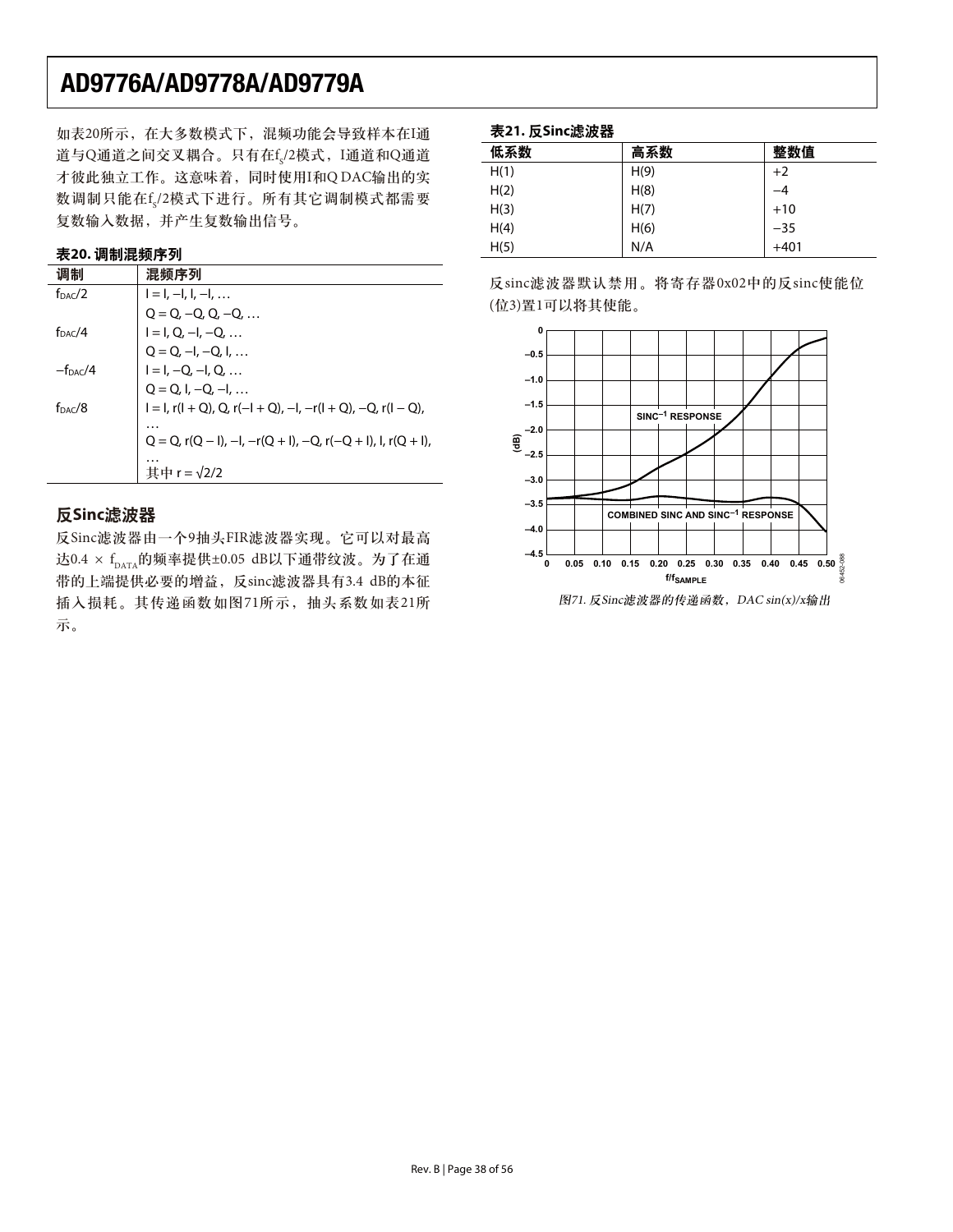如表20所示，在大多数模式下，混频功能会导致样本在I通道与Q通道之间交叉耦合。只有在$f_S/2$模式，I通道和Q通道才彼此独立工作。这意味着，同时使用I和Q DAC输出的实数调制只能在$f_S/2$模式下进行。所有其它调制模式都需要复数输入数据，并产生复数输出信号。

**表20. 调制混频序列**

| 调制 | 混频序列 |
|---|---|
| $f_{DAC}/2$ | I = I, −I, I, −I, … |
| | Q = Q, −Q, Q, −Q, … |
| $f_{DAC}/4$ | I = I, Q, −I, −Q, … |
| | Q = Q, −I, −Q, I, … |
| $-f_{DAC}/4$ | I = I, −Q, −I, Q, … |
| | Q = Q, I, −Q, −I, … |
| $f_{DAC}/8$ | I = I, r(I + Q), Q, r(−I + Q), −I, −r(I + Q), −Q, r(I − Q), … |
| | Q = Q, r(Q − I), −I, −r(Q + I), −Q, r(−Q + I), I, r(Q + I), … |
| | 其中 $r = \sqrt{2}/2$ |

## 反Sinc滤波器

反Sinc滤波器由一个9抽头FIR滤波器实现。它可以对最高达$0.4 \times f_{DATA}$的频率提供±0.05 dB以下通带纹波。为了在通带的上端提供必要的增益，反sinc滤波器具有3.4 dB的本征插入损耗。其传递函数如图71所示，抽头系数如表21所示。

**表21. 反Sinc滤波器**

| 低系数 | 高系数 | 整数值 |
|---|---|---|
| H(1) | H(9) | +2 |
| H(2) | H(8) | −4 |
| H(3) | H(7) | +10 |
| H(4) | H(6) | −35 |
| H(5) | N/A | +401 |

反sinc滤波器默认禁用。将寄存器0x02中的反sinc使能位(位3)置1可以将其使能。

*图71. 反Sinc滤波器的传递函数，DAC sin(x)/x输出*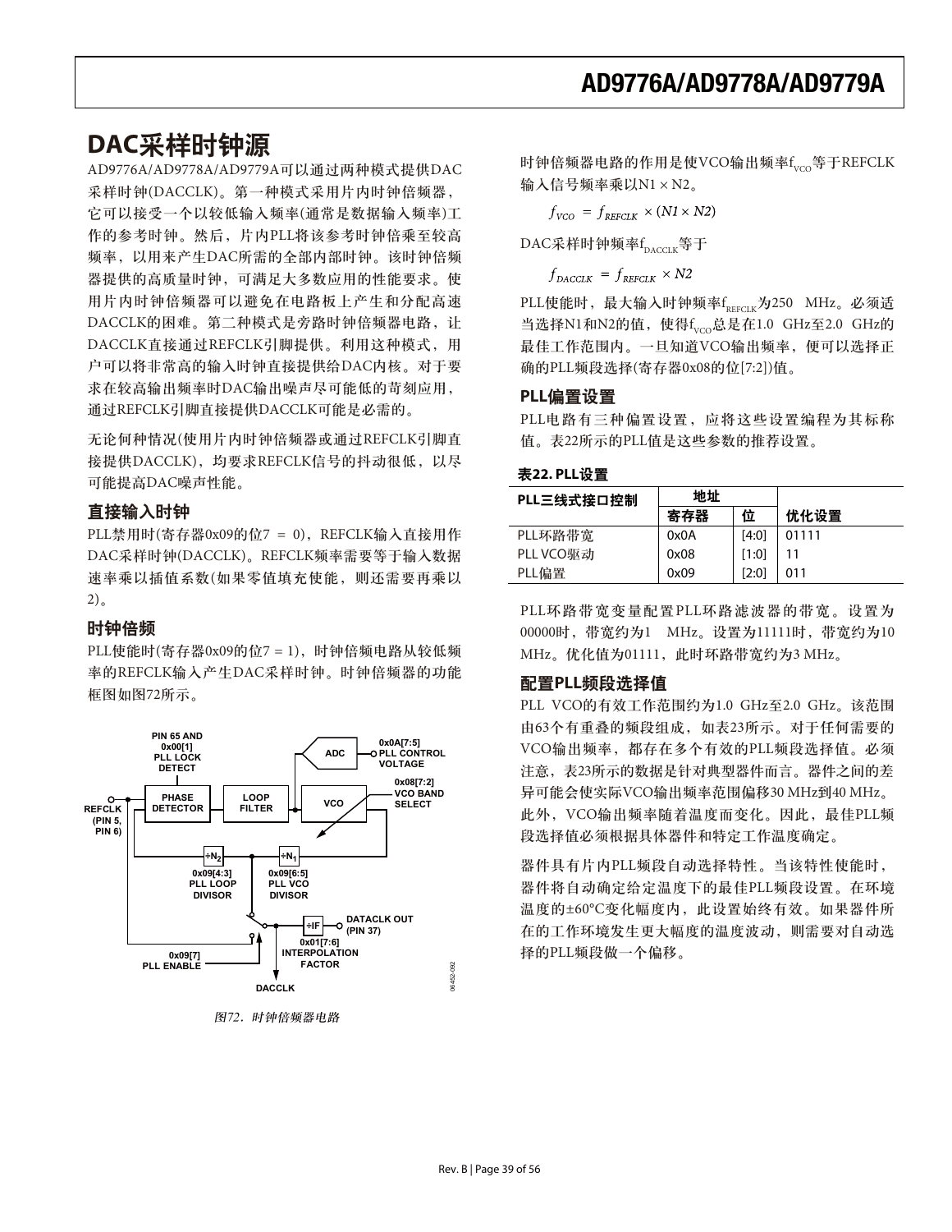## DAC采样时钟源

AD9776A/AD9778A/AD9779A可以通过两种模式提供DAC采样时钟(DACCLK)。第一种模式采用片内时钟倍频器，它可以接受一个以较低输入频率(通常是数据输入频率)工作的参考时钟。然后，片内PLL将该参考时钟倍乘至较高频率，以用来产生DAC所需的全部内部时钟。该时钟倍频器提供的高质量时钟，可满足大多数应用的性能要求。使用片内时钟倍频器可以避免在电路板上产生和分配高速DACCLK的困难。第二种模式是旁路时钟倍频器电路，让DACCLK直接通过REFCLK引脚提供。利用这种模式，用户可以将非常高的输入时钟直接提供给DAC内核。对于要求在较高输出频率时DAC输出噪声尽可能低的苛刻应用，通过REFCLK引脚直接提供DACCLK可能是必需的。

无论何种情况(使用片内时钟倍频器或通过REFCLK引脚直接提供DACCLK)，均要求REFCLK信号的抖动很低，以尽可能提高DAC噪声性能。

### 直接输入时钟

PLL禁用时(寄存器0x09的位7 = 0)，REFCLK输入直接用作DAC采样时钟(DACCLK)。REFCLK频率需要等于输入数据速率乘以插值系数(如果零值填充使能，则还需要再乘以2)。

### 时钟倍频

PLL使能时(寄存器0x09的位7 = 1)，时钟倍频电路从较低频率的REFCLK输入产生DAC采样时钟。时钟倍频器的功能框图如图72所示。

图72. 时钟倍频器电路

时钟倍频器电路的作用是使VCO输出频率$f_{VCO}$等于REFCLK输入信号频率乘以N1 × N2。

$$f_{VCO} = f_{REFCLK} \times (N1 \times N2)$$

DAC采样时钟频率$f_{DACCLK}$等于

$$f_{DACCLK} = f_{REFCLK} \times N2$$

PLL使能时，最大输入时钟频率$f_{REFCLK}$为250 MHz。必须适当选择N1和N2的值，使得$f_{VCO}$总是在1.0 GHz至2.0 GHz的最佳工作范围内。一旦知道VCO输出频率，便可以选择正确的PLL频段选择(寄存器0x08的位[7:2])值。

### PLL偏置设置

PLL电路有三种偏置设置，应将这些设置编程为其标称值。表22所示的PLL值是这些参数的推荐设置。

**表22. PLL设置**

| PLL三线式接口控制 | 地址 | | 优化设置 |
|---|---|---|---|
| | 寄存器 | 位 | |
| PLL环路带宽 | 0x0A | [4:0] | 01111 |
| PLL VCO驱动 | 0x08 | [1:0] | 11 |
| PLL偏置 | 0x09 | [2:0] | 011 |

PLL环路带宽变量配置PLL环路滤波器的带宽。设置为00000时，带宽约为1 MHz。设置为11111时，带宽约为10 MHz。优化值为01111，此时环路带宽约为3 MHz。

### 配置PLL频段选择值

PLL VCO的有效工作范围约为1.0 GHz至2.0 GHz。该范围由63个有重叠的频段组成，如表23所示。对于任何需要的VCO输出频率，都存在多个有效的PLL频段选择值。必须注意，表23所示的数据是针对典型器件而言。器件之间的差异可能会使实际VCO输出频率范围偏移30 MHz到40 MHz。此外，VCO输出频率随着温度而变化。因此，最佳PLL频段选择值必须根据具体器件和特定工作温度确定。

器件具有片内PLL频段自动选择特性。当该特性使能时，器件将自动确定给定温度下的最佳PLL频段设置。在环境温度的±60°C变化幅度内，此设置始终有效。如果器件所在的工作环境发生更大幅度的温度波动，则需要对自动选择的PLL频段做一个偏移。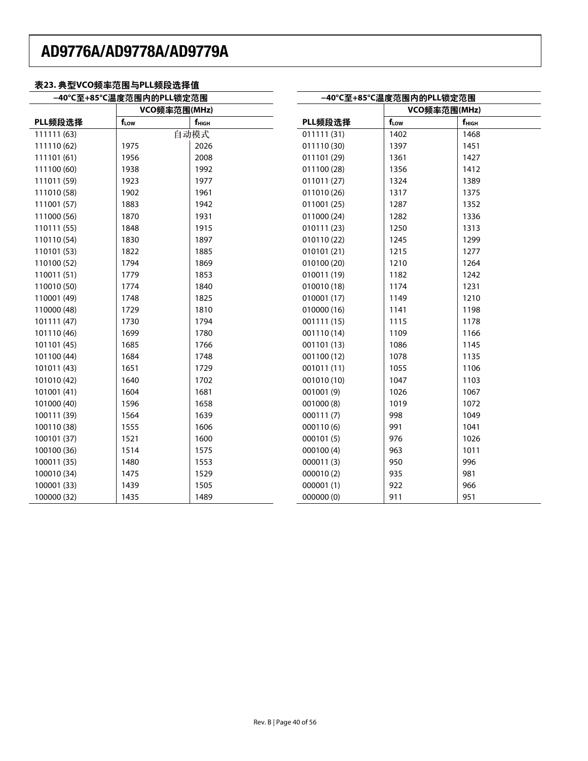**表23. 典型VCO频率范围与PLL频段选择值**

| −40°C至+85°C温度范围内的PLL锁定范围 | | |
|---|---|---|
| | VCO频率范围(MHz) | |
| PLL频段选择 | $f_{LOW}$ | $f_{HIGH}$ |
| 111111 (63) | 自动模式 | |
| 111110 (62) | 1975 | 2026 |
| 111101 (61) | 1956 | 2008 |
| 111100 (60) | 1938 | 1992 |
| 111011 (59) | 1923 | 1977 |
| 111010 (58) | 1902 | 1961 |
| 111001 (57) | 1883 | 1942 |
| 111000 (56) | 1870 | 1931 |
| 110111 (55) | 1848 | 1915 |
| 110110 (54) | 1830 | 1897 |
| 110101 (53) | 1822 | 1885 |
| 110100 (52) | 1794 | 1869 |
| 110011 (51) | 1779 | 1853 |
| 110010 (50) | 1774 | 1840 |
| 110001 (49) | 1748 | 1825 |
| 110000 (48) | 1729 | 1810 |
| 101111 (47) | 1730 | 1794 |
| 101110 (46) | 1699 | 1780 |
| 101101 (45) | 1685 | 1766 |
| 101100 (44) | 1684 | 1748 |
| 101011 (43) | 1651 | 1729 |
| 101010 (42) | 1640 | 1702 |
| 101001 (41) | 1604 | 1681 |
| 101000 (40) | 1596 | 1658 |
| 100111 (39) | 1564 | 1639 |
| 100110 (38) | 1555 | 1606 |
| 100101 (37) | 1521 | 1600 |
| 100100 (36) | 1514 | 1575 |
| 100011 (35) | 1480 | 1553 |
| 100010 (34) | 1475 | 1529 |
| 100001 (33) | 1439 | 1505 |
| 100000 (32) | 1435 | 1489 |
| 011111 (31) | 1402 | 1468 |
| 011110 (30) | 1397 | 1451 |
| 011101 (29) | 1361 | 1427 |
| 011100 (28) | 1356 | 1412 |
| 011011 (27) | 1324 | 1389 |
| 011010 (26) | 1317 | 1375 |
| 011001 (25) | 1287 | 1352 |
| 011000 (24) | 1282 | 1336 |
| 010111 (23) | 1250 | 1313 |
| 010110 (22) | 1245 | 1299 |
| 010101 (21) | 1215 | 1277 |
| 010100 (20) | 1210 | 1264 |
| 010011 (19) | 1182 | 1242 |
| 010010 (18) | 1174 | 1231 |
| 010001 (17) | 1149 | 1210 |
| 010000 (16) | 1141 | 1198 |
| 001111 (15) | 1115 | 1178 |
| 001110 (14) | 1109 | 1166 |
| 001101 (13) | 1086 | 1145 |
| 001100 (12) | 1078 | 1135 |
| 001011 (11) | 1055 | 1106 |
| 001010 (10) | 1047 | 1103 |
| 001001 (9) | 1026 | 1067 |
| 001000 (8) | 1019 | 1072 |
| 000111 (7) | 998 | 1049 |
| 000110 (6) | 991 | 1041 |
| 000101 (5) | 976 | 1026 |
| 000100 (4) | 963 | 1011 |
| 000011 (3) | 950 | 996 |
| 000010 (2) | 935 | 981 |
| 000001 (1) | 922 | 966 |
| 000000 (0) | 911 | 951 |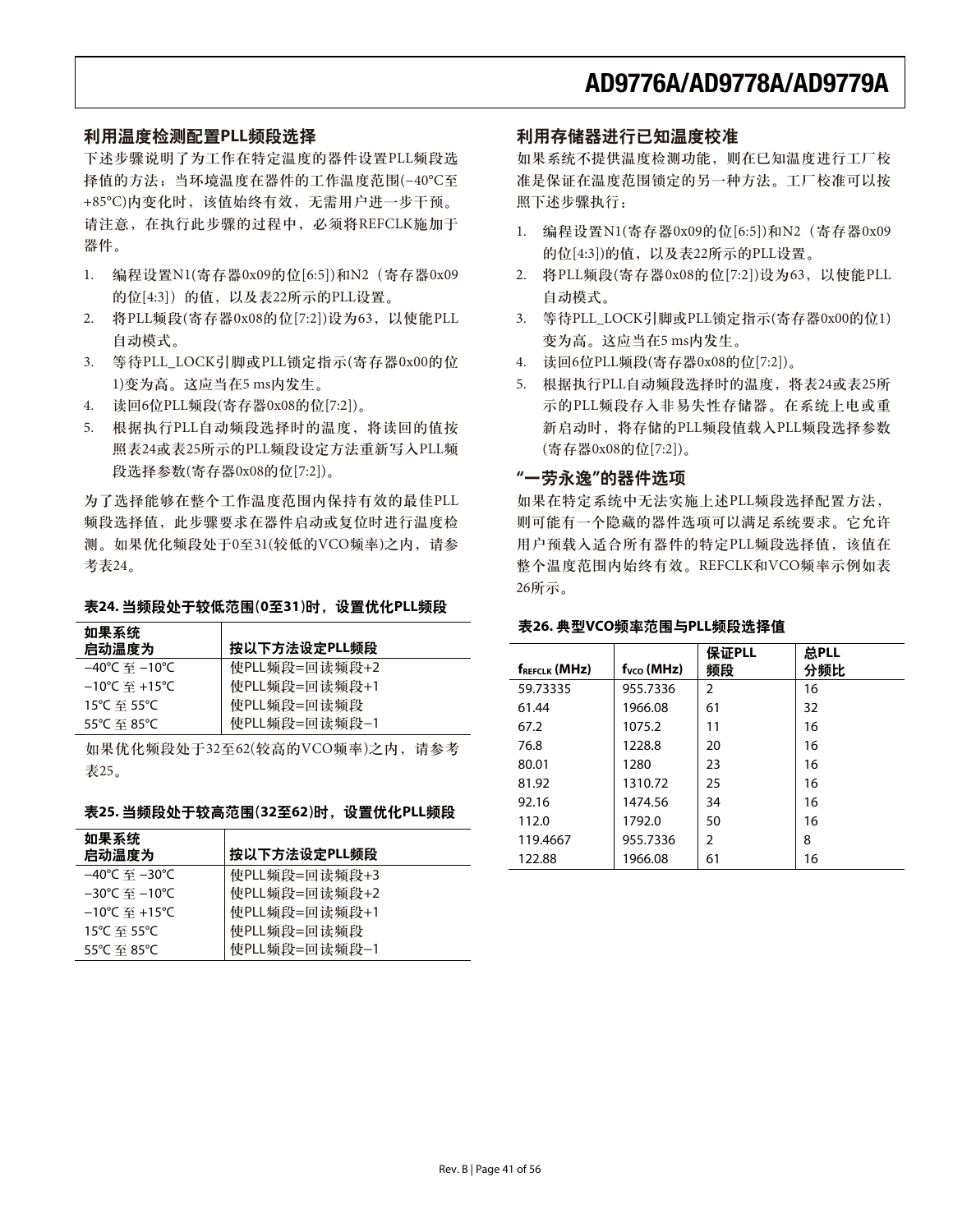## 利用温度检测配置PLL频段选择

下述步骤说明了为工作在特定温度的器件设置PLL频段选择值的方法；当环境温度在器件的工作温度范围(−40°C至+85°C)内变化时，该值始终有效，无需用户进一步干预。请注意，在执行此步骤的过程中，必须将REFCLK施加于器件。

1. 编程设置N1(寄存器0x09的位[6:5])和N2（寄存器0x09的位[4:3]）的值，以及表22所示的PLL设置。
2. 将PLL频段(寄存器0x08的位[7:2])设为63，以使能PLL自动模式。
3. 等待PLL_LOCK引脚或PLL锁定指示(寄存器0x00的位1)变为高。这应当在5 ms内发生。
4. 读回6位PLL频段(寄存器0x08的位[7:2])。
5. 根据执行PLL自动频段选择时的温度，将读回的值按照表24或表25所示的PLL频段设定方法重新写入PLL频段选择参数(寄存器0x08的位[7:2])。

为了选择能够在整个工作温度范围内保持有效的最佳PLL频段选择值，此步骤要求在器件启动或复位时进行温度检测。如果优化频段处于0至31(较低的VCO频率)之内，请参考表24。

**表24. 当频段处于较低范围(0至31)时，设置优化PLL频段**

| 如果系统启动温度为 | 按以下方法设定PLL频段 |
|---|---|
| −40°C 至 −10°C | 使PLL频段=回读频段+2 |
| −10°C 至 +15°C | 使PLL频段=回读频段+1 |
| 15°C 至 55°C | 使PLL频段=回读频段 |
| 55°C 至 85°C | 使PLL频段=回读频段−1 |

如果优化频段处于32至62(较高的VCO频率)之内，请参考表25。

**表25. 当频段处于较高范围(32至62)时，设置优化PLL频段**

| 如果系统启动温度为 | 按以下方法设定PLL频段 |
|---|---|
| −40°C 至 −30°C | 使PLL频段=回读频段+3 |
| −30°C 至 −10°C | 使PLL频段=回读频段+2 |
| −10°C 至 +15°C | 使PLL频段=回读频段+1 |
| 15°C 至 55°C | 使PLL频段=回读频段 |
| 55°C 至 85°C | 使PLL频段=回读频段−1 |

## 利用存储器进行已知温度校准

如果系统不提供温度检测功能，则在已知温度进行工厂校准是保证在温度范围锁定的另一种方法。工厂校准可以按照下述步骤执行：

1. 编程设置N1(寄存器0x09的位[6:5])和N2（寄存器0x09的位[4:3])的值，以及表22所示的PLL设置。
2. 将PLL频段(寄存器0x08的位[7:2])设为63，以使能PLL自动模式。
3. 等待PLL_LOCK引脚或PLL锁定指示(寄存器0x00的位1)变为高。这应当在5 ms内发生。
4. 读回6位PLL频段(寄存器0x08的位[7:2])。
5. 根据执行PLL自动频段选择时的温度，将表24或表25所示的PLL频段存入非易失性存储器。在系统上电或重新启动时，将存储的PLL频段值载入PLL频段选择参数(寄存器0x08的位[7:2])。

## “一劳永逸”的器件选项

如果在特定系统中无法实施上述PLL频段选择配置方法，则可能有一个隐藏的器件选项可以满足系统要求。它允许用户预载入适合所有器件的特定PLL频段选择值，该值在整个温度范围内始终有效。REFCLK和VCO频率示例如表26所示。

**表26. 典型VCO频率范围与PLL频段选择值**

| $f_{REFCLK}$ (MHz) | $f_{VCO}$ (MHz) | 保证PLL频段 | 总PLL分频比 |
|---|---|---|---|
| 59.73335 | 955.7336 | 2 | 16 |
| 61.44 | 1966.08 | 61 | 32 |
| 67.2 | 1075.2 | 11 | 16 |
| 76.8 | 1228.8 | 20 | 16 |
| 80.01 | 1280 | 23 | 16 |
| 81.92 | 1310.72 | 25 | 16 |
| 92.16 | 1474.56 | 34 | 16 |
| 112.0 | 1792.0 | 50 | 16 |
| 119.4667 | 955.7336 | 2 | 8 |
| 122.88 | 1966.08 | 61 | 16 |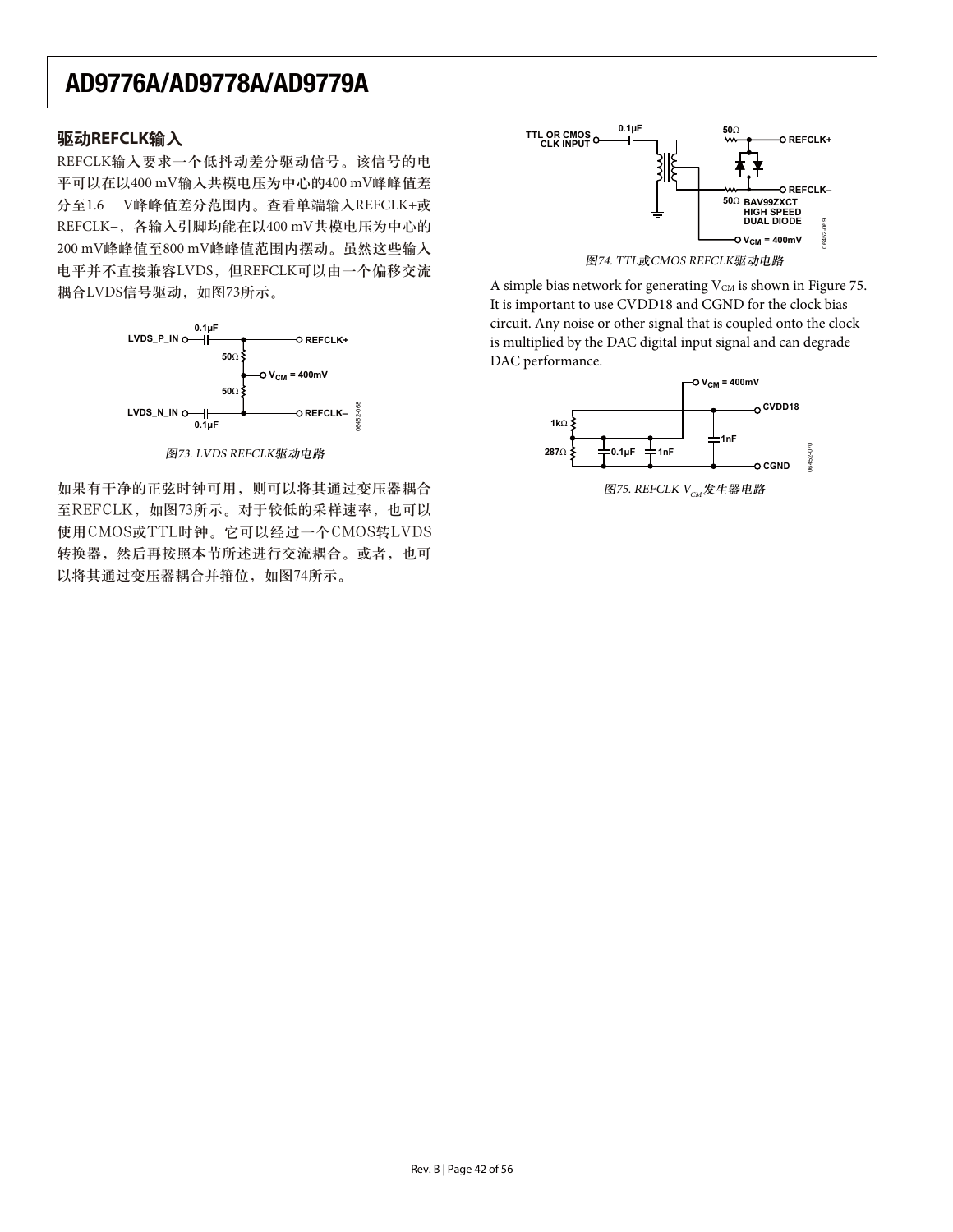## 驱动REFCLK输入

REFCLK输入要求一个低抖动差分驱动信号。该信号的电平可以在以400 mV输入共模电压为中心的400 mV峰峰值差分至1.6 V峰峰值差分范围内。查看单端输入REFCLK+或REFCLK−，各输入引脚均能在以400 mV共模电压为中心的200 mV峰峰值至800 mV峰峰值范围内摆动。虽然这些输入电平并不直接兼容LVDS，但REFCLK可以由一个偏移交流耦合LVDS信号驱动，如图73所示。

图73. LVDS REFCLK驱动电路

如果有干净的正弦时钟可用，则可以将其通过变压器耦合至REFCLK，如图73所示。对于较低的采样速率，也可以使用CMOS或TTL时钟。它可以经过一个CMOS转LVDS转换器，然后再按照本节所述进行交流耦合。或者，也可以将其通过变压器耦合并箝位，如图74所示。

图74. TTL或CMOS REFCLK驱动电路

A simple bias network for generating $V_{CM}$ is shown in Figure 75. It is important to use CVDD18 and CGND for the clock bias circuit. Any noise or other signal that is coupled onto the clock is multiplied by the DAC digital input signal and can degrade DAC performance.

图75. REFCLK $V_{CM}$发生器电路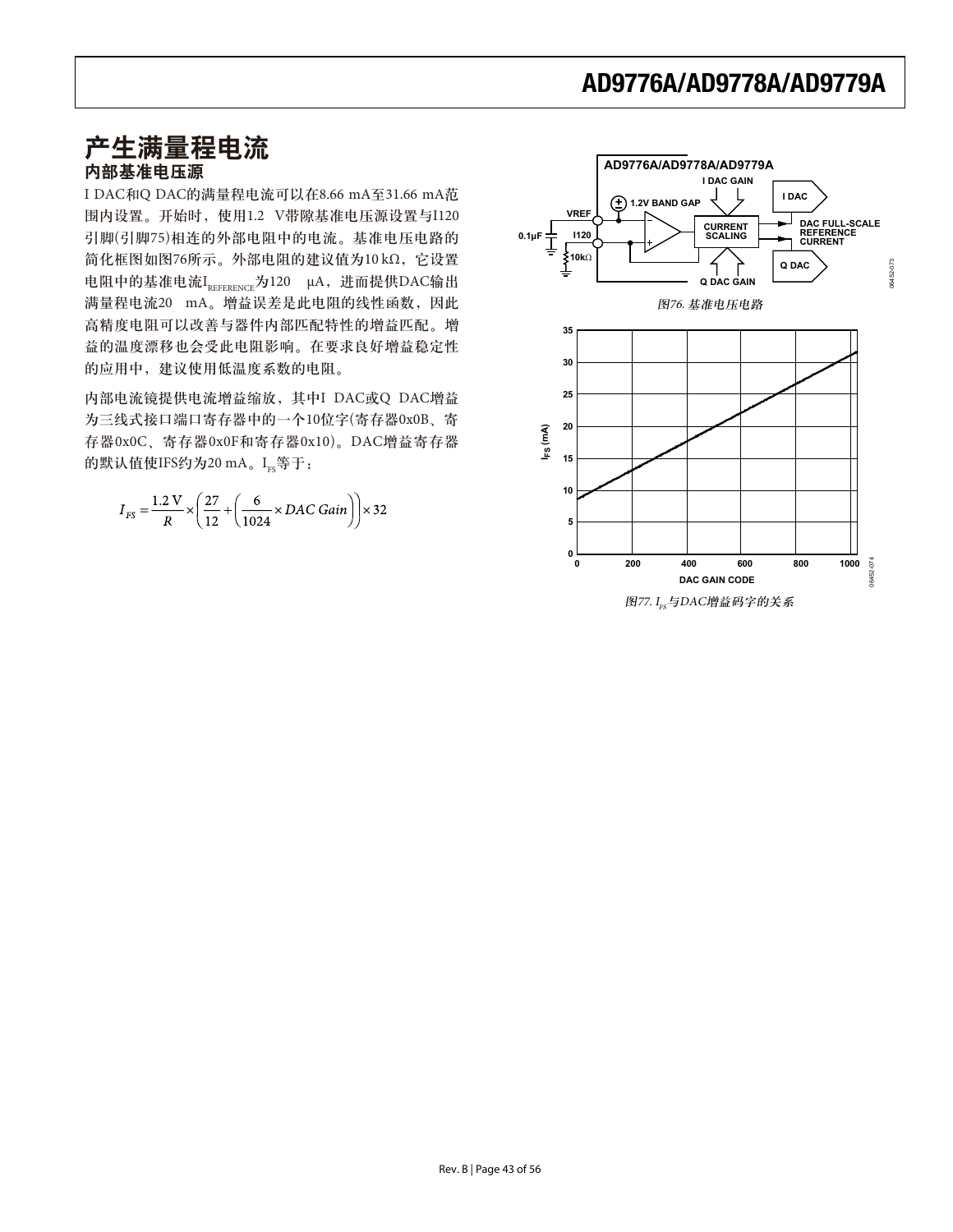## 产生满量程电流

### 内部基准电压源

I DAC和Q DAC的满量程电流可以在8.66 mA至31.66 mA范围内设置。开始时，使用1.2 V带隙基准电压源设置与I120引脚(引脚75)相连的外部电阻中的电流。基准电压电路的简化框图如图76所示。外部电阻的建议值为10 kΩ，它设置电阻中的基准电流$I_{REFERENCE}$为120 μA，进而提供DAC输出满量程电流20 mA。增益误差是此电阻的线性函数，因此高精度电阻可以改善与器件内部匹配特性的增益匹配。增益的温度漂移也会受此电阻影响。在要求良好增益稳定性的应用中，建议使用低温度系数的电阻。

内部电流镜提供电流增益缩放，其中I DAC或Q DAC增益为三线式接口端口寄存器中的一个10位字(寄存器0x0B、寄存器0x0C、寄存器0x0F和寄存器0x10)。DAC增益寄存器的默认值使IFS约为20 mA。$I_{FS}$等于：

$$I_{FS} = \frac{1.2\ \text{V}}{R} \times \left( \frac{27}{12} + \left( \frac{6}{1024} \times DAC\ Gain \right) \right) \times 32$$

*图76. 基准电压电路*

*图77. $I_{FS}$与DAC增益码字的关系*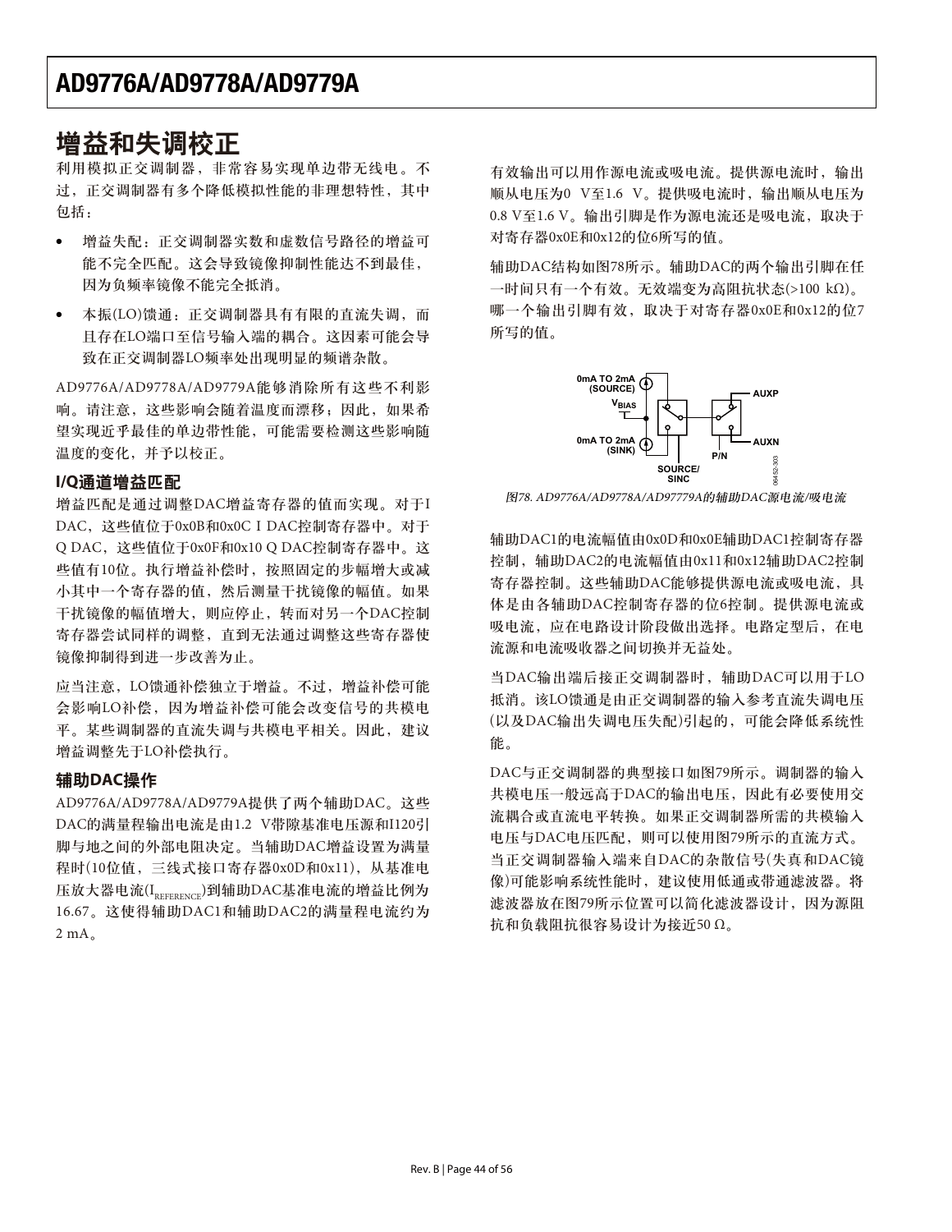## 增益和失调校正

利用模拟正交调制器，非常容易实现单边带无线电。不过，正交调制器有多个降低模拟性能的非理想特性，其中包括：

- 增益失配：正交调制器实数和虚数信号路径的增益可能不完全匹配。这会导致镜像抑制性能达不到最佳，因为负频率镜像不能完全抵消。
- 本振(LO)馈通：正交调制器具有有限的直流失调，而且存在LO端口至信号输入端的耦合。这因素可能会导致在正交调制器LO频率处出现明显的频谱杂散。

AD9776A/AD9778A/AD9779A能够消除所有这些不利影响。请注意，这些影响会随着温度而漂移；因此，如果希望实现近乎最佳的单边带性能，可能需要检测这些影响随温度的变化，并予以校正。

### I/Q通道增益匹配

增益匹配是通过调整DAC增益寄存器的值而实现。对于I DAC，这些值位于0x0B和0x0C I DAC控制寄存器中。对于Q DAC，这些值位于0x0F和0x10 Q DAC控制寄存器中。这些值有10位。执行增益补偿时，按照固定的步幅增大或减小其中一个寄存器的值，然后测量干扰镜像的幅值。如果干扰镜像的幅值增大，则应停止，转而对另一个DAC控制寄存器尝试同样的调整，直到无法通过调整这些寄存器使镜像抑制得到进一步改善为止。

应当注意，LO馈通补偿独立于增益。不过，增益补偿可能会影响LO补偿，因为增益补偿可能会改变信号的共模电平。某些调制器的直流失调与共模电平相关。因此，建议增益调整先于LO补偿执行。

### 辅助DAC操作

AD9776A/AD9778A/AD9779A提供了两个辅助DAC。这些DAC的满量程输出电流是由1.2 V带隙基准电压源和I120引脚与地之间的外部电阻决定。当辅助DAC增益设置为满量程时(10位值，三线式接口寄存器0x0D和0x11)，从基准电压放大器电流($I_{REFERENCE}$)到辅助DAC基准电流的增益比例为16.67。这使得辅助DAC1和辅助DAC2的满量程电流约为2 mA。

有效输出可以用作源电流或吸电流。提供源电流时，输出顺从电压为0 V至1.6 V。提供吸电流时，输出顺从电压为0.8 V至1.6 V。输出引脚是作为源电流还是吸电流，取决于对寄存器0x0E和0x12的位6所写的值。

辅助DAC结构如图78所示。辅助DAC的两个输出引脚在任一时间只有一个有效。无效端变为高阻抗状态(>100 kΩ)。哪一个输出引脚有效，取决于对寄存器0x0E和0x12的位7所写的值。

0mA TO 2mA (SOURCE)
$V_{BIAS}$
0mA TO 2mA (SINK)
SOURCE/SINC
P/N
AUXP
AUXN

*图78. AD9776A/AD9778A/AD97779A的辅助DAC源电流/吸电流*

辅助DAC1的电流幅值由0x0D和0x0E辅助DAC1控制寄存器控制，辅助DAC2的电流幅值由0x11和0x12辅助DAC2控制寄存器控制。这些辅助DAC能够提供源电流或吸电流，具体是由各辅助DAC控制寄存器的位6控制。提供源电流或吸电流，应在电路设计阶段做出选择。电路定型后，在电流源和电流吸收器之间切换并无益处。

当DAC输出端后接正交调制器时，辅助DAC可以用于LO抵消。该LO馈通是由正交调制器的输入参考直流失调电压(以及DAC输出失调电压失配)引起的，可能会降低系统性能。

DAC与正交调制器的典型接口如图79所示。调制器的输入共模电压一般远高于DAC的输出电压，因此有必要使用交流耦合或直流电平转换。如果正交调制器所需的共模输入电压与DAC电压匹配，则可以使用图79所示的直流方式。当正交调制器输入端来自DAC的杂散信号(失真和DAC镜像)可能影响系统性能时，建议使用低通或带通滤波器。将滤波器放在图79所示位置可以简化滤波器设计，因为源阻抗和负载阻抗很容易设计为接近50 Ω。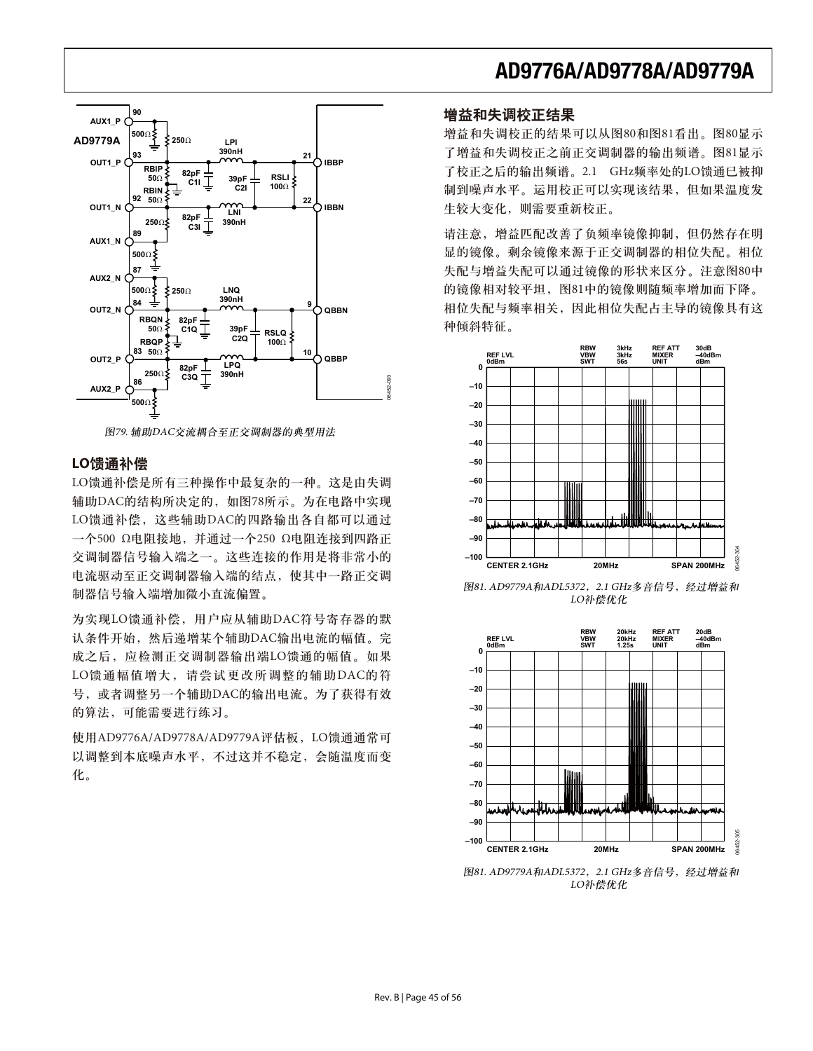图79. 辅助DAC交流耦合至正交调制器的典型用法

## LO馈通补偿

LO馈通补偿是所有三种操作中最复杂的一种。这是由失调辅助DAC的结构所决定的，如图78所示。为在电路中实现LO馈通补偿，这些辅助DAC的四路输出各自都可以通过一个500 Ω电阻接地，并通过一个250 Ω电阻连接到四路正交调制器信号输入端之一。这些连接的作用是将非常小的电流驱动至正交调制器输入端的结点，使其中一路正交调制器信号输入端增加微小直流偏置。

为实现LO馈通补偿，用户应从辅助DAC符号寄存器的默认条件开始，然后递增某个辅助DAC输出电流的幅值。完成之后，应检测正交调制器输出端LO馈通的幅值。如果LO馈通幅值增大，请尝试更改所调整的辅助DAC的符号，或者调整另一个辅助DAC的输出电流。为了获得有效的算法，可能需要进行练习。

使用AD9776A/AD9778A/AD9779A评估板，LO馈通通常可以调整到本底噪声水平，不过这并不稳定，会随温度而变化。

## 增益和失调校正结果

增益和失调校正的结果可以从图80和图81看出。图80显示了增益和失调校正之前正交调制器的输出频谱。图81显示了校正之后的输出频谱。2.1 GHz频率处的LO馈通已被抑制到噪声水平。运用校正可以实现该结果，但如果温度发生较大变化，则需要重新校正。

请注意，增益匹配改善了负频率镜像抑制，但仍然存在明显的镜像。剩余镜像来源于正交调制器的相位失配。相位失配与增益失配可以通过镜像的形状来区分。注意图80中的镜像相对较平坦，图81中的镜像则随频率增加而下降。相位失配与频率相关，因此相位失配占主导的镜像具有这种倾斜特征。

图81. AD9779A和ADL5372，2.1 GHz多音信号，经过增益和LO补偿优化

图81. AD9779A和ADL5372，2.1 GHz多音信号，经过增益和LO补偿优化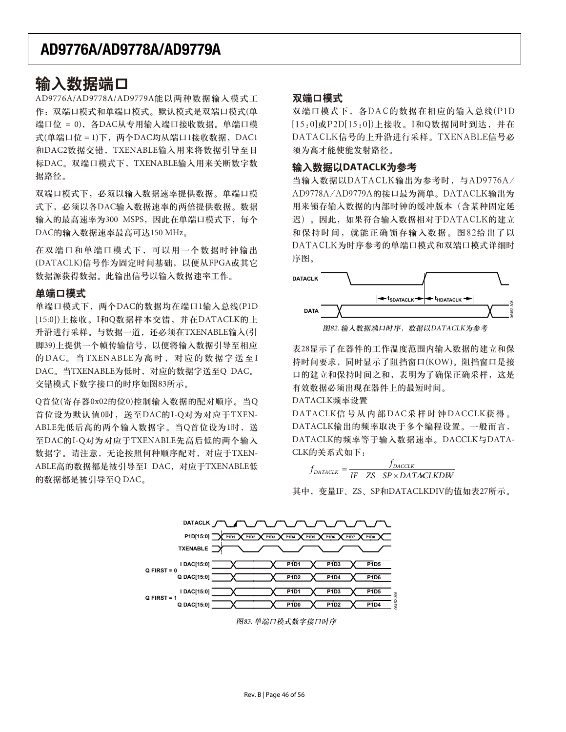# 输入数据端口

AD9776A/AD9778A/AD9779A能以两种数据输入模式工作：双端口模式和单端口模式。默认模式是双端口模式(单端口位 = 0)，各DAC从专用输入端口接收数据。单端口模式(单端口位 = 1)下，两个DAC均从端口1接收数据，DAC1和DAC2数据交错，TXENABLE输入用来将数据引导至目标DAC。双端口模式下，TXENABLE输入用来关断数字数据路径。

双端口模式下，必须以输入数据速率提供数据。单端口模式下，必须以各DAC输入数据速率的两倍提供数据。数据输入的最高速率为300 MSPS，因此在单端口模式下，每个DAC的输入数据速率最高可达150 MHz。

在双端口和单端口模式下，可以用一个数据时钟输出(DATACLK)信号作为固定时间基础，以便从FPGA或其它数据源获得数据。此输出信号以输入数据速率工作。

## 单端口模式

单端口模式下，两个DAC的数据均在端口1输入总线(P1D[15:0])上接收。I和Q数据样本交错，并在DATACLK的上升沿进行采样。与数据一道，还必须在TXENABLE输入(引脚39)上提供一个帧传输信号，以便将输入数据引导至相应的DAC。当TXENABLE为高时，对应的数据字送至I DAC。当TXENABLE为低时，对应的数据字送至Q DAC。交错模式下数字接口的时序如图83所示。

Q首位(寄存器0x02的位0)控制输入数据的配对顺序。当Q首位设为默认值0时，送至DAC的I-Q对为对应于TXENABLE先低后高的两个输入数据字。当Q首位设为1时，送至DAC的I-Q对为对应于TXENABLE先高后低的两个输入数据字。请注意，无论按照何种顺序配对，对应于TXENABLE高的数据都是被引导至I DAC，对应于TXENABLE低的数据都是被引导至Q DAC。

图83. 单端口模式数字接口时序

## 双端口模式

双端口模式下，各DAC的数据在相应的输入总线(P1D[15:0]或P2D[15:0])上接收。I和Q数据同时到达，并在DATACLK信号的上升沿进行采样。TXENABLE信号必须为高才能使能发射路径。

## 输入数据以DATACLK为参考

当输入数据以DATACLK输出为参考时，与AD9776A/AD9778A/AD9779A的接口最为简单。DATACLK输出为用来锁存输入数据的内部时钟的缓冲版本（含某种固定延迟）。因此，如果符合输入数据相对于DATACLK的建立和保持时间，就能正确锁存输入数据。图82给出了以DATACLK为时序参考的单端口模式和双端口模式详细时序图。

图82. 输入数据端口时序，数据以DATACLK为参考

表28显示了在器件的工作温度范围内输入数据的建立和保持时间要求，同时显示了阻挡窗口(KOW)。阻挡窗口是接口的建立和保持时间之和，表明为了确保正确采样，这是有效数据必须出现在器件上的最短时间。

DATACLK频率设置

DATACLK信号从内部DAC采样时钟DACCLK获得。DATACLK输出的频率取决于多个编程设置。一般而言，DATACLK的频率等于输入数据速率。DACCLK与DATACLK的关系式如下：

$$f_{DATACLK} = \frac{f_{DACCLK}}{IF \quad ZS \quad SP \times DATACLKDIV}$$

其中，变量IF、ZS、SP和DATACLKDIV的值如表27所示。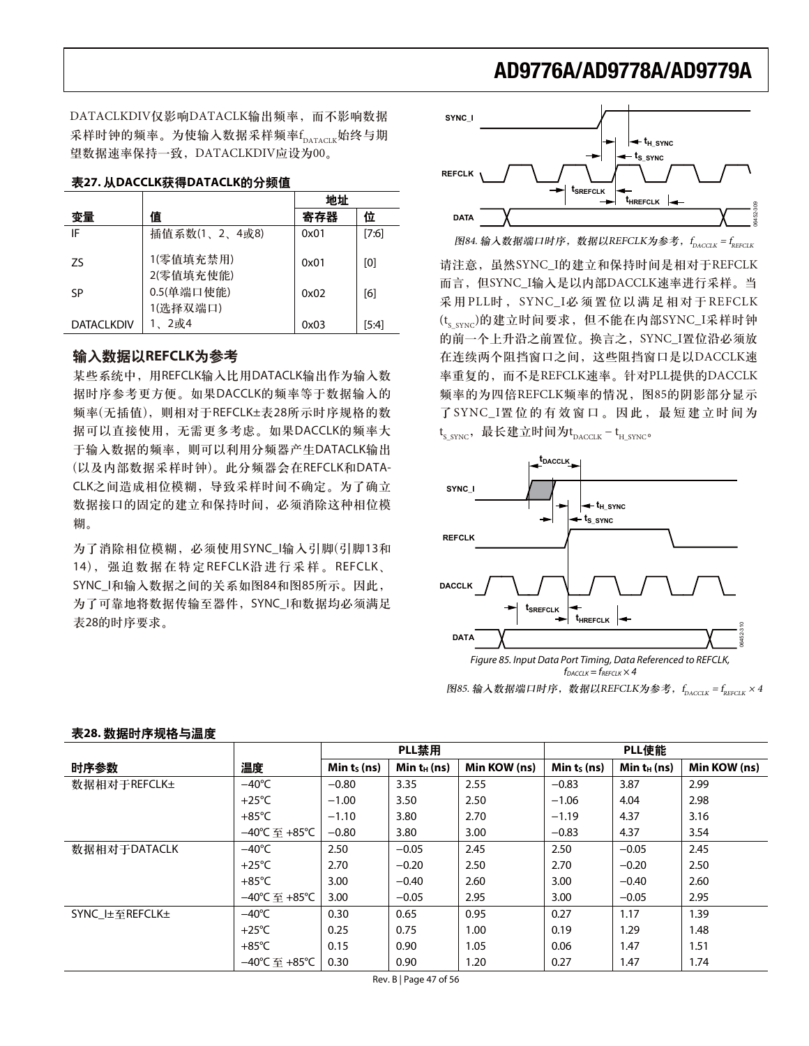DATACLKDIV仅影响DATACLK输出频率，而不影响数据采样时钟的频率。为使输入数据采样频率$f_{DATACLK}$始终与期望数据速率保持一致，DATACLKDIV应设为00。

**表27. 从DACCLK获得DATACLK的分频值**

| 变量 | 值 | 地址 寄存器 | 位 |
|---|---|---|---|
| IF | 插值系数(1、2、4或8) | 0x01 | [7:6] |
| ZS | 1(零值填充禁用) 2(零值填充使能) | 0x01 | [0] |
| SP | 0.5(单端口使能) 1(选择双端口) | 0x02 | [6] |
| DATACLKDIV | 1、2或4 | 0x03 | [5:4] |

## 输入数据以REFCLK为参考

某些系统中，用REFCLK输入比用DATACLK输出作为输入数据时序参考更方便。如果DACCLK的频率等于数据输入的频率(无插值)，则相对于REFCLK±表28所示时序规格的数据可以直接使用，无需更多考虑。如果DACCLK的频率大于输入数据的频率，则可以利用分频器产生DATACLK输出(以及内部数据采样时钟)。此分频器会在REFCLK和DATACLK之间造成相位模糊，导致采样时间不确定。为了确立数据接口的固定的建立和保持时间，必须消除这种相位模糊。

为了消除相位模糊，必须使用SYNC_I输入引脚(引脚13和14)，强迫数据在特定REFCLK沿进行采样。REFCLK、SYNC_I和输入数据之间的关系如图84和图85所示。因此，为了可靠地将数据传输至器件，SYNC_I和数据均必须满足表28的时序要求。

图84. 输入数据端口时序，数据以REFCLK为参考，$f_{DACCLK} = f_{REFCLK}$

请注意，虽然SYNC_I的建立和保持时间是相对于REFCLK而言，但SYNC_I输入是以内部DACCLK速率进行采样。当采用PLL时，SYNC_I必须置位以满足相对于REFCLK ($t_{S\_SYNC}$)的建立时间要求，但不能在内部SYNC_I采样时钟的前一个上升沿之前置位。换言之，SYNC_I置位沿必须放在连续两个阻挡窗口之间，这些阻挡窗口是以DACCLK速率重复的，而不是REFCLK速率。针对PLL提供的DACCLK频率的为四倍REFCLK频率的情况，图85的阴影部分显示了SYNC_I置位的有效窗口。因此，最短建立时间为$t_{S\_SYNC}$，最长建立时间为$t_{DACCLK} - t_{H\_SYNC}$。

Figure 85. Input Data Port Timing, Data Referenced to REFCLK, $f_{DACCLK} = f_{REFCLK} \times 4$

图85. 输入数据端口时序，数据以REFCLK为参考，$f_{DACCLK} = f_{REFCLK} \times 4$

**表28. 数据时序规格与温度**

| | | PLL禁用 | | | PLL使能 | | |
|---|---|---|---|---|---|---|---|
| 时序参数 | 温度 | Min $t_S$ (ns) | Min $t_H$ (ns) | Min KOW (ns) | Min $t_S$ (ns) | Min $t_H$ (ns) | Min KOW (ns) |
| 数据相对于REFCLK± | −40°C | −0.80 | 3.35 | 2.55 | −0.83 | 3.87 | 2.99 |
| | +25°C | −1.00 | 3.50 | 2.50 | −1.06 | 4.04 | 2.98 |
| | +85°C | −1.10 | 3.80 | 2.70 | −1.19 | 4.37 | 3.16 |
| | −40°C 至 +85°C | −0.80 | 3.80 | 3.00 | −0.83 | 4.37 | 3.54 |
| 数据相对于DATACLK | −40°C | 2.50 | −0.05 | 2.45 | 2.50 | −0.05 | 2.45 |
| | +25°C | 2.70 | −0.20 | 2.50 | 2.70 | −0.20 | 2.50 |
| | +85°C | 3.00 | −0.40 | 2.60 | 3.00 | −0.40 | 2.60 |
| | −40°C 至 +85°C | 3.00 | −0.05 | 2.95 | 3.00 | −0.05 | 2.95 |
| SYNC_I±至REFCLK± | −40°C | 0.30 | 0.65 | 0.95 | 0.27 | 1.17 | 1.39 |
| | +25°C | 0.25 | 0.75 | 1.00 | 0.19 | 1.29 | 1.48 |
| | +85°C | 0.15 | 0.90 | 1.05 | 0.06 | 1.47 | 1.51 |
| | −40°C 至 +85°C | 0.30 | 0.90 | 1.20 | 0.27 | 1.47 | 1.74 |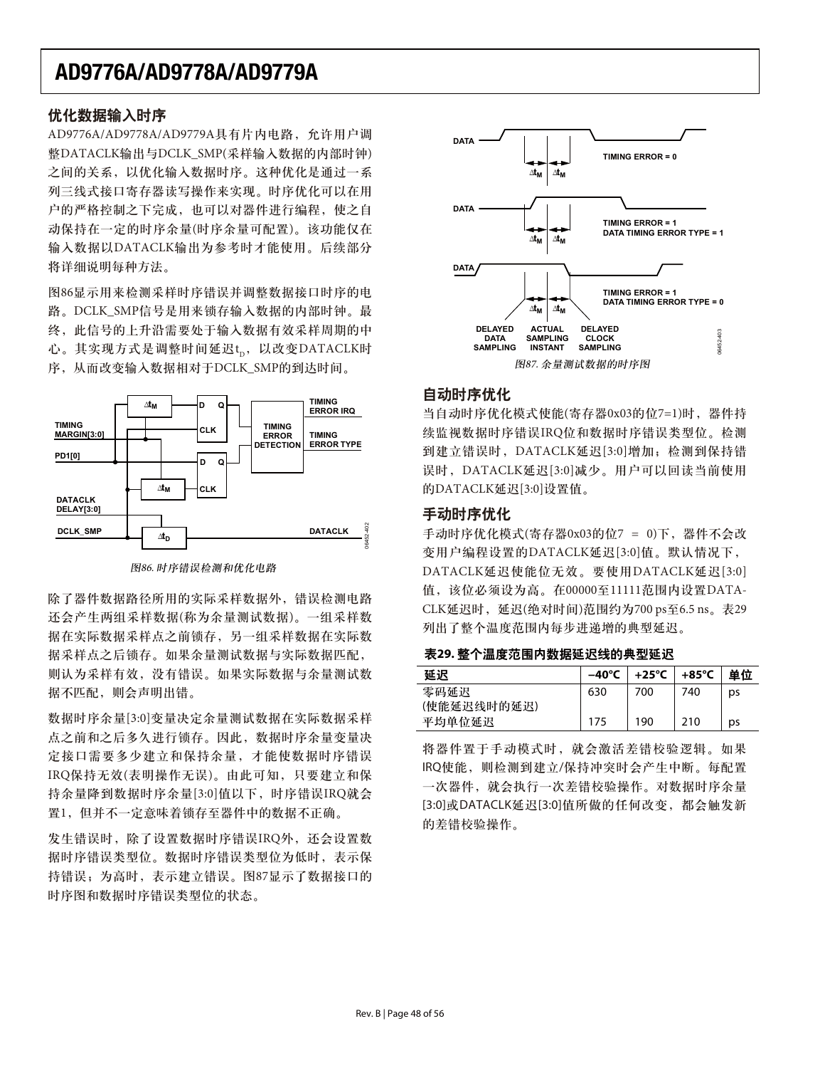## 优化数据输入时序

AD9776A/AD9778A/AD9779A具有片内电路，允许用户调整DATACLK输出与DCLK_SMP(采样输入数据的内部时钟)之间的关系，以优化输入数据时序。这种优化是通过一系列三线式接口寄存器读写操作来实现。时序优化可以在用户的严格控制之下完成，也可以对器件进行编程，使之自动保持在一定的时序余量(时序余量可配置)。该功能仅在输入数据以DATACLK输出为参考时才能使用。后续部分将详细说明每种方法。

图86显示用来检测采样时序错误并调整数据接口时序的电路。DCLK_SMP信号是用来锁存输入数据的内部时钟。最终，此信号的上升沿需要处于输入数据有效采样周期的中心。其实现方式是调整时间延迟$t_D$，以改变DATACLK时序，从而改变输入数据相对于DCLK_SMP的到达时间。

*图86. 时序错误检测和优化电路*

除了器件数据路径所用的实际采样数据外，错误检测电路还会产生两组采样数据(称为余量测试数据)。一组采样数据在实际数据采样点之前锁存，另一组采样数据在实际数据采样点之后锁存。如果余量测试数据与实际数据匹配，则认为采样有效，没有错误。如果实际数据与余量测试数据不匹配，则会声明出错。

数据时序余量[3:0]变量决定余量测试数据在实际数据采样点之前和之后多久进行锁存。因此，数据时序余量变量决定接口需要多少建立和保持余量，才能使数据时序错误IRQ保持无效(表明操作无误)。由此可知，只要建立和保持余量降到数据时序余量[3:0]值以下，时序错误IRQ就会置1，但并不一定意味着锁存至器件中的数据不正确。

发生错误时，除了设置数据时序错误IRQ外，还会设置数据时序错误类型位。数据时序错误类型位为低时，表示保持错误；为高时，表示建立错误。图87显示了数据接口的时序图和数据时序错误类型位的状态。

*图87. 余量测试数据的时序图*

## 自动时序优化

当自动时序优化模式使能(寄存器0x03的位7=1)时，器件持续监视数据时序错误IRQ位和数据时序错误类型位。检测到建立错误时，DATACLK延迟[3:0]增加；检测到保持错误时，DATACLK延迟[3:0]减少。用户可以回读当前使用的DATACLK延迟[3:0]设置值。

## 手动时序优化

手动时序优化模式(寄存器0x03的位7 = 0)下，器件不会改变用户编程设置的DATACLK延迟[3:0]值。默认情况下，DATACLK延迟使能位无效。要使用DATACLK延迟[3:0]值，该位必须设为高。在00000至11111范围内设置DATACLK延迟时，延迟(绝对时间)范围约为700 ps至6.5 ns。表29列出了整个温度范围内每步进递增的典型延迟。

**表29. 整个温度范围内数据延迟线的典型延迟**

| 延迟 | −40°C | +25°C | +85°C | 单位 |
|---|---|---|---|---|
| 零码延迟(使能延迟线时的延迟) | 630 | 700 | 740 | ps |
| 平均单位延迟 | 175 | 190 | 210 | ps |

将器件置于手动模式时，就会激活差错校验逻辑。如果IRQ使能，则检测到建立/保持冲突时会产生中断。每配置一次器件，就会执行一次差错校验操作。对数据时序余量[3:0]或DATACLK延迟[3:0]值所做的任何改变，都会触发新的差错校验操作。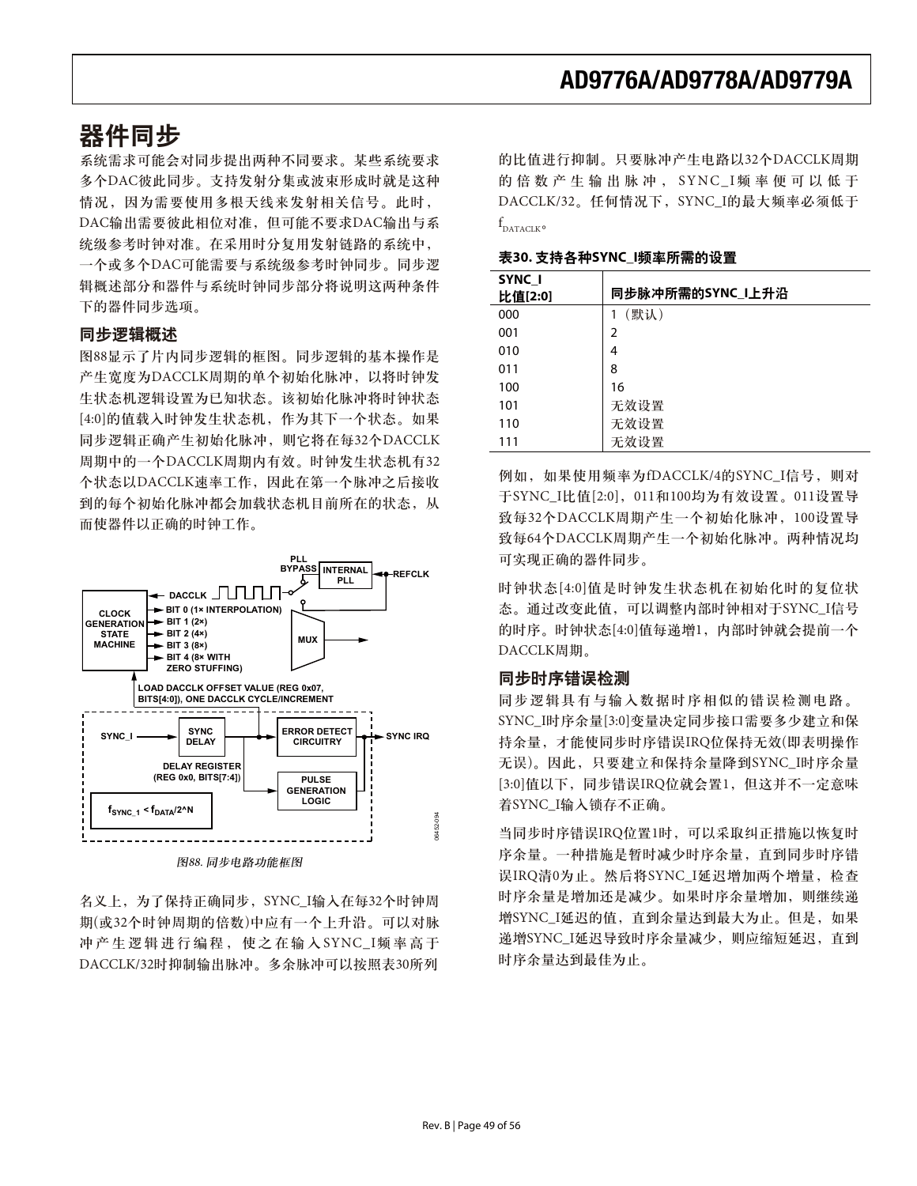# 器件同步

系统需求可能会对同步提出两种不同要求。某些系统要求多个DAC彼此同步。支持发射分集或波束形成时就是这种情况，因为需要使用多根天线来发射相关信号。此时，DAC输出需要彼此相位对准，但可能不要求DAC输出与系统级参考时钟对准。在采用时分复用发射链路的系统中，一个或多个DAC可能需要与系统级参考时钟同步。同步逻辑概述部分和器件与系统时钟同步部分将说明这两种条件下的器件同步选项。

## 同步逻辑概述

图88显示了片内同步逻辑的框图。同步逻辑的基本操作是产生宽度为DACCLK周期的单个初始化脉冲，以将时钟发生状态机逻辑设置为已知状态。该初始化脉冲将时钟状态[4:0]的值载入时钟发生状态机，作为其下一个状态。如果同步逻辑正确产生初始化脉冲，则它将在每32个DACCLK周期中的一个DACCLK周期内有效。时钟发生状态机有32个状态以DACCLK速率工作，因此在第一个脉冲之后接收到的每个初始化脉冲都会加载状态机目前所在的状态，从而使器件以正确的时钟工作。

*图88. 同步电路功能框图*

名义上，为了保持正确同步，SYNC_I输入在每32个时钟周期(或32个时钟周期的倍数)中应有一个上升沿。可以对脉冲产生逻辑进行编程，使之在输入SYNC_I频率高于DACCLK/32时抑制输出脉冲。多余脉冲可以按照表30所列的比值进行抑制。只要脉冲产生电路以32个DACCLK周期的倍数产生输出脉冲，SYNC_I频率便可以低于DACCLK/32。任何情况下，SYNC_I的最大频率必须低于$f_{DATACLK}$。

**表30. 支持各种SYNC_I频率所需的设置**

| SYNC_I 比值[2:0] | 同步脉冲所需的SYNC_I上升沿 |
|---|---|
| 000 | 1（默认） |
| 001 | 2 |
| 010 | 4 |
| 011 | 8 |
| 100 | 16 |
| 101 | 无效设置 |
| 110 | 无效设置 |
| 111 | 无效设置 |

例如，如果使用频率为fDACCLK/4的SYNC_I信号，则对于SYNC_I比值[2:0]，011和100均为有效设置。011设置导致每32个DACCLK周期产生一个初始化脉冲，100设置导致每64个DACCLK周期产生一个初始化脉冲。两种情况均可实现正确的器件同步。

时钟状态[4:0]值是时钟发生状态机在初始化时的复位状态。通过改变此值，可以调整内部时钟相对于SYNC_I信号的时序。时钟状态[4:0]值每递增1，内部时钟就会提前一个DACCLK周期。

## 同步时序错误检测

同步逻辑具有与输入数据时序相似的错误检测电路。SYNC_I时序余量[3:0]变量决定同步接口需要多少建立和保持余量，才能使同步时序错误IRQ位保持无效(即表明操作无误)。因此，只要建立和保持余量降到SYNC_I时序余量[3:0]值以下，同步错误IRQ位就会置1，但这并不一定意味着SYNC_I输入锁存不正确。

当同步时序错误IRQ位置1时，可以采取纠正措施以恢复时序余量。一种措施是暂时减少时序余量，直到同步时序错误IRQ清0为止。然后将SYNC_I延迟增加两个增量，检查时序余量是增加还是减少。如果时序余量增加，则继续递增SYNC_I延迟的值，直到余量达到最大为止。但是，如果递增SYNC_I延迟导致时序余量减少，则应缩短延迟，直到时序余量达到最佳为止。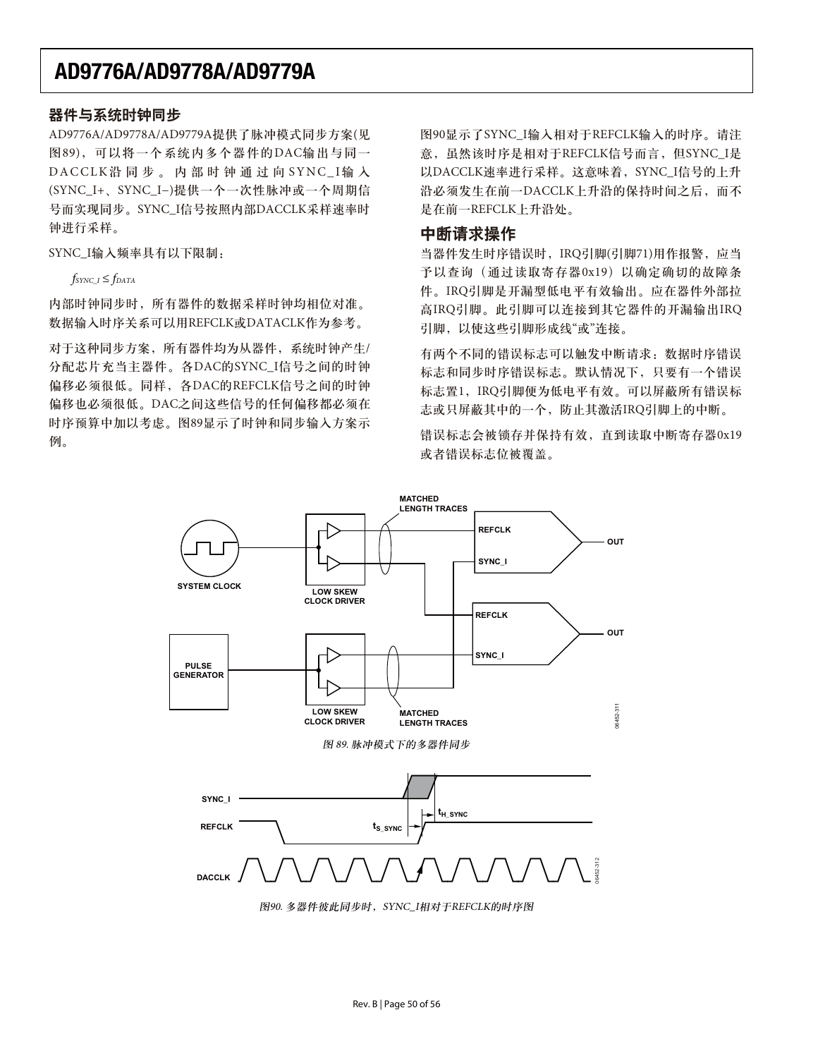## 器件与系统时钟同步

AD9776A/AD9778A/AD9779A提供了脉冲模式同步方案(见图89)，可以将一个系统内多个器件的DAC输出与同一DACCLK沿同步。内部时钟通过向SYNC_I输入(SYNC_I+、SYNC_I−)提供一个一次性脉冲或一个周期信号而实现同步。SYNC_I信号按照内部DACCLK采样速率时钟进行采样。

SYNC_I输入频率具有以下限制：

$f_{SYNC\_I} \leq f_{DATA}$

内部时钟同步时，所有器件的数据采样时钟均相位对准。数据输入时序关系可以用REFCLK或DATACLK作为参考。

对于这种同步方案，所有器件均为从器件，系统时钟产生/分配芯片充当主器件。各DAC的SYNC_I信号之间的时钟偏移必须很低。同样，各DAC的REFCLK信号之间的时钟偏移也必须很低。DAC之间这些信号的任何偏移都必须在时序预算中加以考虑。图89显示了时钟和同步输入方案示例。

图90显示了SYNC_I输入相对于REFCLK输入的时序。请注意，虽然该时序是相对于REFCLK信号而言，但SYNC_I是以DACCLK速率进行采样。这意味着，SYNC_I信号的上升沿必须发生在前一DACCLK上升沿的保持时间之后，而不是在前一REFCLK上升沿处。

## 中断请求操作

当器件发生时序错误时，IRQ引脚(引脚71)用作报警，应当予以查询（通过读取寄存器0x19）以确定确切的故障条件。IRQ引脚是开漏型低电平有效输出。应在器件外部拉高IRQ引脚。此引脚可以连接到其它器件的开漏输出IRQ引脚，以使这些引脚形成线"或"连接。

有两个不同的错误标志可以触发中断请求：数据时序错误标志和同步时序错误标志。默认情况下，只要有一个错误标志置1，IRQ引脚便为低电平有效。可以屏蔽所有错误标志或只屏蔽其中的一个，防止其激活IRQ引脚上的中断。

错误标志会被锁存并保持有效，直到读取中断寄存器0x19或者错误标志位被覆盖。

*图 89. 脉冲模式下的多器件同步*

*图90. 多器件彼此同步时，SYNC_I相对于REFCLK的时序图*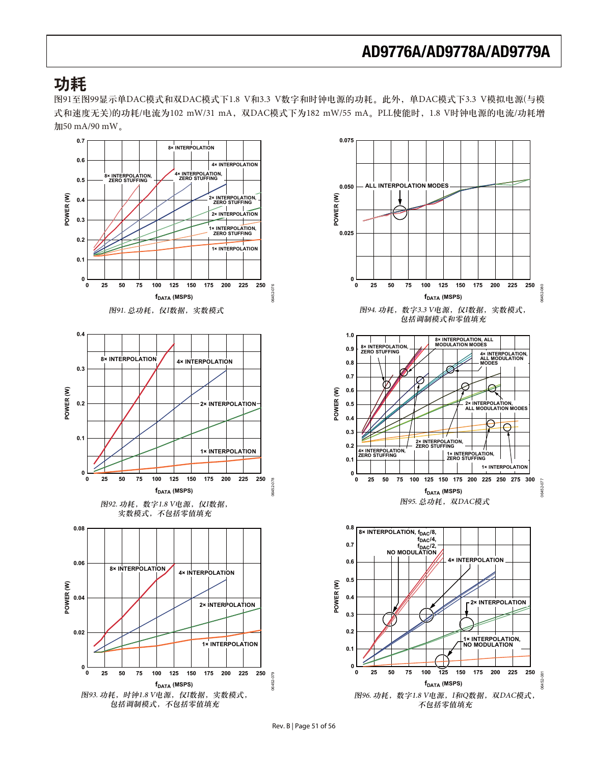# 功耗

图91至图99显示单DAC模式和双DAC模式下1.8 V和3.3 V数字和时钟电源的功耗。此外，单DAC模式下3.3 V模拟电源(与模式和速度无关)的功耗/电流为102 mW/31 mA，双DAC模式下为182 mW/55 mA。PLL使能时，1.8 V时钟电源的电流/功耗增加50 mA/90 mW。

*图91. 总功耗，仅I数据，实数模式*

*图92. 功耗，数字1.8 V电源，仅I数据，实数模式，不包括零值填充*

*图93. 功耗，时钟1.8 V电源，仅I数据，实数模式，包括调制模式，不包括零值填充*

*图94. 功耗，数字3.3 V电源，仅I数据，实数模式，包括调制模式和零值填充*

*图95. 总功耗，双DAC模式*

*图96. 功耗，数字1.8 V电源，I和Q数据，双DAC模式，不包括零值填充*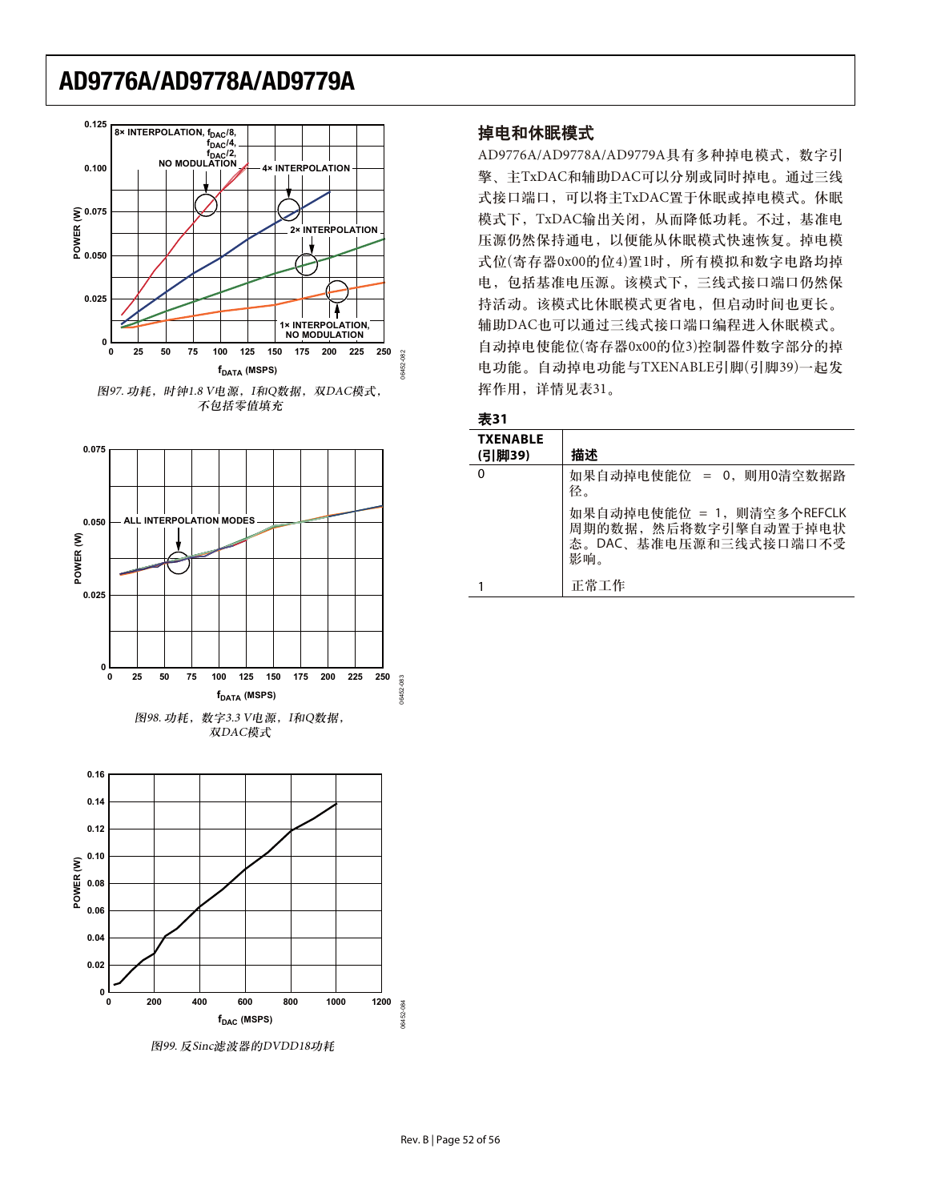图97. 功耗，时钟1.8 V电源，I和Q数据，双DAC模式，不包括零值填充

图98. 功耗，数字3.3 V电源，I和Q数据，双DAC模式

图99. 反Sinc滤波器的DVDD18功耗

## 掉电和休眠模式

AD9776A/AD9778A/AD9779A具有多种掉电模式，数字引擎、主TxDAC和辅助DAC可以分别或同时掉电。通过三线式接口端口，可以将主TxDAC置于休眠或掉电模式。休眠模式下，TxDAC输出关闭，从而降低功耗。不过，基准电压源仍然保持通电，以便能从休眠模式快速恢复。掉电模式位(寄存器0x00的位4)置1时，所有模拟和数字电路均掉电，包括基准电压源。该模式下，三线式接口端口仍然保持活动。该模式比休眠模式更省电，但启动时间也更长。辅助DAC也可以通过三线式接口端口编程进入休眠模式。自动掉电使能位(寄存器0x00的位3)控制器件数字部分的掉电功能。自动掉电功能与TXENABLE引脚(引脚39)一起发挥作用，详情见表31。

**表31**

| TXENABLE (引脚39) | 描述 |
|---|---|
| 0 | 如果自动掉电使能位 = 0，则用0清空数据路径。<br>如果自动掉电使能位 = 1，则清空多个REFCLK周期的数据，然后将数字引擎自动置于掉电状态。DAC、基准电压源和三线式接口端口不受影响。 |
| 1 | 正常工作 |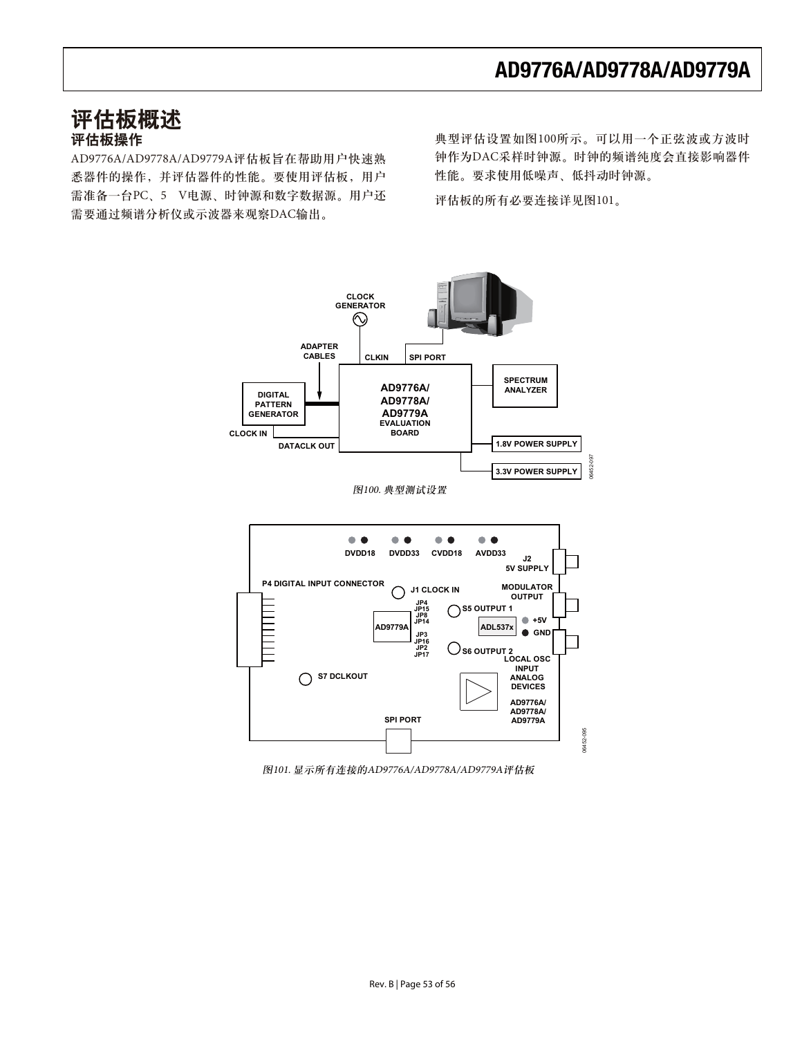# 评估板概述

## 评估板操作

AD9776A/AD9778A/AD9779A评估板旨在帮助用户快速熟悉器件的操作，并评估器件的性能。要使用评估板，用户需准备一台PC、5 V电源、时钟源和数字数据源。用户还需要通过频谱分析仪或示波器来观察DAC输出。

典型评估设置如图100所示。可以用一个正弦波或方波时钟作为DAC采样时钟源。时钟的频谱纯度会直接影响器件性能。要求使用低噪声、低抖动时钟源。

评估板的所有必要连接详见图101。

*图100. 典型测试设置*

*图101. 显示所有连接的AD9776A/AD9778A/AD9779A评估板*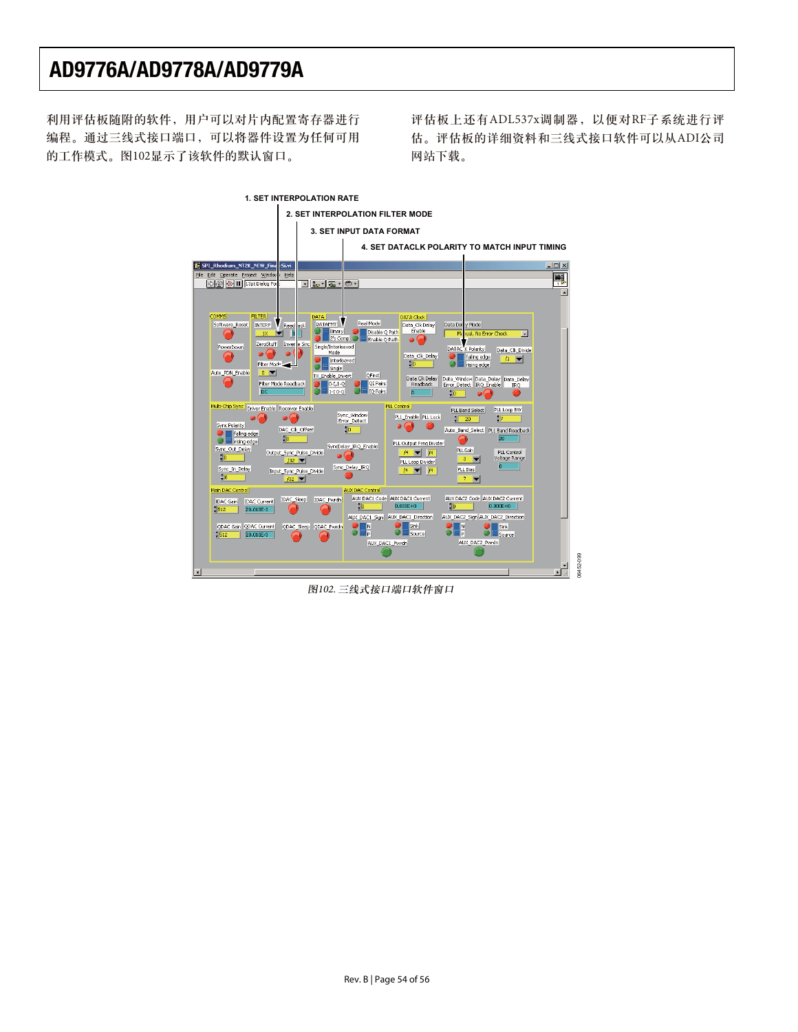利用评估板随附的软件，用户可以对片内配置寄存器进行编程。通过三线式接口端口，可以将器件设置为任何可用的工作模式。图102显示了该软件的默认窗口。

评估板上还有ADL537x调制器，以便对RF子系统进行评估。评估板的详细资料和三线式接口软件可以从ADI公司网站下载。

1. SET INTERPOLATION RATE

2. SET INTERPOLATION FILTER MODE

3. SET INPUT DATA FORMAT

4. SET DATACLK POLARITY TO MATCH INPUT TIMING

*图102. 三线式接口端口软件窗口*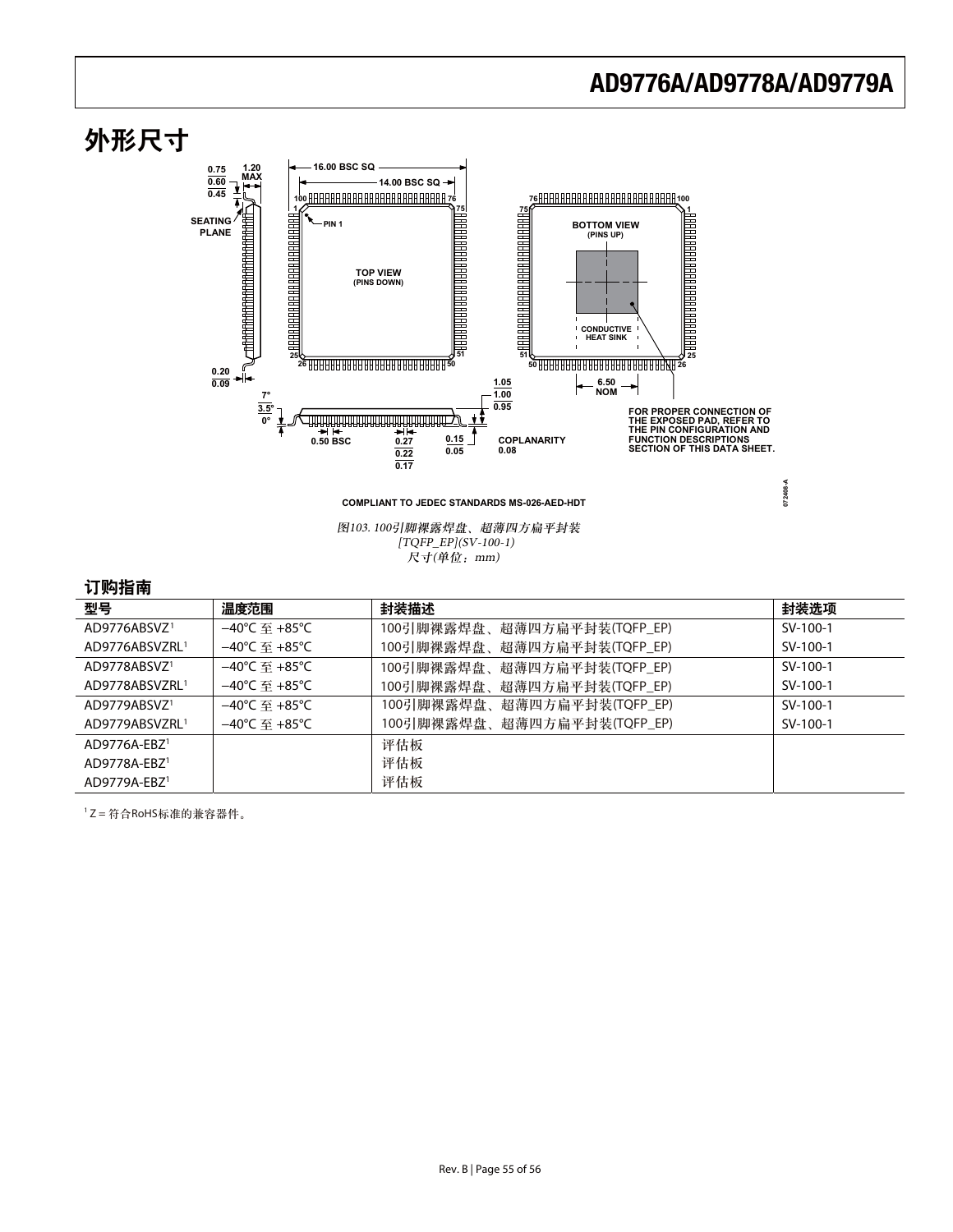## 外形尺寸

*图103. 100引脚裸露焊盘、超薄四方扁平封装*
*[TQFP_EP](SV-100-1)*
*尺寸(单位：mm)*

## 订购指南

| 型号 | 温度范围 | 封装描述 | 封装选项 |
|---|---|---|---|
| AD9776ABSVZ[1] | −40°C 至 +85°C | 100引脚裸露焊盘、超薄四方扁平封装(TQFP_EP) | SV-100-1 |
| AD9776ABSVZRL[1] | −40°C 至 +85°C | 100引脚裸露焊盘、超薄四方扁平封装(TQFP_EP) | SV-100-1 |
| AD9778ABSVZ[1] | −40°C 至 +85°C | 100引脚裸露焊盘、超薄四方扁平封装(TQFP_EP) | SV-100-1 |
| AD9778ABSVZRL[1] | −40°C 至 +85°C | 100引脚裸露焊盘、超薄四方扁平封装(TQFP_EP) | SV-100-1 |
| AD9779ABSVZ[1] | −40°C 至 +85°C | 100引脚裸露焊盘、超薄四方扁平封装(TQFP_EP) | SV-100-1 |
| AD9779ABSVZRL[1] | −40°C 至 +85°C | 100引脚裸露焊盘、超薄四方扁平封装(TQFP_EP) | SV-100-1 |
| AD9776A-EBZ[1] | | 评估板 | |
| AD9778A-EBZ[1] | | 评估板 | |
| AD9779A-EBZ[1] | | 评估板 | |

[1] Z = 符合RoHS标准的兼容器件。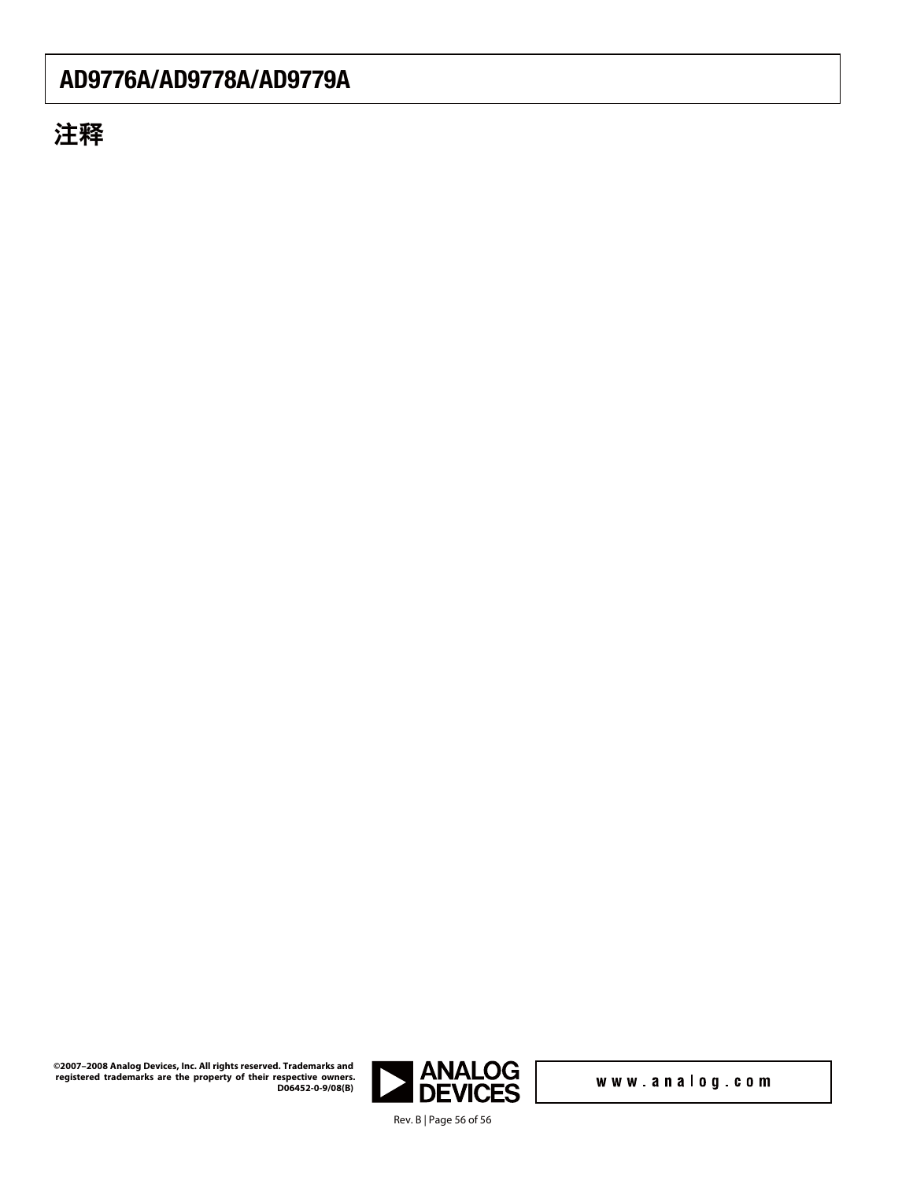## 注释

©2007–2008 Analog Devices, Inc. All rights reserved. Trademarks and registered trademarks are the property of their respective owners.
D06452-0-9/08(B)

www.analog.com